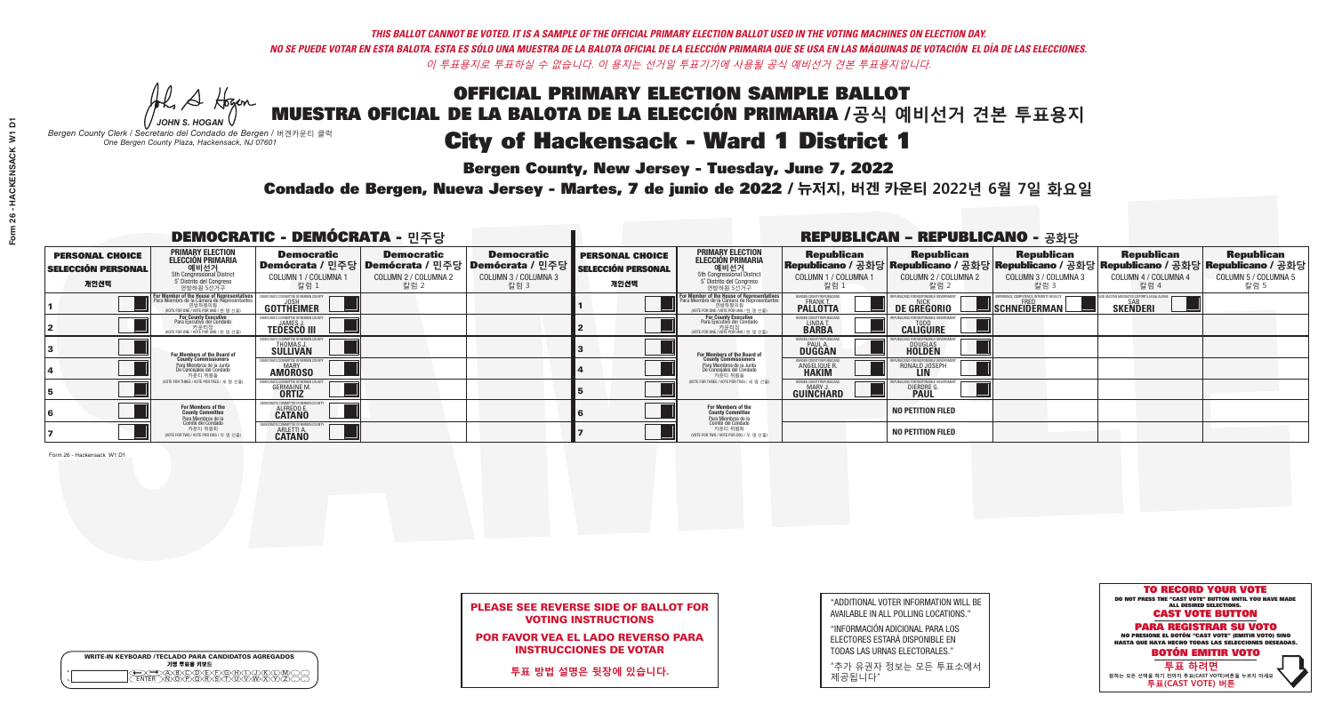*THIS BALLOT CANNOT BE VOTED. IT IS A SAMPLE OF THE OFFICIAL PRIMARY ELECTION BALLOT USED IN THE VOTING MACHINES ON ELECTION DAY.*
*NO SE PUEDE VOTAR EN ESTA BALOTA. ESTA ES SÓLO UNA MUESTRA DE LA BALOTA OFICIAL DE LA ELECCIÓN PRIMARIA QUE SE USA EN LAS MÁQUINAS DE VOTACIÓN EL DÍA DE LAS ELECCIONES.*
*이 투표용지로 투표하실 수 없습니다. 이 용지는 선거일 투표기기에 사용될 공식 예비선거 견본 투표용지입니다.*

JOHN S. HOGAN
*Bergen County Clerk / Secretario del Condado de Bergen / 버겐카운티 클럭*
*One Bergen County Plaza, Hackensack, NJ 07601*

# OFFICIAL PRIMARY ELECTION SAMPLE BALLOT
# MUESTRA OFICIAL DE LA BALOTA DE LA ELECCIÓN PRIMARIA /공식 예비선거 견본 투표용지
# City of Hackensack - Ward 1 District 1

**Bergen County, New Jersey - Tuesday, June 7, 2022**
**Condado de Bergen, Nueva Jersey - Martes, 7 de junio de 2022 / 뉴저지, 버겐 카운티 2022년 6월 7일 화요일**

## DEMOCRATIC - DEMÓCRATA - 민주당

| PERSONAL CHOICE / SELECCIÓN PERSONAL / 개인선택 | PRIMARY ELECTION / ELECCIÓN PRIMARIA / 예비선거 | Democratic / Demócrata / 민주당 COLUMN 1 / COLUMNA 1 / 칼럼 1 | Democratic / Demócrata / 민주당 COLUMN 2 / COLUMNA 2 / 칼럼 2 | Democratic / Demócrata / 민주당 COLUMN 3 / COLUMNA 3 / 칼럼 3 |
|---|---|---|---|---|
| 1 | For Member of the House of Representatives / Para Miembro de la Cámara de Representantes / 연방하원의원 (5th Congressional District / 5° Distrito del Congreso / 연방하원 5선거구) (VOTE FOR ONE / VOTE POR UNO / 한 명 선출) | JOSH GOTTHEIMER | | |
| 2 | For County Executive / Para Ejecutivo del Condado / 카운티장 (VOTE FOR ONE / VOTE POR UNO / 한 명 선출) | JAMES J. TEDESCO III | | |
| 3 | For Members of the Board of County Commissioners / Para Miembros de la Junta De Concejales del Condado / 카운티 위원들 (VOTE FOR THREE / VOTE POR TRES / 세 명 선출) | THOMAS J. SULLIVAN | | |
| 4 | | MARY AMOROSO | | |
| 5 | | GERMAINE M. ORTIZ | | |
| 6 | For Members of the County Committee / Para Miembros de la Comité del Condado / 카운티 위원회 (VOTE FOR TWO / VOTE POR DOS / 두 명 선출) | ALFREDO E. CATANO | | |
| 7 | | ARLETTI A. CATANO | | |

## REPUBLICAN - REPUBLICANO - 공화당

| PERSONAL CHOICE / SELECCIÓN PERSONAL / 개인선택 | PRIMARY ELECTION / ELECCIÓN PRIMARIA / 예비선거 | Republican / Republicano / 공화당 COLUMN 1 / COLUMNA 1 / 칼럼 1 | Republican / Republicano / 공화당 COLUMN 2 / COLUMNA 2 / 칼럼 2 | Republican / Republicano / 공화당 COLUMN 3 / COLUMNA 3 / 칼럼 3 | Republican / Republicano / 공화당 COLUMN 4 / COLUMNA 4 / 칼럼 4 | Republican / Republicano / 공화당 COLUMN 5 / COLUMNA 5 / 칼럼 5 |
|---|---|---|---|---|---|---|
| 1 | For Member of the House of Representatives / Para Miembro de la Cámara de Representantes / 연방하원의원 (5th Congressional District / 5° Distrito del Congreso / 연방하원 5선거구) (VOTE FOR ONE / VOTE POR UNO / 한 명 선출) | FRANK T. PALLOTTA | NICK DE GREGORIO | FRED SCHNEIDERMAN | SAB SKENDERI | |
| 2 | For County Executive / Para Ejecutivo del Condado / 카운티장 (VOTE FOR ONE / VOTE POR UNO / 한 명 선출) | LINDA T. BARBA | TODD CALIGUIRE | | | |
| 3 | For Members of the Board of County Commissioners / Para Miembros de la Junta De Concejales del Condado / 카운티 위원들 (VOTE FOR THREE / VOTE POR TRES / 세 명 선출) | PAUL A. DUGGAN | DOUGLAS HOLDEN | | | |
| 4 | | ANGELIQUE R. HAKIM | RONALD JOSEPH LIN | | | |
| 5 | | MARY J. GUINCHARD | DIERDRE G. PAUL | | | |
| 6 | For Members of the County Committee / Para Miembros de la Comité del Condado / 카운티 위원회 (VOTE FOR TWO / VOTE POR DOS / 두 명 선출) | | NO PETITION FILED | | | |
| 7 | | | NO PETITION FILED | | | |

Form 26 - Hackensack W1 D1

**PLEASE SEE REVERSE SIDE OF BALLOT FOR VOTING INSTRUCTIONS**

**POR FAVOR VEA EL LADO REVERSO PARA INSTRUCCIONES DE VOTAR**

**투표 방법 설명은 뒷장에 있습니다.**

"ADDITIONAL VOTER INFORMATION WILL BE AVAILABLE IN ALL POLLING LOCATIONS."

"INFORMACIÓN ADICIONAL PARA LOS ELECTORES ESTARÁ DISPONIBLE EN TODAS LAS URNAS ELECTORALES."

"추가 유권자 정보는 모든 투표소에서 제공됩니다"

**TO RECORD YOUR VOTE**
DO NOT PRESS THE "CAST VOTE" BUTTON UNTIL YOU HAVE MADE ALL DESIRED SELECTIONS.
**CAST VOTE BUTTON**

**PARA REGISTRAR SU VOTO**
NO PRESIONE EL BOTÓN "CAST VOTE" (EMITIR VOTO) SINO HASTA QUE HAYA HECHO TODAS LAS SELECCIONES DESEADAS.
**BOTÓN EMITIR VOTO**

**투표 하려면**
원하는 모든 선택을 하기 전까지 투표(CAST VOTE)버튼을 누르지 마세요.
**투표(CAST VOTE) 버튼**

WRITE-IN KEYBOARD /TECLADO PARA CANDIDATOS AGREGADOS
기명 투표용 키보드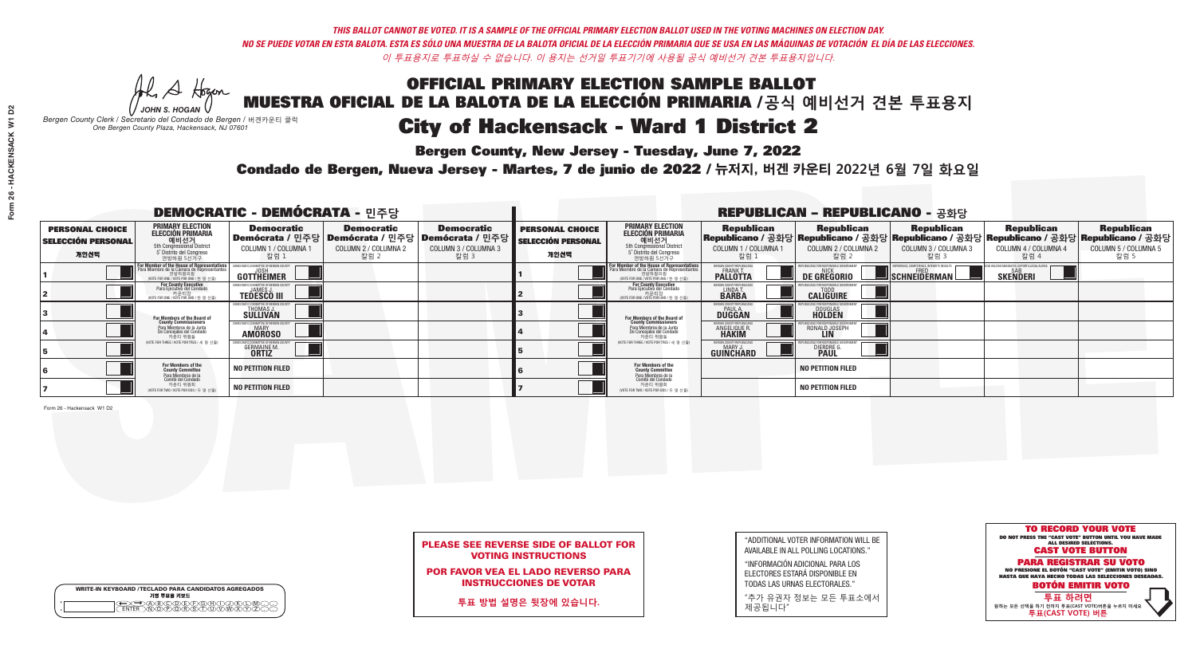*THIS BALLOT CANNOT BE VOTED. IT IS A SAMPLE OF THE OFFICIAL PRIMARY ELECTION BALLOT USED IN THE VOTING MACHINES ON ELECTION DAY.*
*NO SE PUEDE VOTAR EN ESTA BALOTA. ESTA ES SÓLO UNA MUESTRA DE LA BALOTA OFICIAL DE LA ELECCIÓN PRIMARIA QUE SE USA EN LAS MÁQUINAS DE VOTACIÓN EL DÍA DE LAS ELECCIONES.*
*이 투표용지로 투표하실 수 없습니다. 이 용지는 선거일 투표기기에 사용될 공식 예비선거 견본 투표용지입니다.*

JOHN S. HOGAN
*Bergen County Clerk / Secretario del Condado de Bergen / 버겐카운티 클럭*
*One Bergen County Plaza, Hackensack, NJ 07601*

# OFFICIAL PRIMARY ELECTION SAMPLE BALLOT
# MUESTRA OFICIAL DE LA BALOTA DE LA ELECCIÓN PRIMARIA / 공식 예비선거 견본 투표용지
# City of Hackensack - Ward 1 District 2

**Bergen County, New Jersey - Tuesday, June 7, 2022**

**Condado de Bergen, Nueva Jersey - Martes, 7 de junio de 2022 / 뉴저지, 버겐 카운티 2022년 6월 7일 화요일**

## DEMOCRATIC - DEMÓCRATA - 민주당

| PERSONAL CHOICE / SELECCIÓN PERSONAL / 개인선택 | PRIMARY ELECTION / ELECCIÓN PRIMARIA / 예비선거 | Democratic / Demócrata / 민주당 COLUMN 1 / COLUMNA 1 / 칼럼 1 | Democratic / Demócrata / 민주당 COLUMN 2 / COLUMNA 2 / 칼럼 2 | Democratic / Demócrata / 민주당 COLUMN 3 / COLUMNA 3 / 칼럼 3 |
|---|---|---|---|---|
| 1 | For Member of the House of Representatives / Para Miembro de la Cámara de Representantes / 연방하원의원 (VOTE FOR ONE / VOTE POR UNO / 한 명 선출) | JOSH GOTTHEIMER | | |
| 2 | For County Executive / Para Ejecutivo del Condado / 카운티장 (VOTE FOR ONE / VOTE POR UNO / 한 명 선출) | JAMES J. TEDESCO III | | |
| 3 | For Members of the Board of County Commissioners / Para Miembros de la Junta De Concejales del Condado / 카운티 위원들 (VOTE FOR THREE / VOTE POR TRES / 세 명 선출) | THOMAS J. SULLIVAN | | |
| 4 | | MARY AMOROSO | | |
| 5 | | GERMAINE M. ORTIZ | | |
| 6 | For Members of the County Committee / Para Miembros de la Comité del Condado / 카운티 위원회 (VOTE FOR TWO / VOTE POR DOS / 두 명 선출) | NO PETITION FILED | | |
| 7 | | NO PETITION FILED | | |

## REPUBLICAN - REPUBLICANO - 공화당

| PERSONAL CHOICE / SELECCIÓN PERSONAL / 개인선택 | PRIMARY ELECTION / ELECCIÓN PRIMARIA / 예비선거 | Republican / Republicano / 공화당 COLUMN 1 / COLUMNA 1 / 칼럼 1 | Republican / Republicano / 공화당 COLUMN 2 / COLUMNA 2 / 칼럼 2 | Republican / Republicano / 공화당 COLUMN 3 / COLUMNA 3 / 칼럼 3 | Republican / Republicano / 공화당 COLUMN 4 / COLUMNA 4 / 칼럼 4 | Republican / Republicano / 공화당 COLUMN 5 / COLUMNA 5 / 칼럼 5 |
|---|---|---|---|---|---|---|
| 1 | For Member of the House of Representatives / Para Miembro de la Cámara de Representantes / 연방하원의원 (VOTE FOR ONE / VOTE POR UNO / 한 명 선출) | FRANK T. PALLOTTA | NICK DE GREGORIO | FRED SCHNEIDERMAN | SAB SKENDERI | |
| 2 | For County Executive / Para Ejecutivo del Condado / 카운티장 (VOTE FOR ONE / VOTE POR UNO / 한 명 선출) | LINDA T. BARBA | TODD CALIGUIRE | | | |
| 3 | For Members of the Board of County Commissioners / Para Miembros de la Junta De Concejales del Condado / 카운티 위원들 (VOTE FOR THREE / VOTE POR TRES / 세 명 선출) | PAUL A. DUGGAN | DOUGLAS HOLDEN | | | |
| 4 | | ANGELIQUE R. HAKIM | RONALD JOSEPH LIN | | | |
| 5 | | MARY J. GUINCHARD | DIERDRE G. PAUL | | | |
| 6 | For Members of the County Committee / Para Miembros de la Comité del Condado / 카운티 위원회 (VOTE FOR TWO / VOTE POR DOS / 두 명 선출) | | NO PETITION FILED | | | |
| 7 | | | NO PETITION FILED | | | |

**PLEASE SEE REVERSE SIDE OF BALLOT FOR VOTING INSTRUCTIONS**

**POR FAVOR VEA EL LADO REVERSO PARA INSTRUCCIONES DE VOTAR**

**투표 방법 설명은 뒷장에 있습니다.**

"ADDITIONAL VOTER INFORMATION WILL BE AVAILABLE IN ALL POLLING LOCATIONS."

"INFORMACIÓN ADICIONAL PARA LOS ELECTORES ESTARÁ DISPONIBLE EN TODAS LAS URNAS ELECTORALES."

"추가 유권자 정보는 모든 투표소에서 제공됩니다"

**TO RECORD YOUR VOTE**
DO NOT PRESS THE "CAST VOTE" BUTTON UNTIL YOU HAVE MADE ALL DESIRED SELECTIONS.
**CAST VOTE BUTTON**

**PARA REGISTRAR SU VOTO**
NO PRESIONE EL BOTÓN "CAST VOTE" (EMITIR VOTO) SINO HASTA QUE HAYA HECHO TODAS LAS SELECCIONES DESEADAS.
**BOTÓN EMITIR VOTO**

**투표 하려면**
원하는 모든 선택을 하기 전까지 투표(CAST VOTE)버튼을 누르지 마세요
**투표(CAST VOTE) 버튼**

WRITE-IN KEYBOARD /TECLADO PARA CANDIDATOS AGREGADOS
기명 투표용 키보드

Form 26 - Hackensack W1 D2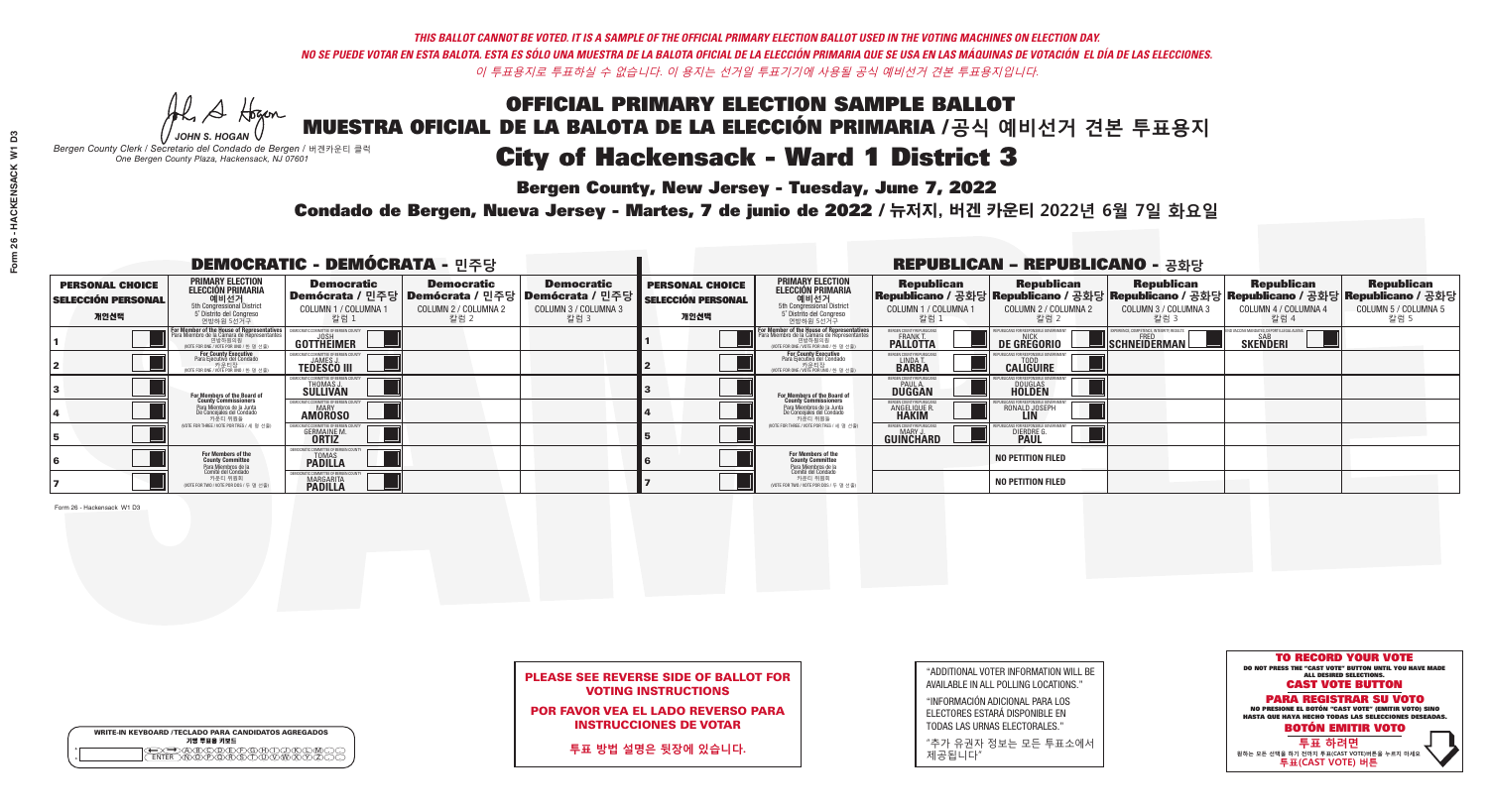*THIS BALLOT CANNOT BE VOTED. IT IS A SAMPLE OF THE OFFICIAL PRIMARY ELECTION BALLOT USED IN THE VOTING MACHINES ON ELECTION DAY.*
*NO SE PUEDE VOTAR EN ESTA BALOTA. ESTA ES SÓLO UNA MUESTRA DE LA BALOTA OFICIAL DE LA ELECCIÓN PRIMARIA QUE SE USA EN LAS MÁQUINAS DE VOTACIÓN EL DÍA DE LAS ELECCIONES.*
*이 투표용지로 투표하실 수 없습니다. 이 용지는 선거일 투표기기에 사용될 공식 예비선거 견본 투표용지입니다.*

JOHN S. HOGAN
*Bergen County Clerk / Secretario del Condado de Bergen / 버겐카운티 클럭*
*One Bergen County Plaza, Hackensack, NJ 07601*

# OFFICIAL PRIMARY ELECTION SAMPLE BALLOT
# MUESTRA OFICIAL DE LA BALOTA DE LA ELECCIÓN PRIMARIA / 공식 예비선거 견본 투표용지
# City of Hackensack - Ward 1 District 3

**Bergen County, New Jersey - Tuesday, June 7, 2022**
**Condado de Bergen, Nueva Jersey - Martes, 7 de junio de 2022 / 뉴저지, 버겐 카운티 2022년 6월 7일 화요일**

## DEMOCRATIC - DEMÓCRATA - 민주당

| PERSONAL CHOICE / SELECCIÓN PERSONAL / 개인선택 | PRIMARY ELECTION / ELECCIÓN PRIMARIA / 예비선거 (5th Congressional District / 5° Distrito del Congreso / 연방하원 5선거구) | Democratic / Demócrata / 민주당 COLUMN 1 / COLUMNA 1 / 칼럼 1 | Democratic / Demócrata / 민주당 COLUMN 2 / COLUMNA 2 / 칼럼 2 | Democratic / Demócrata / 민주당 COLUMN 3 / COLUMNA 3 / 칼럼 3 |
|---|---|---|---|---|
| 1 | For Member of the House of Representatives / Para Miembro de la Cámara de Representantes / 연방하원의원 (VOTE FOR ONE / VOTE POR UNO / 한 명 선출) | JOSH GOTTHEIMER | | |
| 2 | For County Executive / Para Ejecutivo del Condado / 카운티장 (VOTE FOR ONE / VOTE POR UNO / 한 명 선출) | JAMES J. TEDESCO III | | |
| 3 | For Members of the Board of County Commissioners / Para Miembros de la Junta De Concejales del Condado / 카운티 위원들 (VOTE FOR THREE / VOTE POR TRES / 세 명 선출) | THOMAS J. SULLIVAN | | |
| 4 | | MARY AMOROSO | | |
| 5 | | GERMAINE M. ORTIZ | | |
| 6 | For Members of the County Committee / Para Miembros de la Comité del Condado / 카운티 위원회 (VOTE FOR TWO / VOTE POR DOS / 두 명 선출) | TOMAS PADILLA | | |
| 7 | | MARGARITA PADILLA | | |

## REPUBLICAN - REPUBLICANO - 공화당

| PERSONAL CHOICE / SELECCIÓN PERSONAL / 개인선택 | PRIMARY ELECTION / ELECCIÓN PRIMARIA / 예비선거 (5th Congressional District / 5° Distrito del Congreso / 연방하원 5선거구) | Republican / Republicano / 공화당 COLUMN 1 / COLUMNA 1 / 칼럼 1 | Republican / Republicano / 공화당 COLUMN 2 / COLUMNA 2 / 칼럼 2 | Republican / Republicano / 공화당 COLUMN 3 / COLUMNA 3 / 칼럼 3 | Republican / Republicano / 공화당 COLUMN 4 / COLUMNA 4 / 칼럼 4 | Republican / Republicano / 공화당 COLUMN 5 / COLUMNA 5 / 칼럼 5 |
|---|---|---|---|---|---|---|
| 1 | For Member of the House of Representatives / Para Miembro de la Cámara de Representantes / 연방하원의원 (VOTE FOR ONE / VOTE POR UNO / 한 명 선출) | FRANK T. PALLOTTA | NICK DE GREGORIO | FRED SCHNEIDERMAN | SAB SKENDERI | |
| 2 | For County Executive / Para Ejecutivo del Condado / 카운티장 (VOTE FOR ONE / VOTE POR UNO / 한 명 선출) | LINDA T. BARBA | TODD CALIGUIRE | | | |
| 3 | For Members of the Board of County Commissioners / Para Miembros de la Junta De Concejales del Condado / 카운티 위원들 (VOTE FOR THREE / VOTE POR TRES / 세 명 선출) | PAUL A. DUGGAN | DOUGLAS HOLDEN | | | |
| 4 | | ANGELIQUE R. HAKIM | RONALD JOSEPH LIN | | | |
| 5 | | MARY J. GUINCHARD | DIERDRE G. PAUL | | | |
| 6 | For Members of the County Committee / Para Miembros de la Comité del Condado / 카운티 위원회 (VOTE FOR TWO / VOTE POR DOS / 두 명 선출) | | NO PETITION FILED | | | |
| 7 | | | NO PETITION FILED | | | |

Form 26 - Hackensack W1 D3

**PLEASE SEE REVERSE SIDE OF BALLOT FOR VOTING INSTRUCTIONS**
**POR FAVOR VEA EL LADO REVERSO PARA INSTRUCCIONES DE VOTAR**
**투표 방법 설명은 뒷장에 있습니다.**

"ADDITIONAL VOTER INFORMATION WILL BE AVAILABLE IN ALL POLLING LOCATIONS."
"INFORMACIÓN ADICIONAL PARA LOS ELECTORES ESTARÁ DISPONIBLE EN TODAS LAS URNAS ELECTORALES."
"추가 유권자 정보는 모든 투표소에서 제공됩니다"

WRITE-IN KEYBOARD /TECLADO PARA CANDIDATOS AGREGADOS
기명 투표용 키보드

**TO RECORD YOUR VOTE**
DO NOT PRESS THE "CAST VOTE" BUTTON UNTIL YOU HAVE MADE ALL DESIRED SELECTIONS.
**CAST VOTE BUTTON**
**PARA REGISTRAR SU VOTO**
NO PRESIONE EL BOTÓN "CAST VOTE" (EMITIR VOTO) SINO HASTA QUE HAYA HECHO TODAS LAS SELECCIONES DESEADAS.
**BOTÓN EMITIR VOTO**
**투표 하려면**
원하는 모든 선택을 하기 전까지 투표(CAST VOTE)버튼을 누르지 마세요
**투표(CAST VOTE) 버튼**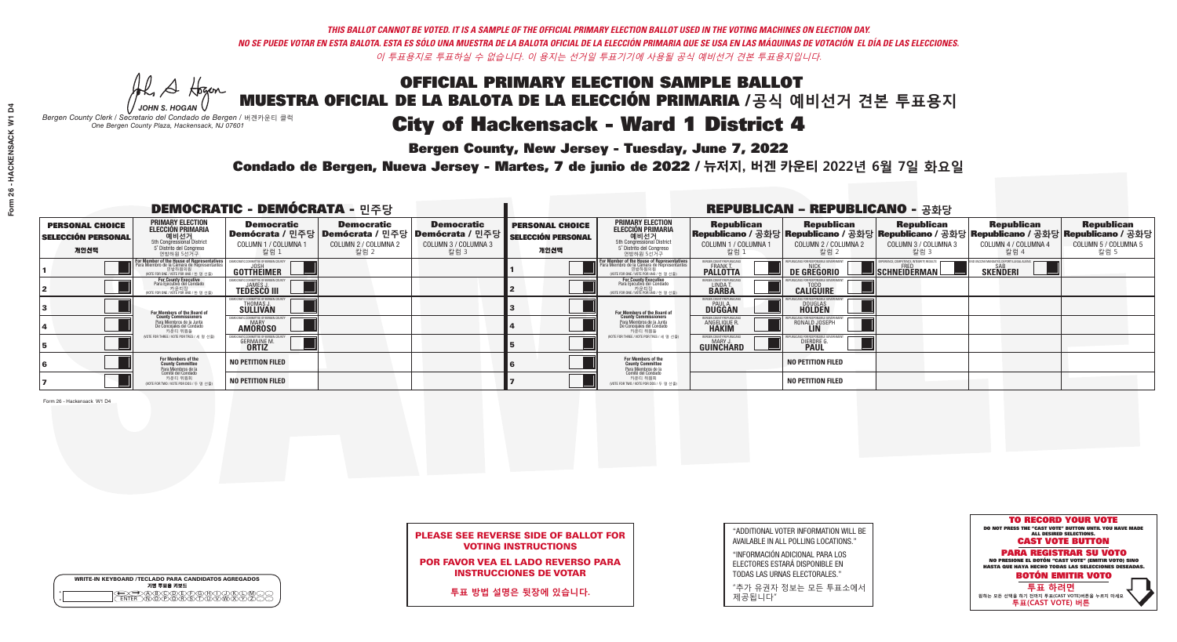*THIS BALLOT CANNOT BE VOTED. IT IS A SAMPLE OF THE OFFICIAL PRIMARY ELECTION BALLOT USED IN THE VOTING MACHINES ON ELECTION DAY.*

*NO SE PUEDE VOTAR EN ESTA BALOTA. ESTA ES SÓLO UNA MUESTRA DE LA BALOTA OFICIAL DE LA ELECCIÓN PRIMARIA QUE SE USA EN LAS MÁQUINAS DE VOTACIÓN EL DÍA DE LAS ELECCIONES.*

*이 투표용지로 투표하실 수 없습니다. 이 용지는 선거일 투표기기에 사용될 공식 예비선거 견본 투표용지입니다.*

JOHN S. HOGAN

*Bergen County Clerk / Secretario del Condado de Bergen / 버겐카운티 클럭*
*One Bergen County Plaza, Hackensack, NJ 07601*

# OFFICIAL PRIMARY ELECTION SAMPLE BALLOT
## MUESTRA OFICIAL DE LA BALOTA DE LA ELECCIÓN PRIMARIA /공식 예비선거 견본 투표용지
## City of Hackensack - Ward 1 District 4

**Bergen County, New Jersey - Tuesday, June 7, 2022**

**Condado de Bergen, Nueva Jersey - Martes, 7 de junio de 2022 / 뉴저지, 버겐 카운티 2022년 6월 7일 화요일**

### DEMOCRATIC - DEMÓCRATA - 민주당

| PERSONAL CHOICE / SELECCIÓN PERSONAL / 개인선택 | PRIMARY ELECTION / ELECCIÓN PRIMARIA / 예비선거 | Democratic / Demócrata / 민주당 COLUMN 1 / COLUMNA 1 / 칼럼 1 | Democratic / Demócrata / 민주당 COLUMN 2 / COLUMNA 2 / 칼럼 2 | Democratic / Demócrata / 민주당 COLUMN 3 / COLUMNA 3 / 칼럼 3 |
|---|---|---|---|---|
| 1 | For Member of the House of Representatives / Para Miembro de la Cámara de Representantes / 연방하원의원 (VOTE FOR ONE / VOTE POR UNO / 한 명 선출) | JOSH GOTTHEIMER | | |
| 2 | For County Executive / Para Ejecutivo del Condado / 카운티장 (VOTE FOR ONE / VOTE POR UNO / 한 명 선출) | JAMES J. TEDESCO III | | |
| 3 | For Members of the Board of County Commissioners / Para Miembros de la Junta De Concejales del Condado / 카운티 위원들 (VOTE FOR THREE / VOTE POR TRES / 세 명 선출) | THOMAS J. SULLIVAN | | |
| 4 | | MARY AMOROSO | | |
| 5 | | GERMAINE M. ORTIZ | | |
| 6 | For Members of the County Committee / Para Miembros de la Comité del Condado / 카운티 위원회 (VOTE FOR TWO / VOTE POR DOS / 두 명 선출) | NO PETITION FILED | | |
| 7 | | NO PETITION FILED | | |

### REPUBLICAN - REPUBLICANO - 공화당

| PERSONAL CHOICE / SELECCIÓN PERSONAL / 개인선택 | PRIMARY ELECTION / ELECCIÓN PRIMARIA / 예비선거 | Republican / Republicano / 공화당 COLUMN 1 / COLUMNA 1 / 칼럼 1 | Republican / Republicano / 공화당 COLUMN 2 / COLUMNA 2 / 칼럼 2 | Republican / Republicano / 공화당 COLUMN 3 / COLUMNA 3 / 칼럼 3 | Republican / Republicano / 공화당 COLUMN 4 / COLUMNA 4 / 칼럼 4 | Republican / Republicano / 공화당 COLUMN 5 / COLUMNA 5 / 칼럼 5 |
|---|---|---|---|---|---|---|
| 1 | For Member of the House of Representatives (VOTE FOR ONE) | FRANK T. PALLOTTA | NICK DE GREGORIO | FRED SCHNEIDERMAN | SAB SKENDERI | |
| 2 | For County Executive (VOTE FOR ONE) | LINDA T. BARBA | TODD CALIGUIRE | | | |
| 3 | For Members of the Board of County Commissioners (VOTE FOR THREE) | PAUL A. DUGGAN | DOUGLAS HOLDEN | | | |
| 4 | | ANGELIQUE R. HAKIM | RONALD JOSEPH LIN | | | |
| 5 | | MARY J. GUINCHARD | DIERDRE G. PAUL | | | |
| 6 | For Members of the County Committee (VOTE FOR TWO) | | NO PETITION FILED | | | |
| 7 | | | NO PETITION FILED | | | |

**PLEASE SEE REVERSE SIDE OF BALLOT FOR VOTING INSTRUCTIONS**

**POR FAVOR VEA EL LADO REVERSO PARA INSTRUCCIONES DE VOTAR**

**투표 방법 설명은 뒷장에 있습니다.**

"ADDITIONAL VOTER INFORMATION WILL BE AVAILABLE IN ALL POLLING LOCATIONS."

"INFORMACIÓN ADICIONAL PARA LOS ELECTORES ESTARÁ DISPONIBLE EN TODAS LAS URNAS ELECTORALES."

"추가 유권자 정보는 모든 투표소에서 제공됩니다"

**TO RECORD YOUR VOTE**
DO NOT PRESS THE "CAST VOTE" BUTTON UNTIL YOU HAVE MADE ALL DESIRED SELECTIONS.
**CAST VOTE BUTTON**

**PARA REGISTRAR SU VOTO**
NO PRESIONE EL BOTÓN "CAST VOTE" (EMITIR VOTO) SINO HASTA QUE HAYA HECHO TODAS LAS SELECCIONES DESEADAS.
**BOTÓN EMITIR VOTO**

**투표 하려면**
원하는 모든 선택을 하기 전까지 투표(CAST VOTE)버튼을 누르지 마세요
**투표(CAST VOTE) 버튼**

WRITE-IN KEYBOARD /TECLADO PARA CANDIDATOS AGREGADOS / 기명 투표용 키보드

Form 26 - Hackensack W1 D4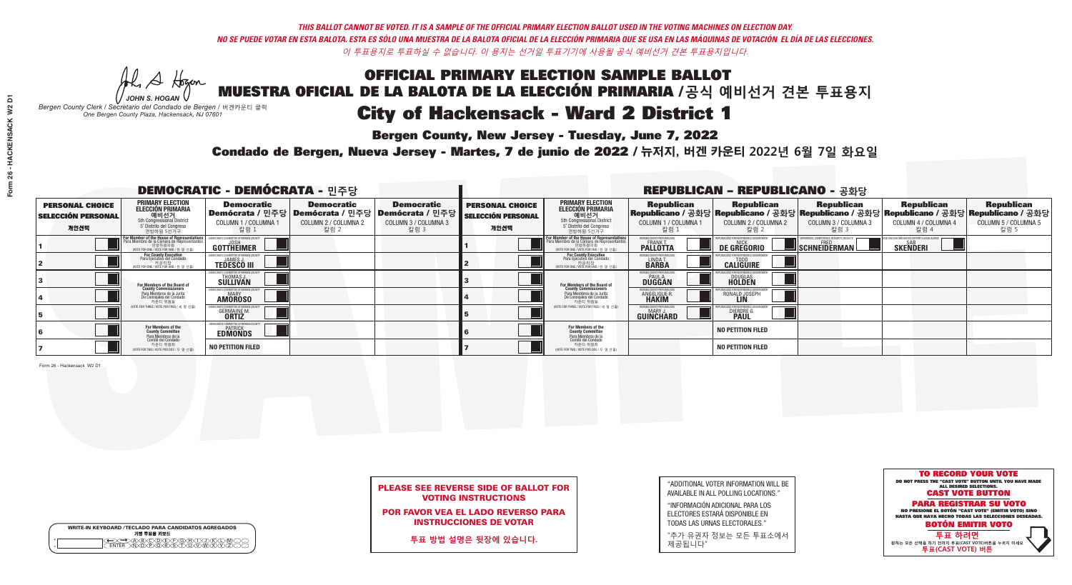*THIS BALLOT CANNOT BE VOTED. IT IS A SAMPLE OF THE OFFICIAL PRIMARY ELECTION BALLOT USED IN THE VOTING MACHINES ON ELECTION DAY.*
*NO SE PUEDE VOTAR EN ESTA BALOTA. ESTA ES SÓLO UNA MUESTRA DE LA BALOTA OFICIAL DE LA ELECCIÓN PRIMARIA QUE SE USA EN LAS MÁQUINAS DE VOTACIÓN EL DÍA DE LAS ELECCIONES.*
*이 투표용지로 투표하실 수 없습니다. 이 용지는 선거일 투표기기에 사용될 공식 예비선거 견본 투표용지입니다.*

JOHN S. HOGAN
*Bergen County Clerk / Secretario del Condado de Bergen / 버겐카운티 클럭*
*One Bergen County Plaza, Hackensack, NJ 07601*

# OFFICIAL PRIMARY ELECTION SAMPLE BALLOT
# MUESTRA OFICIAL DE LA BALOTA DE LA ELECCIÓN PRIMARIA /공식 예비선거 견본 투표용지
# City of Hackensack - Ward 2 District 1

**Bergen County, New Jersey - Tuesday, June 7, 2022**
**Condado de Bergen, Nueva Jersey - Martes, 7 de junio de 2022 / 뉴저지, 버겐 카운티 2022년 6월 7일 화요일**

## DEMOCRATIC - DEMÓCRATA - 민주당

| PERSONAL CHOICE / SELECCIÓN PERSONAL / 개인선택 | PRIMARY ELECTION / ELECCIÓN PRIMARIA / 예비선거 (5th Congressional District / 5° Distrito del Congreso / 연방하원 5선거구) | Democratic / Demócrata / 민주당 COLUMN 1 / COLUMNA 1 / 칼럼 1 | Democratic / Demócrata / 민주당 COLUMN 2 / COLUMNA 2 / 칼럼 2 | Democratic / Demócrata / 민주당 COLUMN 3 / COLUMNA 3 / 칼럼 3 |
|---|---|---|---|---|
| 1 | For Member of the House of Representatives / Para Miembro de la Cámara de Representantes / 연방하원의원 (VOTE FOR ONE / VOTE POR UNO / 한 명 선출) | JOSH GOTTHEIMER | | |
| 2 | For County Executive / Para Ejecutivo del Condado / 카운티장 (VOTE FOR ONE / VOTE POR UNO / 한 명 선출) | JAMES J. TEDESCO III | | |
| 3 | For Members of the Board of County Commissioners / Para Miembros de la Junta De Concejales del Condado / 카운티 위원들 (VOTE FOR THREE / VOTE POR TRES / 세 명 선출) | THOMAS J. SULLIVAN | | |
| 4 | | MARY AMOROSO | | |
| 5 | | GERMAINE M. ORTIZ | | |
| 6 | For Members of the County Committee / Para Miembros de la Comité del Condado / 카운티 위원회 (VOTE FOR TWO / VOTE POR DOS / 두 명 선출) | PATRICK EDMONDS | | |
| 7 | | NO PETITION FILED | | |

## REPUBLICAN - REPUBLICANO - 공화당

| PERSONAL CHOICE / SELECCIÓN PERSONAL / 개인선택 | PRIMARY ELECTION / ELECCIÓN PRIMARIA / 예비선거 (5th Congressional District / 5° Distrito del Congreso / 연방하원 5선거구) | Republican / Republicano / 공화당 COLUMN 1 / COLUMNA 1 / 칼럼 1 | Republican / Republicano / 공화당 COLUMN 2 / COLUMNA 2 / 칼럼 2 | Republican / Republicano / 공화당 COLUMN 3 / COLUMNA 3 / 칼럼 3 | Republican / Republicano / 공화당 COLUMN 4 / COLUMNA 4 / 칼럼 4 | Republican / Republicano / 공화당 COLUMN 5 / COLUMNA 5 / 칼럼 5 |
|---|---|---|---|---|---|---|
| 1 | For Member of the House of Representatives / Para Miembro de la Cámara de Representantes / 연방하원의원 (VOTE FOR ONE / VOTE POR UNO / 한 명 선출) | FRANK T. PALLOTTA | NICK DE GREGORIO | FRED SCHNEIDERMAN | SAB SKENDERI | |
| 2 | For County Executive / Para Ejecutivo del Condado / 카운티장 (VOTE FOR ONE / VOTE POR UNO / 한 명 선출) | LINDA T. BARBA | TODD CALIGUIRE | | | |
| 3 | For Members of the Board of County Commissioners / Para Miembros de la Junta De Concejales del Condado / 카운티 위원들 (VOTE FOR THREE / VOTE POR TRES / 세 명 선출) | PAUL A. DUGGAN | DOUGLAS HOLDEN | | | |
| 4 | | ANGELIQUE R. HAKIM | RONALD JOSEPH LIN | | | |
| 5 | | MARY J. GUINCHARD | DIERDRE G. PAUL | | | |
| 6 | For Members of the County Committee / Para Miembros de la Comité del Condado / 카운티 위원회 (VOTE FOR TWO / VOTE POR DOS / 두 명 선출) | | NO PETITION FILED | | | |
| 7 | | | NO PETITION FILED | | | |

Form 26 - Hackensack W2 D1

**PLEASE SEE REVERSE SIDE OF BALLOT FOR VOTING INSTRUCTIONS**

**POR FAVOR VEA EL LADO REVERSO PARA INSTRUCCIONES DE VOTAR**

**투표 방법 설명은 뒷장에 있습니다.**

"ADDITIONAL VOTER INFORMATION WILL BE AVAILABLE IN ALL POLLING LOCATIONS."

"INFORMACIÓN ADICIONAL PARA LOS ELECTORES ESTARÁ DISPONIBLE EN TODAS LAS URNAS ELECTORALES."

"추가 유권자 정보는 모든 투표소에서 제공됩니다"

WRITE-IN KEYBOARD /TECLADO PARA CANDIDATOS AGREGADOS
기명 투표용 키보드

**TO RECORD YOUR VOTE**
DO NOT PRESS THE "CAST VOTE" BUTTON UNTIL YOU HAVE MADE ALL DESIRED SELECTIONS.
**CAST VOTE BUTTON**

**PARA REGISTRAR SU VOTO**
NO PRESIONE EL BOTÓN "CAST VOTE" (EMITIR VOTO) SINO HASTA QUE HAYA HECHO TODAS LAS SELECCIONES DESEADAS.
**BOTÓN EMITIR VOTO**

**투표 하려면**
원하는 모든 선택을 하기 전까지 투표(CAST VOTE)버튼을 누르지 마세요
**투표(CAST VOTE) 버튼**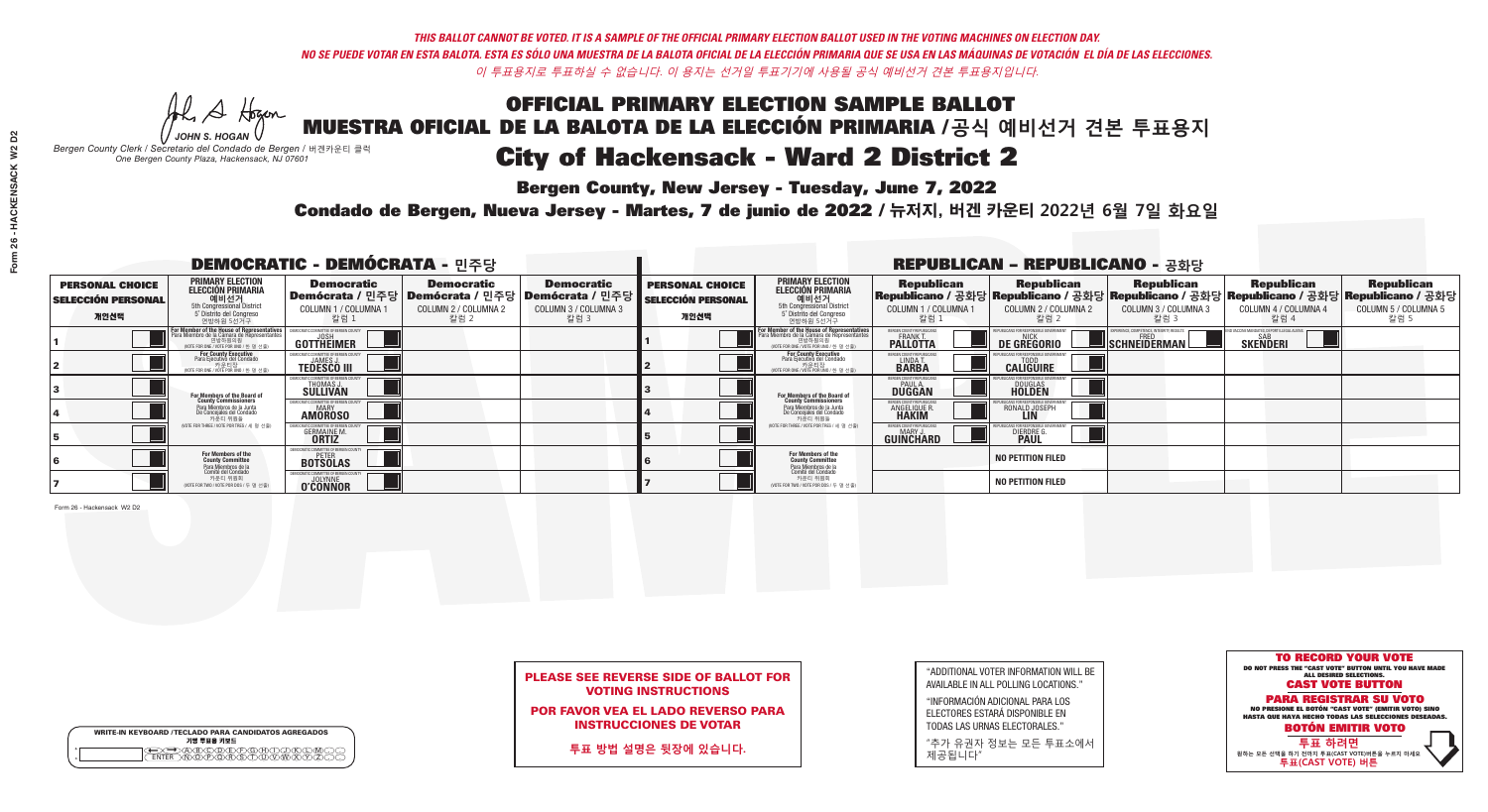*THIS BALLOT CANNOT BE VOTED. IT IS A SAMPLE OF THE OFFICIAL PRIMARY ELECTION BALLOT USED IN THE VOTING MACHINES ON ELECTION DAY.*
*NO SE PUEDE VOTAR EN ESTA BALOTA. ESTA ES SÓLO UNA MUESTRA DE LA BALOTA OFICIAL DE LA ELECCIÓN PRIMARIA QUE SE USA EN LAS MÁQUINAS DE VOTACIÓN EL DÍA DE LAS ELECCIONES.*
*이 투표용지로 투표하실 수 없습니다. 이 용지는 선거일 투표기기에 사용될 공식 예비선거 견본 투표용지입니다.*

JOHN S. HOGAN
*Bergen County Clerk / Secretario del Condado de Bergen / 버겐카운티 클럭*
*One Bergen County Plaza, Hackensack, NJ 07601*

# OFFICIAL PRIMARY ELECTION SAMPLE BALLOT
# MUESTRA OFICIAL DE LA BALOTA DE LA ELECCIÓN PRIMARIA / 공식 예비선거 견본 투표용지
# City of Hackensack - Ward 2 District 2

**Bergen County, New Jersey - Tuesday, June 7, 2022**

**Condado de Bergen, Nueva Jersey - Martes, 7 de junio de 2022 / 뉴저지, 버겐 카운티 2022년 6월 7일 화요일**

## DEMOCRATIC - DEMÓCRATA - 민주당

| PERSONAL CHOICE / SELECCIÓN PERSONAL / 개인선택 | PRIMARY ELECTION / ELECCIÓN PRIMARIA / 예비선거 | Democratic / Demócrata / 민주당 COLUMN 1 / COLUMNA 1 / 칼럼 1 | Democratic / Demócrata / 민주당 COLUMN 2 / COLUMNA 2 / 칼럼 2 | Democratic / Demócrata / 민주당 COLUMN 3 / COLUMNA 3 / 칼럼 3 |
|---|---|---|---|---|
| 1 | For Member of the House of Representatives / Para Miembro de la Cámara de Representantes / 연방하원의원 (5th Congressional District / 5° Distrito del Congreso / 연방하원 5선거구) (VOTE FOR ONE / VOTE POR UNO / 한 명 선출) | JOSH GOTTHEIMER | | |
| 2 | For County Executive / Para Ejecutivo del Condado / 카운티장 (VOTE FOR ONE / VOTE POR UNO / 한 명 선출) | JAMES J. TEDESCO III | | |
| 3 | For Members of the Board of County Commissioners / Para Miembros de la Junta De Concejales del Condado / 카운티 위원들 (VOTE FOR THREE / VOTE POR TRES / 세 명 선출) | THOMAS J. SULLIVAN | | |
| 4 | | MARY AMOROSO | | |
| 5 | | GERMAINE M. ORTIZ | | |
| 6 | For Members of the County Committee / Para Miembros de la Comité del Condado / 카운티 위원회 (VOTE FOR TWO / VOTE POR DOS / 두 명 선출) | PETER BOTSOLAS | | |
| 7 | | JOLYNNE O'CONNOR | | |

## REPUBLICAN - REPUBLICANO - 공화당

| PERSONAL CHOICE / SELECCIÓN PERSONAL / 개인선택 | PRIMARY ELECTION / ELECCIÓN PRIMARIA / 예비선거 | Republican / Republicano / 공화당 COLUMN 1 / COLUMNA 1 / 칼럼 1 | Republican / Republicano / 공화당 COLUMN 2 / COLUMNA 2 / 칼럼 2 | Republican / Republicano / 공화당 COLUMN 3 / COLUMNA 3 / 칼럼 3 | Republican / Republicano / 공화당 COLUMN 4 / COLUMNA 4 / 칼럼 4 | Republican / Republicano / 공화당 COLUMN 5 / COLUMNA 5 / 칼럼 5 |
|---|---|---|---|---|---|---|
| 1 | For Member of the House of Representatives / Para Miembro de la Cámara de Representantes / 연방하원의원 (5th Congressional District / 5° Distrito del Congreso / 연방하원 5선거구) (VOTE FOR ONE / VOTE POR UNO / 한 명 선출) | FRANK T. PALLOTTA | NICK DE GREGORIO | FRED SCHNEIDERMAN | SAB SKENDERI | |
| 2 | For County Executive / Para Ejecutivo del Condado / 카운티장 (VOTE FOR ONE / VOTE POR UNO / 한 명 선출) | LINDA T. BARBA | TODD CALIGUIRE | | | |
| 3 | For Members of the Board of County Commissioners / Para Miembros de la Junta De Concejales del Condado / 카운티 위원들 (VOTE FOR THREE / VOTE POR TRES / 세 명 선출) | PAUL A. DUGGAN | DOUGLAS HOLDEN | | | |
| 4 | | ANGELIQUE R. HAKIM | RONALD JOSEPH LIN | | | |
| 5 | | MARY J. GUINCHARD | DIERDRE G. PAUL | | | |
| 6 | For Members of the County Committee / Para Miembros de la Comité del Condado / 카운티 위원회 (VOTE FOR TWO / VOTE POR DOS / 두 명 선출) | | NO PETITION FILED | | | |
| 7 | | | NO PETITION FILED | | | |

Form 26 - Hackensack W2 D2

**PLEASE SEE REVERSE SIDE OF BALLOT FOR VOTING INSTRUCTIONS**

**POR FAVOR VEA EL LADO REVERSO PARA INSTRUCCIONES DE VOTAR**

**투표 방법 설명은 뒷장에 있습니다.**

"ADDITIONAL VOTER INFORMATION WILL BE AVAILABLE IN ALL POLLING LOCATIONS."

"INFORMACIÓN ADICIONAL PARA LOS ELECTORES ESTARÁ DISPONIBLE EN TODAS LAS URNAS ELECTORALES."

"추가 유권자 정보는 모든 투표소에서 제공됩니다"

WRITE-IN KEYBOARD /TECLADO PARA CANDIDATOS AGREGADOS
기명 투표용 키보드

**TO RECORD YOUR VOTE**
DO NOT PRESS THE "CAST VOTE" BUTTON UNTIL YOU HAVE MADE ALL DESIRED SELECTIONS.
**CAST VOTE BUTTON**

**PARA REGISTRAR SU VOTO**
NO PRESIONE EL BOTÓN "CAST VOTE" (EMITIR VOTO) SINO HASTA QUE HAYA HECHO TODAS LAS SELECCIONES DESEADAS.
**BOTÓN EMITIR VOTO**

**투표 하려면**
원하는 모든 선택을 하기 전까지 투표(CAST VOTE)버튼을 누르지 마세요.
**투표(CAST VOTE) 버튼**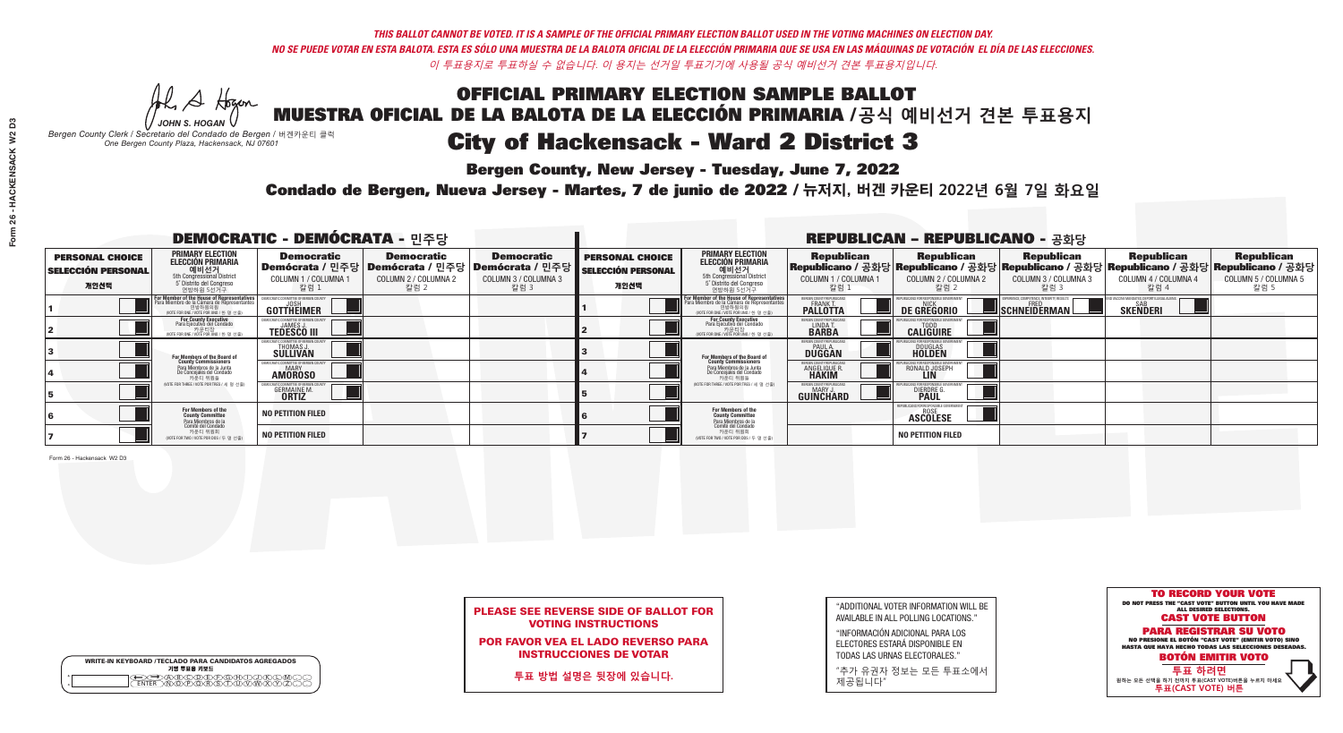*THIS BALLOT CANNOT BE VOTED. IT IS A SAMPLE OF THE OFFICIAL PRIMARY ELECTION BALLOT USED IN THE VOTING MACHINES ON ELECTION DAY.*
*NO SE PUEDE VOTAR EN ESTA BALOTA. ESTA ES SÓLO UNA MUESTRA DE LA BALOTA OFICIAL DE LA ELECCIÓN PRIMARIA QUE SE USA EN LAS MÁQUINAS DE VOTACIÓN EL DÍA DE LAS ELECCIONES.*
*이 투표용지로 투표하실 수 없습니다. 이 용지는 선거일 투표기기에 사용될 공식 예비선거 견본 투표용지입니다.*

JOHN S. HOGAN
*Bergen County Clerk / Secretario del Condado de Bergen / 버겐카운티 클럭*
*One Bergen County Plaza, Hackensack, NJ 07601*

# OFFICIAL PRIMARY ELECTION SAMPLE BALLOT
# MUESTRA OFICIAL DE LA BALOTA DE LA ELECCIÓN PRIMARIA /공식 예비선거 견본 투표용지
# City of Hackensack - Ward 2 District 3

**Bergen County, New Jersey - Tuesday, June 7, 2022**

**Condado de Bergen, Nueva Jersey - Martes, 7 de junio de 2022 / 뉴저지, 버겐 카운티 2022년 6월 7일 화요일**

## DEMOCRATIC - DEMÓCRATA - 민주당

| PERSONAL CHOICE / SELECCIÓN PERSONAL / 개인선택 | PRIMARY ELECTION / ELECCIÓN PRIMARIA / 예비선거 | Democratic / Demócrata / 민주당 COLUMN 1 / COLUMNA 1 / 칼럼 1 | Democratic / Demócrata / 민주당 COLUMN 2 / COLUMNA 2 / 칼럼 2 | Democratic / Demócrata / 민주당 COLUMN 3 / COLUMNA 3 / 칼럼 3 |
|---|---|---|---|---|
| 1 | For Member of the House of Representatives / Para Miembro de la Cámara de Representantes / 연방하원의원 (5th Congressional District) (VOTE FOR ONE / VOTE POR UNO / 한 명 선출) | JOSH GOTTHEIMER | | |
| 2 | For County Executive / Para Ejecutivo del Condado / 카운티장 (VOTE FOR ONE / VOTE POR UNO / 한 명 선출) | JAMES J. TEDESCO III | | |
| 3 | For Members of the Board of County Commissioners / Para Miembros de la Junta De Concejales del Condado / 카운티 위원들 (VOTE FOR THREE / VOTE POR TRES / 세 명 선출) | THOMAS J. SULLIVAN | | |
| 4 | | MARY AMOROSO | | |
| 5 | | GERMAINE M. ORTIZ | | |
| 6 | For Members of the County Committee / Para Miembros de la Comité del Condado / 카운티 위원회 (VOTE FOR TWO / VOTE POR DOS / 두 명 선출) | NO PETITION FILED | | |
| 7 | | NO PETITION FILED | | |

## REPUBLICAN - REPUBLICANO - 공화당

| PERSONAL CHOICE / SELECCIÓN PERSONAL / 개인선택 | PRIMARY ELECTION / ELECCIÓN PRIMARIA / 예비선거 | Republican / Republicano / 공화당 COLUMN 1 / COLUMNA 1 / 칼럼 1 | Republican / Republicano / 공화당 COLUMN 2 / COLUMNA 2 / 칼럼 2 | Republican / Republicano / 공화당 COLUMN 3 / COLUMNA 3 / 칼럼 3 | Republican / Republicano / 공화당 COLUMN 4 / COLUMNA 4 / 칼럼 4 | Republican / Republicano / 공화당 COLUMN 5 / COLUMNA 5 / 칼럼 5 |
|---|---|---|---|---|---|---|
| 1 | For Member of the House of Representatives / Para Miembro de la Cámara de Representantes / 연방하원의원 (5th Congressional District) (VOTE FOR ONE / VOTE POR UNO / 한 명 선출) | FRANK T. PALLOTTA | NICK DE GREGORIO | FRED SCHNEIDERMAN | SAB SKENDERI | |
| 2 | For County Executive / Para Ejecutivo del Condado / 카운티장 (VOTE FOR ONE / VOTE POR UNO / 한 명 선출) | LINDA T. BARBA | TODD CALIGUIRE | | | |
| 3 | For Members of the Board of County Commissioners / Para Miembros de la Junta De Concejales del Condado / 카운티 위원들 (VOTE FOR THREE / VOTE POR TRES / 세 명 선출) | PAUL A. DUGGAN | DOUGLAS HOLDEN | | | |
| 4 | | ANGELIQUE R. HAKIM | RONALD JOSEPH LIN | | | |
| 5 | | MARY J. GUINCHARD | DIERDRE G. PAUL | | | |
| 6 | For Members of the County Committee / Para Miembros de la Comité del Condado / 카운티 위원회 (VOTE FOR TWO / VOTE POR DOS / 두 명 선출) | | ROSE ASCOLESE | | | |
| 7 | | | NO PETITION FILED | | | |

**PLEASE SEE REVERSE SIDE OF BALLOT FOR VOTING INSTRUCTIONS**

**POR FAVOR VEA EL LADO REVERSO PARA INSTRUCCIONES DE VOTAR**

**투표 방법 설명은 뒷장에 있습니다.**

"ADDITIONAL VOTER INFORMATION WILL BE AVAILABLE IN ALL POLLING LOCATIONS."

"INFORMACIÓN ADICIONAL PARA LOS ELECTORES ESTARÁ DISPONIBLE EN TODAS LAS URNAS ELECTORALES."

"추가 유권자 정보는 모든 투표소에서 제공됩니다"

**TO RECORD YOUR VOTE**
DO NOT PRESS THE "CAST VOTE" BUTTON UNTIL YOU HAVE MADE ALL DESIRED SELECTIONS.
**CAST VOTE BUTTON**

**PARA REGISTRAR SU VOTO**
NO PRESIONE EL BOTÓN "CAST VOTE" (EMITIR VOTO) SINO HASTA QUE HAYA HECHO TODAS LAS SELECCIONES DESEADAS.
**BOTÓN EMITIR VOTO**

**투표 하려면**
원하는 모든 선택을 하기 전까지 투표(CAST VOTE)버튼을 누르지 마세요.
**투표(CAST VOTE) 버튼**

WRITE-IN KEYBOARD /TECLADO PARA CANDIDATOS AGREGADOS
기명 투표용 키보드

Form 26 - Hackensack W2 D3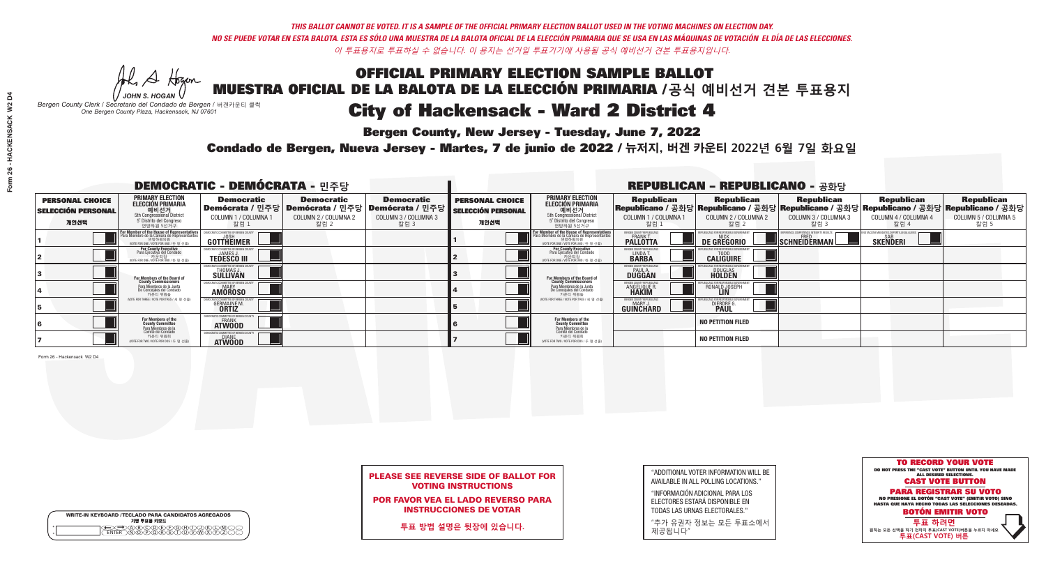*THIS BALLOT CANNOT BE VOTED. IT IS A SAMPLE OF THE OFFICIAL PRIMARY ELECTION BALLOT USED IN THE VOTING MACHINES ON ELECTION DAY.*

*NO SE PUEDE VOTAR EN ESTA BALOTA. ESTA ES SÓLO UNA MUESTRA DE LA BALOTA OFICIAL DE LA ELECCIÓN PRIMARIA QUE SE USA EN LAS MÁQUINAS DE VOTACIÓN EL DÍA DE LAS ELECCIONES.*

*이 투표용지로 투표하실 수 없습니다. 이 용지는 선거일 투표기기에 사용될 공식 예비선거 견본 투표용지입니다.*

JOHN S. HOGAN
*Bergen County Clerk / Secretario del Condado de Bergen / 버겐카운티 클럭*
*One Bergen County Plaza, Hackensack, NJ 07601*

# OFFICIAL PRIMARY ELECTION SAMPLE BALLOT
# MUESTRA OFICIAL DE LA BALOTA DE LA ELECCIÓN PRIMARIA /공식 예비선거 견본 투표용지
# City of Hackensack - Ward 2 District 4

**Bergen County, New Jersey - Tuesday, June 7, 2022**

**Condado de Bergen, Nueva Jersey - Martes, 7 de junio de 2022 / 뉴저지, 버겐 카운티 2022년 6월 7일 화요일**

## DEMOCRATIC - DEMÓCRATA - 민주당

| PERSONAL CHOICE / SELECCIÓN PERSONAL / 개인선택 | PRIMARY ELECTION / ELECCIÓN PRIMARIA / 예비선거 | Democratic / Demócrata / 민주당 COLUMN 1 / COLUMNA 1 / 칼럼 1 | Democratic / Demócrata / 민주당 COLUMN 2 / COLUMNA 2 / 칼럼 2 | Democratic / Demócrata / 민주당 COLUMN 3 / COLUMNA 3 / 칼럼 3 |
|---|---|---|---|---|
| 1 | For Member of the House of Representatives / Para Miembro de la Cámara de Representantes / 연방하원의원 (5th Congressional District / 5° Distrito del Congreso / 연방하원 5선거구) (VOTE FOR ONE / VOTE POR UNO / 한 명 선출) | JOSH GOTTHEIMER | | |
| 2 | For County Executive / Para Ejecutivo del Condado / 카운티장 (VOTE FOR ONE / VOTE POR UNO / 한 명 선출) | JAMES J. TEDESCO III | | |
| 3 | For Members of the Board of County Commissioners / Para Miembros de la Junta De Concejales del Condado / 카운티 위원들 (VOTE FOR THREE / VOTE POR TRES / 세 명 선출) | THOMAS J. SULLIVAN | | |
| 4 | | MARY AMOROSO | | |
| 5 | | GERMAINE M. ORTIZ | | |
| 6 | For Members of the County Committee / Para Miembros de la Comité del Condado / 카운티 위원회 (VOTE FOR TWO / VOTE POR DOS / 두 명 선출) | FRANK ATWOOD | | |
| 7 | | DIANE ATWOOD | | |

## REPUBLICAN - REPUBLICANO - 공화당

| PERSONAL CHOICE / SELECCIÓN PERSONAL / 개인선택 | PRIMARY ELECTION / ELECCIÓN PRIMARIA / 예비선거 | Republican / Republicano / 공화당 COLUMN 1 / COLUMNA 1 / 칼럼 1 | Republican / Republicano / 공화당 COLUMN 2 / COLUMNA 2 / 칼럼 2 | Republican / Republicano / 공화당 COLUMN 3 / COLUMNA 3 / 칼럼 3 | Republican / Republicano / 공화당 COLUMN 4 / COLUMNA 4 / 칼럼 4 | Republican / Republicano / 공화당 COLUMN 5 / COLUMNA 5 / 칼럼 5 |
|---|---|---|---|---|---|---|
| 1 | For Member of the House of Representatives / Para Miembro de la Cámara de Representantes / 연방하원의원 (5th Congressional District / 5° Distrito del Congreso / 연방하원 5선거구) (VOTE FOR ONE / VOTE POR UNO / 한 명 선출) | FRANK T. PALLOTTA | NICK DE GREGORIO | FRED SCHNEIDERMAN | SAB SKENDERI | |
| 2 | For County Executive / Para Ejecutivo del Condado / 카운티장 (VOTE FOR ONE / VOTE POR UNO / 한 명 선출) | LINDA T. BARBA | TODD CALIGUIRE | | | |
| 3 | For Members of the Board of County Commissioners / Para Miembros de la Junta De Concejales del Condado / 카운티 위원들 (VOTE FOR THREE / VOTE POR TRES / 세 명 선출) | PAUL A. DUGGAN | DOUGLAS HOLDEN | | | |
| 4 | | ANGELIQUE R. HAKIM | RONALD JOSEPH LIN | | | |
| 5 | | MARY J. GUINCHARD | DIERDRE G. PAUL | | | |
| 6 | For Members of the County Committee / Para Miembros de la Comité del Condado / 카운티 위원회 (VOTE FOR TWO / VOTE POR DOS / 두 명 선출) | | NO PETITION FILED | | | |
| 7 | | | NO PETITION FILED | | | |

**PLEASE SEE REVERSE SIDE OF BALLOT FOR VOTING INSTRUCTIONS**

**POR FAVOR VEA EL LADO REVERSO PARA INSTRUCCIONES DE VOTAR**

**투표 방법 설명은 뒷장에 있습니다.**

"ADDITIONAL VOTER INFORMATION WILL BE AVAILABLE IN ALL POLLING LOCATIONS."

"INFORMACIÓN ADICIONAL PARA LOS ELECTORES ESTARÁ DISPONIBLE EN TODAS LAS URNAS ELECTORALES."

"추가 유권자 정보는 모든 투표소에서 제공됩니다"

**TO RECORD YOUR VOTE**
DO NOT PRESS THE "CAST VOTE" BUTTON UNTIL YOU HAVE MADE ALL DESIRED SELECTIONS.
**CAST VOTE BUTTON**

**PARA REGISTRAR SU VOTO**
NO PRESIONE EL BOTÓN "CAST VOTE" (EMITIR VOTO) SINO HASTA QUE HAYA HECHO TODAS LAS SELECCIONES DESEADAS.
**BOTÓN EMITIR VOTO**

**투표 하려면**
원하는 모든 선택을 하기 전까지 투표(CAST VOTE)버튼을 누르지 마세요
**투표(CAST VOTE) 버튼**

WRITE-IN KEYBOARD /TECLADO PARA CANDIDATOS AGREGADOS
기명 투표용 키보드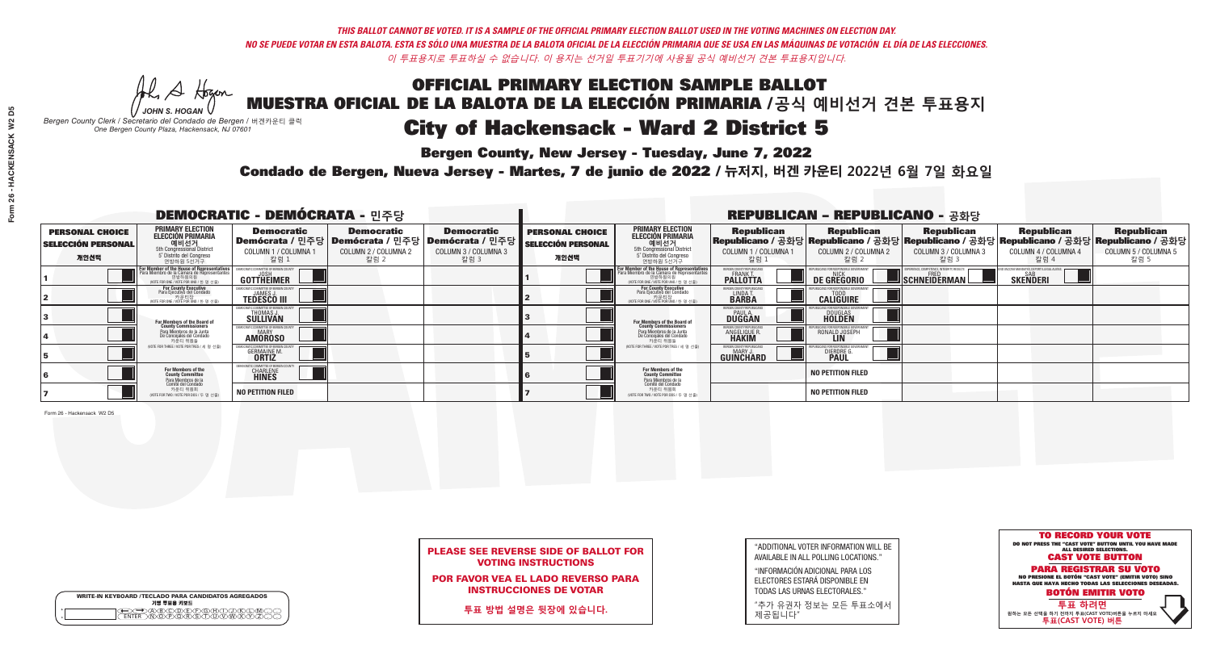*THIS BALLOT CANNOT BE VOTED. IT IS A SAMPLE OF THE OFFICIAL PRIMARY ELECTION BALLOT USED IN THE VOTING MACHINES ON ELECTION DAY.*
*NO SE PUEDE VOTAR EN ESTA BALOTA. ESTA ES SÓLO UNA MUESTRA DE LA BALOTA OFICIAL DE LA ELECCIÓN PRIMARIA QUE SE USA EN LAS MÁQUINAS DE VOTACIÓN EL DÍA DE LAS ELECCIONES.*
*이 투표용지로 투표하실 수 없습니다. 이 용지는 선거일 투표기기에 사용될 공식 예비선거 견본 투표용지입니다.*

JOHN S. HOGAN
*Bergen County Clerk / Secretario del Condado de Bergen / 버겐카운티 클럭*
*One Bergen County Plaza, Hackensack, NJ 07601*

# OFFICIAL PRIMARY ELECTION SAMPLE BALLOT
# MUESTRA OFICIAL DE LA BALOTA DE LA ELECCIÓN PRIMARIA / 공식 예비선거 견본 투표용지
# City of Hackensack - Ward 2 District 5

**Bergen County, New Jersey - Tuesday, June 7, 2022**

**Condado de Bergen, Nueva Jersey - Martes, 7 de junio de 2022 / 뉴저지, 버겐 카운티 2022년 6월 7일 화요일**

## DEMOCRATIC - DEMÓCRATA - 민주당

| PERSONAL CHOICE / SELECCIÓN PERSONAL / 개인선택 | PRIMARY ELECTION / ELECCIÓN PRIMARIA / 예비선거 (5th Congressional District / 5° Distrito del Congreso / 연방하원 5선거구) | Democratic / Demócrata / 민주당 COLUMN 1 / COLUMNA 1 / 칼럼 1 | Democratic / Demócrata / 민주당 COLUMN 2 / COLUMNA 2 / 칼럼 2 | Democratic / Demócrata / 민주당 COLUMN 3 / COLUMNA 3 / 칼럼 3 |
|---|---|---|---|---|
| 1 | For Member of the House of Representatives / Para Miembro de la Cámara de Representantes / 연방하원의원 (VOTE FOR ONE / VOTE POR UNO / 한 명 선출) | JOSH GOTTHEIMER | | |
| 2 | For County Executive / Para Ejecutivo del Condado / 카운티장 (VOTE FOR ONE / VOTE POR UNO / 한 명 선출) | JAMES J. TEDESCO III | | |
| 3 | For Members of the Board of County Commissioners / Para Miembros de la Junta De Concejales del Condado / 카운티 위원들 (VOTE FOR THREE / VOTE POR TRES / 세 명 선출) | THOMAS J. SULLIVAN | | |
| 4 | | MARY AMOROSO | | |
| 5 | | GERMAINE M. ORTIZ | | |
| 6 | For Members of the County Committee / Para Miembros de la Comité del Condado / 카운티 위원회 (VOTE FOR TWO / VOTE POR DOS / 두 명 선출) | CHARLENE HINES | | |
| 7 | | NO PETITION FILED | | |

## REPUBLICAN - REPUBLICANO - 공화당

| PERSONAL CHOICE / SELECCIÓN PERSONAL / 개인선택 | PRIMARY ELECTION / ELECCIÓN PRIMARIA / 예비선거 (5th Congressional District / 5° Distrito del Congreso / 연방하원 5선거구) | Republican / Republicano / 공화당 COLUMN 1 / COLUMNA 1 / 칼럼 1 | Republican / Republicano / 공화당 COLUMN 2 / COLUMNA 2 / 칼럼 2 | Republican / Republicano / 공화당 COLUMN 3 / COLUMNA 3 / 칼럼 3 | Republican / Republicano / 공화당 COLUMN 4 / COLUMNA 4 / 칼럼 4 | Republican / Republicano / 공화당 COLUMN 5 / COLUMNA 5 / 칼럼 5 |
|---|---|---|---|---|---|---|
| 1 | For Member of the House of Representatives / Para Miembro de la Cámara de Representantes / 연방하원의원 (VOTE FOR ONE / VOTE POR UNO / 한 명 선출) | FRANK T. PALLOTTA | NICK DE GREGORIO | FRED SCHNEIDERMAN | SAB SKENDERI | |
| 2 | For County Executive / Para Ejecutivo del Condado / 카운티장 (VOTE FOR ONE / VOTE POR UNO / 한 명 선출) | LINDA T. BARBA | TODD CALIGUIRE | | | |
| 3 | For Members of the Board of County Commissioners / Para Miembros de la Junta De Concejales del Condado / 카운티 위원들 (VOTE FOR THREE / VOTE POR TRES / 세 명 선출) | PAUL A. DUGGAN | DOUGLAS HOLDEN | | | |
| 4 | | ANGELIQUE R. HAKIM | RONALD JOSEPH LIN | | | |
| 5 | | MARY J. GUINCHARD | DIERDRE G. PAUL | | | |
| 6 | For Members of the County Committee / Para Miembros de la Comité del Condado / 카운티 위원회 (VOTE FOR TWO / VOTE POR DOS / 두 명 선출) | | NO PETITION FILED | | | |
| 7 | | | NO PETITION FILED | | | |

Form 26 - Hackensack W2 D5

**PLEASE SEE REVERSE SIDE OF BALLOT FOR VOTING INSTRUCTIONS**

**POR FAVOR VEA EL LADO REVERSO PARA INSTRUCCIONES DE VOTAR**

**투표 방법 설명은 뒷장에 있습니다.**

"ADDITIONAL VOTER INFORMATION WILL BE AVAILABLE IN ALL POLLING LOCATIONS."

"INFORMACIÓN ADICIONAL PARA LOS ELECTORES ESTARÁ DISPONIBLE EN TODAS LAS URNAS ELECTORALES."

"추가 유권자 정보는 모든 투표소에서 제공됩니다"

**TO RECORD YOUR VOTE**
DO NOT PRESS THE "CAST VOTE" BUTTON UNTIL YOU HAVE MADE ALL DESIRED SELECTIONS.
**CAST VOTE BUTTON**

**PARA REGISTRAR SU VOTO**
NO PRESIONE EL BOTÓN "CAST VOTE" (EMITIR VOTO) SINO HASTA QUE HAYA HECHO TODAS LAS SELECCIONES DESEADAS.
**BOTÓN EMITIR VOTO**

**투표 하려면**
원하는 모든 선택을 하기 전까지 투표(CAST VOTE)버튼을 누르지 마세요
**투표(CAST VOTE) 버튼**

WRITE-IN KEYBOARD /TECLADO PARA CANDIDATOS AGREGADOS
기명 투표용 키보드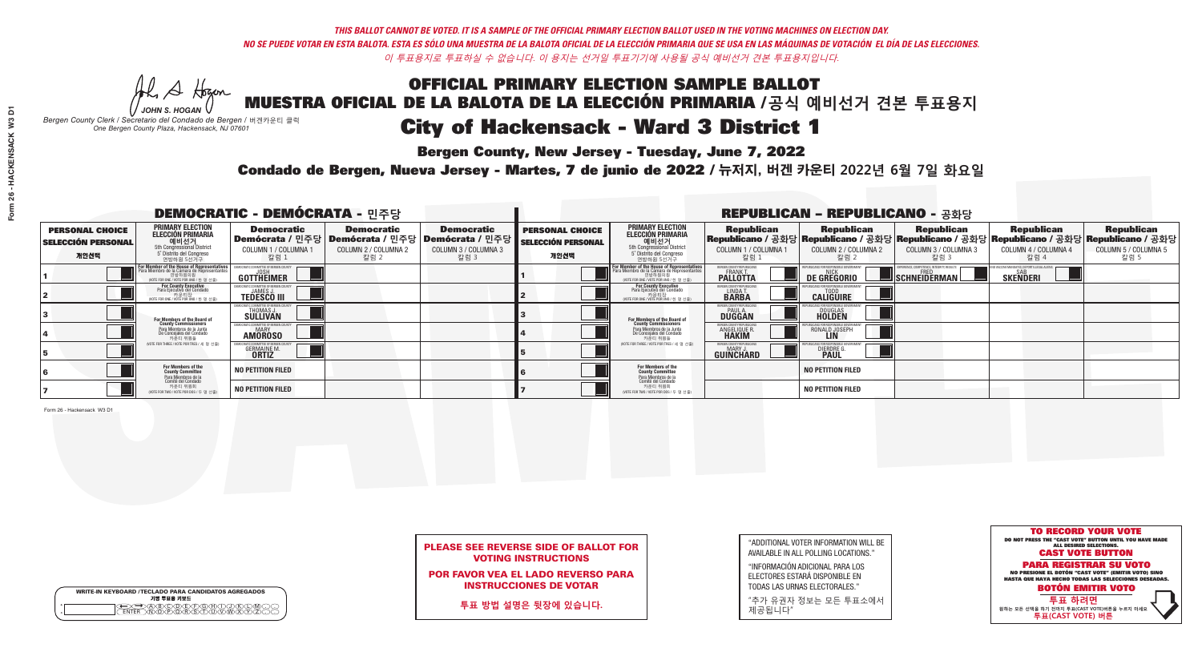*THIS BALLOT CANNOT BE VOTED. IT IS A SAMPLE OF THE OFFICIAL PRIMARY ELECTION BALLOT USED IN THE VOTING MACHINES ON ELECTION DAY.*

*NO SE PUEDE VOTAR EN ESTA BALOTA. ESTA ES SÓLO UNA MUESTRA DE LA BALOTA OFICIAL DE LA ELECCIÓN PRIMARIA QUE SE USA EN LAS MÁQUINAS DE VOTACIÓN EL DÍA DE LAS ELECCIONES.*

*이 투표용지로 투표하실 수 없습니다. 이 용지는 선거일 투표기기에 사용될 공식 예비선거 견본 투표용지입니다.*

JOHN S. HOGAN
*Bergen County Clerk / Secretario del Condado de Bergen / 버겐카운티 클럭*
*One Bergen County Plaza, Hackensack, NJ 07601*

# OFFICIAL PRIMARY ELECTION SAMPLE BALLOT
# MUESTRA OFICIAL DE LA BALOTA DE LA ELECCIÓN PRIMARIA /공식 예비선거 견본 투표용지
# City of Hackensack - Ward 3 District 1

## Bergen County, New Jersey - Tuesday, June 7, 2022
## Condado de Bergen, Nueva Jersey - Martes, 7 de junio de 2022 / 뉴저지, 버겐 카운티 2022년 6월 7일 화요일

### DEMOCRATIC - DEMÓCRATA - 민주당

| PERSONAL CHOICE / SELECCIÓN PERSONAL / 개인선택 | PRIMARY ELECTION / ELECCIÓN PRIMARIA / 예비선거 | Democratic / Demócrata / 민주당 COLUMN 1 / COLUMNA 1 / 칼럼 1 | Democratic / Demócrata / 민주당 COLUMN 2 / COLUMNA 2 / 칼럼 2 | Democratic / Demócrata / 민주당 COLUMN 3 / COLUMNA 3 / 칼럼 3 |
|---|---|---|---|---|
| 1 | For Member of the House of Representatives / Para Miembro de la Cámara de Representantes / 연방하원의원 (VOTE FOR ONE / VOTE POR UNO / 한 명 선출) | JOSH GOTTHEIMER | | |
| 2 | For County Executive / Para Ejecutivo del Condado / 카운티장 (VOTE FOR ONE / VOTE POR UNO / 한 명 선출) | JAMES J. TEDESCO III | | |
| 3 | For Members of the Board of County Commissioners / Para Miembros de la Junta De Concejales del Condado / 카운티 위원들 (VOTE FOR THREE / VOTE POR TRES / 세 명 선출) | THOMAS J. SULLIVAN | | |
| 4 | | MARY AMOROSO | | |
| 5 | | GERMAINE M. ORTIZ | | |
| 6 | For Members of the County Committee / Para Miembros de la Comité del Condado / 카운티 위원회 (VOTE FOR TWO / VOTE POR DOS / 두 명 선출) | NO PETITION FILED | | |
| 7 | | NO PETITION FILED | | |

### REPUBLICAN - REPUBLICANO - 공화당

| PERSONAL CHOICE / SELECCIÓN PERSONAL / 개인선택 | PRIMARY ELECTION / ELECCIÓN PRIMARIA / 예비선거 | Republican / Republicano / 공화당 COLUMN 1 / COLUMNA 1 / 칼럼 1 | Republican / Republicano / 공화당 COLUMN 2 / COLUMNA 2 / 칼럼 2 | Republican / Republicano / 공화당 COLUMN 3 / COLUMNA 3 / 칼럼 3 | Republican / Republicano / 공화당 COLUMN 4 / COLUMNA 4 / 칼럼 4 | Republican / Republicano / 공화당 COLUMN 5 / COLUMNA 5 / 칼럼 5 |
|---|---|---|---|---|---|---|
| 1 | For Member of the House of Representatives / Para Miembro de la Cámara de Representantes / 연방하원의원 (VOTE FOR ONE / VOTE POR UNO / 한 명 선출) | FRANK T. PALLOTTA | NICK DE GREGORIO | FRED SCHNEIDERMAN | SAB SKENDERI | |
| 2 | For County Executive / Para Ejecutivo del Condado / 카운티장 (VOTE FOR ONE / VOTE POR UNO / 한 명 선출) | LINDA T. BARBA | TODD CALIGUIRE | | | |
| 3 | For Members of the Board of County Commissioners / Para Miembros de la Junta De Concejales del Condado / 카운티 위원들 (VOTE FOR THREE / VOTE POR TRES / 세 명 선출) | PAUL A. DUGGAN | DOUGLAS HOLDEN | | | |
| 4 | | ANGELIQUE R. HAKIM | RONALD JOSEPH LIN | | | |
| 5 | | MARY J. GUINCHARD | DIERDRE G. PAUL | | | |
| 6 | For Members of the County Committee / Para Miembros de la Comité del Condado / 카운티 위원회 (VOTE FOR TWO / VOTE POR DOS / 두 명 선출) | | NO PETITION FILED | | | |
| 7 | | | NO PETITION FILED | | | |

Form 26 - Hackensack W3 D1

**PLEASE SEE REVERSE SIDE OF BALLOT FOR VOTING INSTRUCTIONS**

**POR FAVOR VEA EL LADO REVERSO PARA INSTRUCCIONES DE VOTAR**

**투표 방법 설명은 뒷장에 있습니다.**

"ADDITIONAL VOTER INFORMATION WILL BE AVAILABLE IN ALL POLLING LOCATIONS."

"INFORMACIÓN ADICIONAL PARA LOS ELECTORES ESTARÁ DISPONIBLE EN TODAS LAS URNAS ELECTORALES."

"추가 유권자 정보는 모든 투표소에서 제공됩니다"

**TO RECORD YOUR VOTE**
DO NOT PRESS THE "CAST VOTE" BUTTON UNTIL YOU HAVE MADE ALL DESIRED SELECTIONS.
**CAST VOTE BUTTON**

**PARA REGISTRAR SU VOTO**
NO PRESIONE EL BOTÓN "CAST VOTE" (EMITIR VOTO) SINO HASTA QUE HAYA HECHO TODAS LAS SELECCIONES DESEADAS.
**BOTÓN EMITIR VOTO**

**투표 하려면**
원하는 모든 선택을 하기 전까지 투표(CAST VOTE)버튼을 누르지 마세요.
**투표(CAST VOTE) 버튼**

WRITE-IN KEYBOARD /TECLADO PARA CANDIDATOS AGREGADOS
기명 투표용 키보드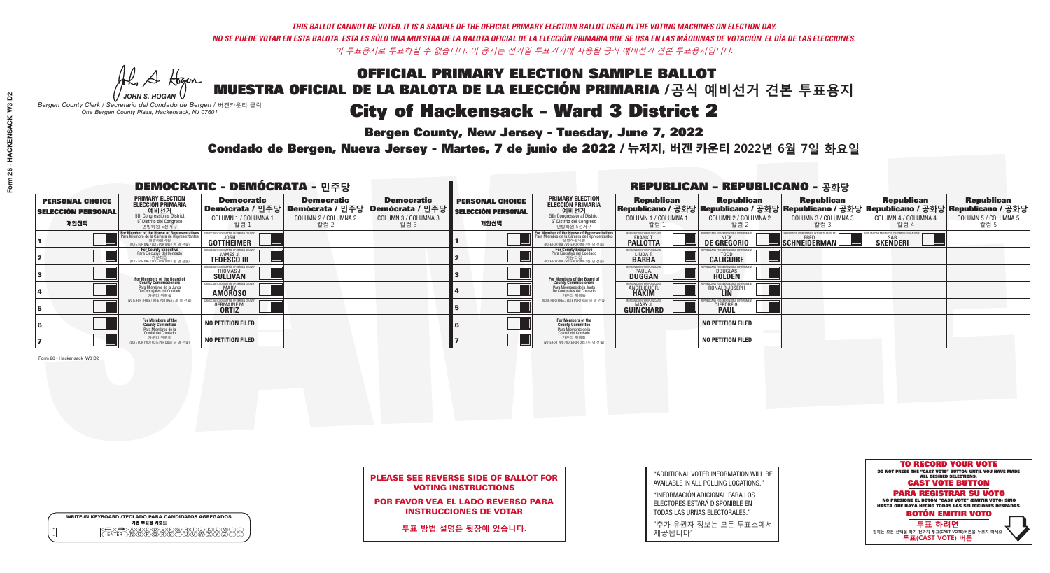*THIS BALLOT CANNOT BE VOTED. IT IS A SAMPLE OF THE OFFICIAL PRIMARY ELECTION BALLOT USED IN THE VOTING MACHINES ON ELECTION DAY.*

*NO SE PUEDE VOTAR EN ESTA BALOTA. ESTA ES SÓLO UNA MUESTRA DE LA BALOTA OFICIAL DE LA ELECCIÓN PRIMARIA QUE SE USA EN LAS MÁQUINAS DE VOTACIÓN EL DÍA DE LAS ELECCIONES.*

*이 투표용지로 투표하실 수 없습니다. 이 용지는 선거일 투표기기에 사용될 공식 예비선거 견본 투표용지입니다.*

JOHN S. HOGAN

*Bergen County Clerk / Secretario del Condado de Bergen /* 버겐카운티 클럭
*One Bergen County Plaza, Hackensack, NJ 07601*

# OFFICIAL PRIMARY ELECTION SAMPLE BALLOT
# MUESTRA OFICIAL DE LA BALOTA DE LA ELECCIÓN PRIMARIA / 공식 예비선거 견본 투표용지
# City of Hackensack - Ward 3 District 2

**Bergen County, New Jersey - Tuesday, June 7, 2022**

**Condado de Bergen, Nueva Jersey - Martes, 7 de junio de 2022 / 뉴저지, 버겐 카운티 2022년 6월 7일 화요일**

## DEMOCRATIC - DEMÓCRATA - 민주당

| PERSONAL CHOICE / SELECCIÓN PERSONAL / 개인선택 | PRIMARY ELECTION / ELECCIÓN PRIMARIA / 예비선거 (5th Congressional District / 5° Distrito del Congreso / 연방하원 5선거구) | Democratic / Demócrata / 민주당 COLUMN 1 / COLUMNA 1 / 칼럼 1 | Democratic / Demócrata / 민주당 COLUMN 2 / COLUMNA 2 / 칼럼 2 | Democratic / Demócrata / 민주당 COLUMN 3 / COLUMNA 3 / 칼럼 3 |
|---|---|---|---|---|
| 1 | For Member of the House of Representatives / Para Miembro de la Cámara de Representantes / 연방하원의원 (VOTE FOR ONE / VOTE POR UNO / 한 명 선출) | JOSH GOTTHEIMER (Democratic Committee of Bergen County) | | |
| 2 | For County Executive / Para Ejecutivo del Condado / 카운티장 (VOTE FOR ONE / VOTE POR UNO / 한 명 선출) | JAMES J. TEDESCO III (Democratic Committee of Bergen County) | | |
| 3 | For Members of the Board of County Commissioners / Para Miembros de la Junta De Concejales del Condado / 카운티 위원들 (VOTE FOR THREE / VOTE POR TRES / 세 명 선출) | THOMAS J. SULLIVAN (Democratic Committee of Bergen County) | | |
| 4 | | MARY AMOROSO (Democratic Committee of Bergen County) | | |
| 5 | | GERMAINE M. ORTIZ (Democratic Committee of Bergen County) | | |
| 6 | For Members of the County Committee / Para Miembros de la Comité del Condado / 카운티 위원회 (VOTE FOR TWO / VOTE POR DOS / 두 명 선출) | NO PETITION FILED | | |
| 7 | | NO PETITION FILED | | |

## REPUBLICAN - REPUBLICANO - 공화당

| PERSONAL CHOICE / SELECCIÓN PERSONAL / 개인선택 | PRIMARY ELECTION / ELECCIÓN PRIMARIA / 예비선거 (5th Congressional District / 5° Distrito del Congreso / 연방하원 5선거구) | Republican / Republicano / 공화당 COLUMN 1 / COLUMNA 1 / 칼럼 1 | Republican / Republicano / 공화당 COLUMN 2 / COLUMNA 2 / 칼럼 2 | Republican / Republicano / 공화당 COLUMN 3 / COLUMNA 3 / 칼럼 3 | Republican / Republicano / 공화당 COLUMN 4 / COLUMNA 4 / 칼럼 4 | Republican / Republicano / 공화당 COLUMN 5 / COLUMNA 5 / 칼럼 5 |
|---|---|---|---|---|---|---|
| 1 | For Member of the House of Representatives / Para Miembro de la Cámara de Representantes / 연방하원의원 (VOTE FOR ONE / VOTE POR UNO / 한 명 선출) | FRANK T. PALLOTTA (Bergen County Republicans) | NICK DE GREGORIO (Republicans for Responsible Government) | FRED SCHNEIDERMAN (Experience, Competence, Integrity Results) | SAB SKENDERI (Stop Vaccine Mandates, Defeat Fakes, Ballot) | |
| 2 | For County Executive / Para Ejecutivo del Condado / 카운티장 (VOTE FOR ONE / VOTE POR UNO / 한 명 선출) | LINDA T. BARBA (Bergen County Republicans) | TODD CALIGUIRE (Republicans for Responsible Government) | | | |
| 3 | For Members of the Board of County Commissioners / Para Miembros de la Junta De Concejales del Condado / 카운티 위원들 (VOTE FOR THREE / VOTE POR TRES / 세 명 선출) | PAUL A. DUGGAN (Bergen County Republicans) | DOUGLAS HOLDEN (Republicans for Responsible Government) | | | |
| 4 | | ANGELIQUE R. HAKIM (Bergen County Republicans) | RONALD JOSEPH LIN (Republicans for Responsible Government) | | | |
| 5 | | MARY J. GUINCHARD (Bergen County Republicans) | DIERDRE G. PAUL (Republicans for Responsible Government) | | | |
| 6 | For Members of the County Committee / Para Miembros de la Comité del Condado / 카운티 위원회 (VOTE FOR TWO / VOTE POR DOS / 두 명 선출) | | NO PETITION FILED | | | |
| 7 | | | NO PETITION FILED | | | |

**PLEASE SEE REVERSE SIDE OF BALLOT FOR VOTING INSTRUCTIONS**

**POR FAVOR VEA EL LADO REVERSO PARA INSTRUCCIONES DE VOTAR**

**투표 방법 설명은 뒷장에 있습니다.**

"ADDITIONAL VOTER INFORMATION WILL BE AVAILABLE IN ALL POLLING LOCATIONS."

"INFORMACIÓN ADICIONAL PARA LOS ELECTORES ESTARÁ DISPONIBLE EN TODAS LAS URNAS ELECTORALES."

"추가 유권자 정보는 모든 투표소에서 제공됩니다"

WRITE-IN KEYBOARD /TECLADO PARA CANDIDATOS AGREGADOS
기명 투표용 키보드

**TO RECORD YOUR VOTE**
DO NOT PRESS THE "CAST VOTE" BUTTON UNTIL YOU HAVE MADE ALL DESIRED SELECTIONS.
**CAST VOTE BUTTON**

**PARA REGISTRAR SU VOTO**
NO PRESIONE EL BOTÓN "CAST VOTE" (EMITIR VOTO) SINO HASTA QUE HAYA HECHO TODAS LAS SELECCIONES DESEADAS.
**BOTÓN EMITIR VOTO**

**투표 하려면**
원하는 모든 선택을 하기 전까지 투표(CAST VOTE)버튼을 누르지 마세요
**투표(CAST VOTE) 버튼**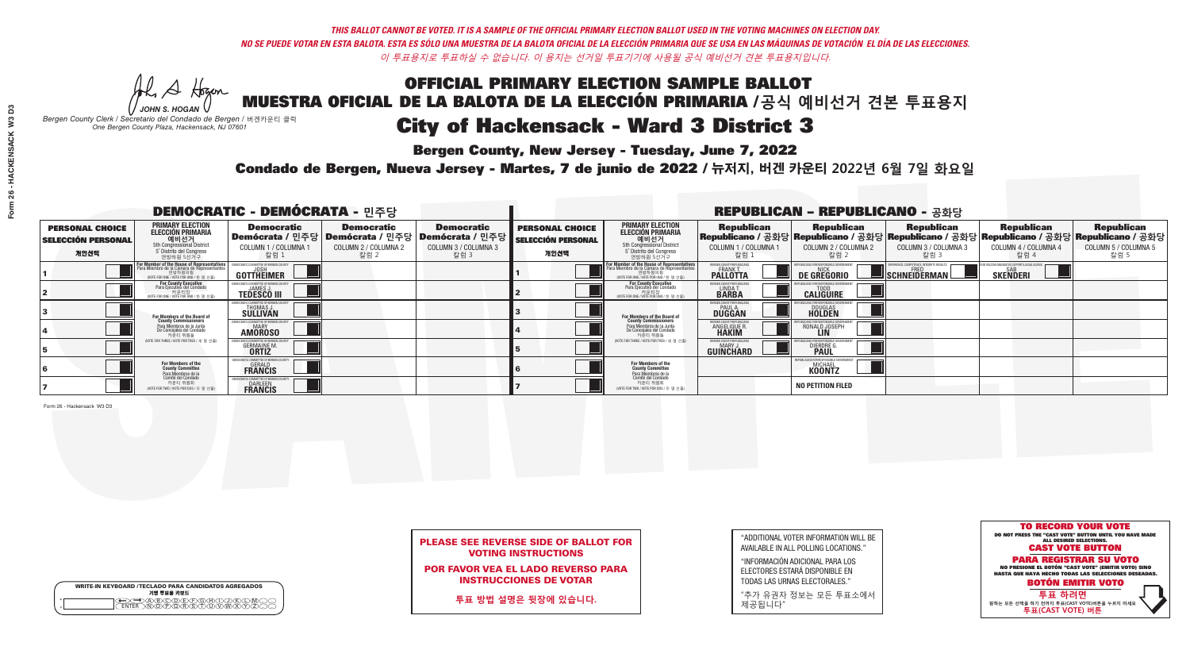*THIS BALLOT CANNOT BE VOTED. IT IS A SAMPLE OF THE OFFICIAL PRIMARY ELECTION BALLOT USED IN THE VOTING MACHINES ON ELECTION DAY.*

*NO SE PUEDE VOTAR EN ESTA BALOTA. ESTA ES SÓLO UNA MUESTRA DE LA BALOTA OFICIAL DE LA ELECCIÓN PRIMARIA QUE SE USA EN LAS MÁQUINAS DE VOTACIÓN EL DÍA DE LAS ELECCIONES.*

*이 투표용지로 투표하실 수 없습니다. 이 용지는 선거일 투표기기에 사용될 공식 예비선거 견본 투표용지입니다.*

JOHN S. HOGAN

*Bergen County Clerk / Secretario del Condado de Bergen / 버겐카운티 클럭*
*One Bergen County Plaza, Hackensack, NJ 07601*

# OFFICIAL PRIMARY ELECTION SAMPLE BALLOT
# MUESTRA OFICIAL DE LA BALOTA DE LA ELECCIÓN PRIMARIA /공식 예비선거 견본 투표용지
# City of Hackensack - Ward 3 District 3

**Bergen County, New Jersey - Tuesday, June 7, 2022**

**Condado de Bergen, Nueva Jersey - Martes, 7 de junio de 2022 / 뉴저지, 버겐 카운티 2022년 6월 7일 화요일**

## DEMOCRATIC - DEMÓCRATA - 민주당

| PERSONAL CHOICE / SELECCIÓN PERSONAL / 개인선택 | PRIMARY ELECTION / ELECCIÓN PRIMARIA / 예비선거 (5th Congressional District / 5° Distrito del Congreso / 연방하원 5선거구) | Democratic / Demócrata / 민주당 COLUMN 1 / COLUMNA 1 / 칼럼 1 | Democratic / Demócrata / 민주당 COLUMN 2 / COLUMNA 2 / 칼럼 2 | Democratic / Demócrata / 민주당 COLUMN 3 / COLUMNA 3 / 칼럼 3 |
|---|---|---|---|---|
| 1 | For Member of the House of Representatives / Para Miembro de la Cámara de Representantes / 연방하원의원 (VOTE FOR ONE / VOTE POR UNO / 한 명 선출) | JOSH GOTTHEIMER | | |
| 2 | For County Executive / Para Ejecutivo del Condado / 카운티장 (VOTE FOR ONE / VOTE POR UNO / 한 명 선출) | JAMES J. TEDESCO III | | |
| 3 | For Members of the Board of County Commissioners / Para Miembros de la Junta De Concejales del Condado / 카운티 위원들 (VOTE FOR THREE / VOTE POR TRES / 세 명 선출) | THOMAS J. SULLIVAN | | |
| 4 | | MARY AMOROSO | | |
| 5 | | GERMAINE M. ORTIZ | | |
| 6 | For Members of the County Committee / Para Miembros de la Comité del Condado / 카운티 위원회 (VOTE FOR TWO / VOTE POR DOS / 두 명 선출) | GERALD FRANCIS | | |
| 7 | | DARLEEN FRANCIS | | |

## REPUBLICAN - REPUBLICANO - 공화당

| PERSONAL CHOICE / SELECCIÓN PERSONAL / 개인선택 | PRIMARY ELECTION / ELECCIÓN PRIMARIA / 예비선거 (5th Congressional District / 5° Distrito del Congreso / 연방하원 5선거구) | Republican / Republicano / 공화당 COLUMN 1 / COLUMNA 1 / 칼럼 1 | Republican / Republicano / 공화당 COLUMN 2 / COLUMNA 2 / 칼럼 2 | Republican / Republicano / 공화당 COLUMN 3 / COLUMNA 3 / 칼럼 3 | Republican / Republicano / 공화당 COLUMN 4 / COLUMNA 4 / 칼럼 4 | Republican / Republicano / 공화당 COLUMN 5 / COLUMNA 5 / 칼럼 5 |
|---|---|---|---|---|---|---|
| 1 | For Member of the House of Representatives / Para Miembro de la Cámara de Representantes / 연방하원의원 (VOTE FOR ONE / VOTE POR UNO / 한 명 선출) | FRANK T. PALLOTTA | NICK DE GREGORIO | FRED SCHNEIDERMAN | SAB SKENDERI | |
| 2 | For County Executive / Para Ejecutivo del Condado / 카운티장 (VOTE FOR ONE / VOTE POR UNO / 한 명 선출) | LINDA T. BARBA | TODD CALIGUIRE | | | |
| 3 | For Members of the Board of County Commissioners / Para Miembros de la Junta De Concejales del Condado / 카운티 위원들 (VOTE FOR THREE / VOTE POR TRES / 세 명 선출) | PAUL A. DUGGAN | DOUGLAS HOLDEN | | | |
| 4 | | ANGELIQUE R. HAKIM | RONALD JOSEPH LIN | | | |
| 5 | | MARY J. GUINCHARD | DIERDRE G. PAUL | | | |
| 6 | For Members of the County Committee / Para Miembros de la Comité del Condado / 카운티 위원회 (VOTE FOR TWO / VOTE POR DOS / 두 명 선출) | | MICHAEL KOONTZ | | | |
| 7 | | | NO PETITION FILED | | | |

Form 26 - Hackensack W3 D3

**PLEASE SEE REVERSE SIDE OF BALLOT FOR VOTING INSTRUCTIONS**

**POR FAVOR VEA EL LADO REVERSO PARA INSTRUCCIONES DE VOTAR**

**투표 방법 설명은 뒷장에 있습니다.**

"ADDITIONAL VOTER INFORMATION WILL BE AVAILABLE IN ALL POLLING LOCATIONS."

"INFORMACIÓN ADICIONAL PARA LOS ELECTORES ESTARÁ DISPONIBLE EN TODAS LAS URNAS ELECTORALES."

"추가 유권자 정보는 모든 투표소에서 제공됩니다"

**TO RECORD YOUR VOTE**
DO NOT PRESS THE "CAST VOTE" BUTTON UNTIL YOU HAVE MADE ALL DESIRED SELECTIONS.
**CAST VOTE BUTTON**

**PARA REGISTRAR SU VOTO**
NO PRESIONE EL BOTÓN "CAST VOTE" (EMITIR VOTO) SINO HASTA QUE HAYA HECHO TODAS LAS SELECCIONES DESEADAS.
**BOTÓN EMITIR VOTO**

**투표 하려면**
원하는 모든 선택을 하기 전까지 투표(CAST VOTE)버튼을 누르지 마세요
**투표(CAST VOTE) 버튼**

WRITE-IN KEYBOARD /TECLADO PARA CANDIDATOS AGREGADOS
기명 투표용 키보드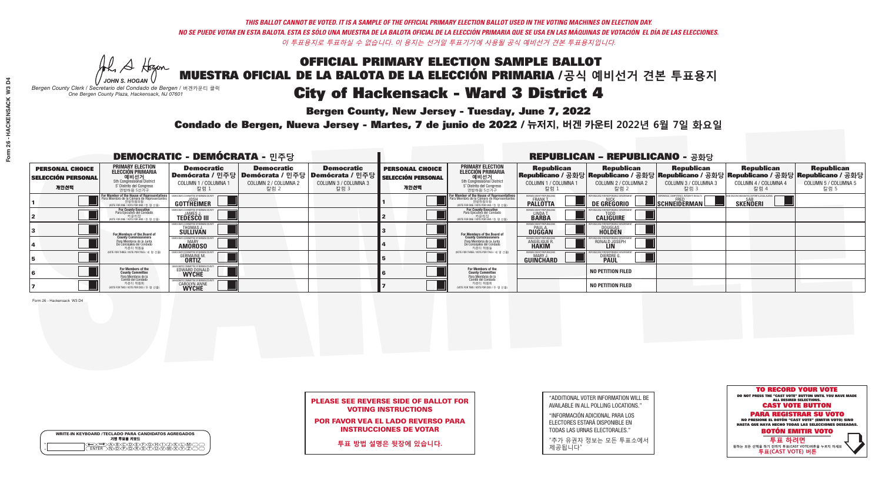*THIS BALLOT CANNOT BE VOTED. IT IS A SAMPLE OF THE OFFICIAL PRIMARY ELECTION BALLOT USED IN THE VOTING MACHINES ON ELECTION DAY.*
*NO SE PUEDE VOTAR EN ESTA BALOTA. ESTA ES SÓLO UNA MUESTRA DE LA BALOTA OFICIAL DE LA ELECCIÓN PRIMARIA QUE SE USA EN LAS MÁQUINAS DE VOTACIÓN EL DÍA DE LAS ELECCIONES.*
*이 투표용지로 투표하실 수 없습니다. 이 용지는 선거일 투표기기에 사용될 공식 예비선거 견본 투표용지입니다.*

JOHN S. HOGAN
*Bergen County Clerk / Secretario del Condado de Bergen /* 버겐카운티 클럭
*One Bergen County Plaza, Hackensack, NJ 07601*

# OFFICIAL PRIMARY ELECTION SAMPLE BALLOT
# MUESTRA OFICIAL DE LA BALOTA DE LA ELECCIÓN PRIMARIA /공식 예비선거 견본 투표용지
# City of Hackensack - Ward 3 District 4

**Bergen County, New Jersey - Tuesday, June 7, 2022**

**Condado de Bergen, Nueva Jersey - Martes, 7 de junio de 2022 / 뉴저지, 버겐 카운티 2022년 6월 7일 화요일**

## DEMOCRATIC - DEMÓCRATA - 민주당

| PERSONAL CHOICE / SELECCIÓN PERSONAL / 개인선택 | PRIMARY ELECTION / ELECCIÓN PRIMARIA / 예비선거 | Democratic / Demócrata / 민주당 COLUMN 1 / COLUMNA 1 / 칼럼 1 | Democratic / Demócrata / 민주당 COLUMN 2 / COLUMNA 2 / 칼럼 2 | Democratic / Demócrata / 민주당 COLUMN 3 / COLUMNA 3 / 칼럼 3 |
|---|---|---|---|---|
| 1 | For Member of the House of Representatives / Para Miembro de la Cámara de Representantes / 연방하원의원 (5th Congressional District / 5° Distrito del Congreso / 연방하원 5선거구) (VOTE FOR ONE / VOTE POR UNO / 한 명 선출) | JOSH GOTTHEIMER | | |
| 2 | For County Executive / Para Ejecutivo del Condado / 카운티장 (VOTE FOR ONE / VOTE POR UNO / 한 명 선출) | JAMES J. TEDESCO III | | |
| 3 | For Members of the Board of County Commissioners / Para Miembros de la Junta De Concejales del Condado / 카운티 위원들 (VOTE FOR THREE / VOTE POR TRES / 세 명 선출) | THOMAS J. SULLIVAN | | |
| 4 | | MARY AMOROSO | | |
| 5 | | GERMAINE M. ORTIZ | | |
| 6 | For Members of the County Committee / Para Miembros de la Comité del Condado / 카운티 위원회 (VOTE FOR TWO / VOTE POR DOS / 두 명 선출) | EDWARD DONALD WYCHE | | |
| 7 | | CAROLYN ANNE WYCHE | | |

## REPUBLICAN - REPUBLICANO - 공화당

| PERSONAL CHOICE / SELECCIÓN PERSONAL / 개인선택 | PRIMARY ELECTION / ELECCIÓN PRIMARIA / 예비선거 | Republican / Republicano / 공화당 COLUMN 1 / COLUMNA 1 / 칼럼 1 | Republican / Republicano / 공화당 COLUMN 2 / COLUMNA 2 / 칼럼 2 | Republican / Republicano / 공화당 COLUMN 3 / COLUMNA 3 / 칼럼 3 | Republican / Republicano / 공화당 COLUMN 4 / COLUMNA 4 / 칼럼 4 | Republican / Republicano / 공화당 COLUMN 5 / COLUMNA 5 / 칼럼 5 |
|---|---|---|---|---|---|---|
| 1 | For Member of the House of Representatives / Para Miembro de la Cámara de Representantes / 연방하원의원 (5th Congressional District / 5° Distrito del Congreso / 연방하원 5선거구) (VOTE FOR ONE / VOTE POR UNO / 한 명 선출) | FRANK T. PALLOTTA | NICK DE GREGORIO | FRED SCHNEIDERMAN | SAB SKENDERI | |
| 2 | For County Executive / Para Ejecutivo del Condado / 카운티장 (VOTE FOR ONE / VOTE POR UNO / 한 명 선출) | LINDA T. BARBA | TODD CALIGUIRE | | | |
| 3 | For Members of the Board of County Commissioners / Para Miembros de la Junta De Concejales del Condado / 카운티 위원들 (VOTE FOR THREE / VOTE POR TRES / 세 명 선출) | PAUL A. DUGGAN | DOUGLAS HOLDEN | | | |
| 4 | | ANGELIQUE R. HAKIM | RONALD JOSEPH LIN | | | |
| 5 | | MARY J. GUINCHARD | DIERDRE G. PAUL | | | |
| 6 | For Members of the County Committee / Para Miembros de la Comité del Condado / 카운티 위원회 (VOTE FOR TWO / VOTE POR DOS / 두 명 선출) | | NO PETITION FILED | | | |
| 7 | | | NO PETITION FILED | | | |

Form 26 - Hackensack W3 D4

**PLEASE SEE REVERSE SIDE OF BALLOT FOR VOTING INSTRUCTIONS**

**POR FAVOR VEA EL LADO REVERSO PARA INSTRUCCIONES DE VOTAR**

**투표 방법 설명은 뒷장에 있습니다.**

"ADDITIONAL VOTER INFORMATION WILL BE AVAILABLE IN ALL POLLING LOCATIONS."

"INFORMACIÓN ADICIONAL PARA LOS ELECTORES ESTARÁ DISPONIBLE EN TODAS LAS URNAS ELECTORALES."

"추가 유권자 정보는 모든 투표소에서 제공됩니다"

WRITE-IN KEYBOARD /TECLADO PARA CANDIDATOS AGREGADOS
기명 투표용 키보드

**TO RECORD YOUR VOTE**
DO NOT PRESS THE "CAST VOTE" BUTTON UNTIL YOU HAVE MADE ALL DESIRED SELECTIONS.
**CAST VOTE BUTTON**
**PARA REGISTRAR SU VOTO**
NO PRESIONE EL BOTÓN "CAST VOTE" (EMITIR VOTO) SINO HASTA QUE HAYA HECHO TODAS LAS SELECCIONES DESEADAS.
**BOTÓN EMITIR VOTO**
**투표 하려면**
원하는 모든 선택을 하기 전까지 투표(CAST VOTE)버튼을 누르지 마세요.
**투표(CAST VOTE) 버튼**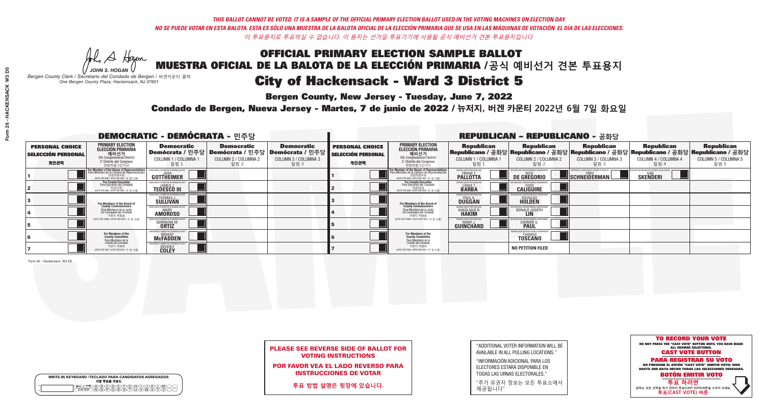*THIS BALLOT CANNOT BE VOTED. IT IS A SAMPLE OF THE OFFICIAL PRIMARY ELECTION BALLOT USED IN THE VOTING MACHINES ON ELECTION DAY.*
*NO SE PUEDE VOTAR EN ESTA BALOTA. ESTA ES SÓLO UNA MUESTRA DE LA BALOTA OFICIAL DE LA ELECCIÓN PRIMARIA QUE SE USA EN LAS MÁQUINAS DE VOTACIÓN EL DÍA DE LAS ELECCIONES.*
*이 투표용지로 투표하실 수 없습니다. 이 용지는 선거일 투표기기에 사용될 공식 예비선거 견본 투표용지입니다.*

JOHN S. HOGAN
*Bergen County Clerk / Secretario del Condado de Bergen / 버겐카운티 클럭*
*One Bergen County Plaza, Hackensack, NJ 07601*

# OFFICIAL PRIMARY ELECTION SAMPLE BALLOT
# MUESTRA OFICIAL DE LA BALOTA DE LA ELECCIÓN PRIMARIA /공식 예비선거 견본 투표용지
# City of Hackensack - Ward 3 District 5

**Bergen County, New Jersey - Tuesday, June 7, 2022**

**Condado de Bergen, Nueva Jersey - Martes, 7 de junio de 2022 / 뉴저지, 버겐 카운티 2022년 6월 7일 화요일**

## DEMOCRATIC - DEMÓCRATA - 민주당

| PERSONAL CHOICE / SELECCIÓN PERSONAL / 개인선택 | PRIMARY ELECTION / ELECCIÓN PRIMARIA / 예비선거 | Democratic / Demócrata / 민주당 COLUMN 1 / COLUMNA 1 / 칼럼 1 | Democratic / Demócrata / 민주당 COLUMN 2 / COLUMNA 2 / 칼럼 2 | Democratic / Demócrata / 민주당 COLUMN 3 / COLUMNA 3 / 칼럼 3 |
|---|---|---|---|---|
| 1 | For Member of the House of Representatives / Para Miembro de la Cámara de Representantes / 연방하원의원 (5th Congressional District / 5° Distrito del Congreso / 연방하원 5선거구) (VOTE FOR ONE / VOTE POR UNO / 한 명 선출) | JOSH GOTTHEIMER | | |
| 2 | For County Executive / Para Ejecutivo del Condado / 카운티장 (VOTE FOR ONE / VOTE POR UNO / 한 명 선출) | JAMES J. TEDESCO III | | |
| 3 | For Members of the Board of County Commissioners / Para Miembros de la Junta De Concejales del Condado / 카운티 위원들 (VOTE FOR THREE / VOTE POR TRES / 세 명 선출) | THOMAS J. SULLIVAN | | |
| 4 | | MARY AMOROSO | | |
| 5 | | GERMAINE M. ORTIZ | | |
| 6 | For Members of the County Committee / Para Miembros de la Comité del Condado / 카운티 위원회 (VOTE FOR TWO / VOTE POR DOS / 두 명 선출) | BRYANT McFADDEN | | |
| 7 | | BEVERLY COLEY | | |

## REPUBLICAN - REPUBLICANO - 공화당

| PERSONAL CHOICE / SELECCIÓN PERSONAL / 개인선택 | PRIMARY ELECTION / ELECCIÓN PRIMARIA / 예비선거 | Republican / Republicano / 공화당 COLUMN 1 / COLUMNA 1 / 칼럼 1 | Republican / Republicano / 공화당 COLUMN 2 / COLUMNA 2 / 칼럼 2 | Republican / Republicano / 공화당 COLUMN 3 / COLUMNA 3 / 칼럼 3 | Republican / Republicano / 공화당 COLUMN 4 / COLUMNA 4 / 칼럼 4 | Republican / Republicano / 공화당 COLUMN 5 / COLUMNA 5 / 칼럼 5 |
|---|---|---|---|---|---|---|
| 1 | For Member of the House of Representatives / Para Miembro de la Cámara de Representantes / 연방하원의원 (5th Congressional District / 5° Distrito del Congreso / 연방하원 5선거구) (VOTE FOR ONE / VOTE POR UNO / 한 명 선출) | FRANK T. PALLOTTA | NICK DE GREGORIO | FRED SCHNEIDERMAN | SAB SKENDERI | |
| 2 | For County Executive / Para Ejecutivo del Condado / 카운티장 (VOTE FOR ONE / VOTE POR UNO / 한 명 선출) | LINDA T. BARBA | TODD CALIGUIRE | | | |
| 3 | For Members of the Board of County Commissioners / Para Miembros de la Junta De Concejales del Condado / 카운티 위원들 (VOTE FOR THREE / VOTE POR TRES / 세 명 선출) | PAUL A. DUGGAN | DOUGLAS HOLDEN | | | |
| 4 | | ANGELIQUE R. HAKIM | RONALD JOSEPH LIN | | | |
| 5 | | MARY J. GUINCHARD | DIERDRE G. PAUL | | | |
| 6 | For Members of the County Committee / Para Miembros de la Comité del Condado / 카운티 위원회 (VOTE FOR TWO / VOTE POR DOS / 두 명 선출) | | THOMAS TOSCANO | | | |
| 7 | | | NO PETITION FILED | | | |

Form 26 - Hackensack W3 D5

**PLEASE SEE REVERSE SIDE OF BALLOT FOR VOTING INSTRUCTIONS**

**POR FAVOR VEA EL LADO REVERSO PARA INSTRUCCIONES DE VOTAR**

**투표 방법 설명은 뒷장에 있습니다.**

"ADDITIONAL VOTER INFORMATION WILL BE AVAILABLE IN ALL POLLING LOCATIONS."

"INFORMACIÓN ADICIONAL PARA LOS ELECTORES ESTARÁ DISPONIBLE EN TODAS LAS URNAS ELECTORALES."

"추가 유권자 정보는 모든 투표소에서 제공됩니다"

**TO RECORD YOUR VOTE**
DO NOT PRESS THE "CAST VOTE" BUTTON UNTIL YOU HAVE MADE ALL DESIRED SELECTIONS.
**CAST VOTE BUTTON**

**PARA REGISTRAR SU VOTO**
NO PRESIONE EL BOTÓN "CAST VOTE" (EMITIR VOTO) SINO HASTA QUE HAYA HECHO TODAS LAS SELECCIONES DESEADAS.
**BOTÓN EMITIR VOTO**

**투표 하려면**
원하는 모든 선택을 하기 전까지 투표(CAST VOTE)버튼을 누르지 마세요
**투표(CAST VOTE) 버튼**

WRITE-IN KEYBOARD /TECLADO PARA CANDIDATOS AGREGADOS
기명 투표용 키보드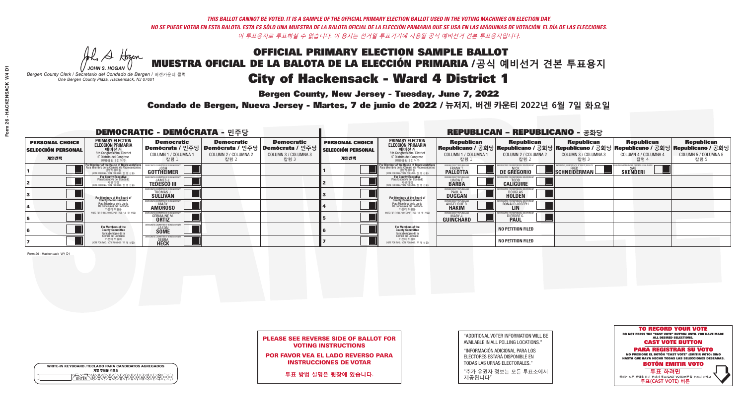*THIS BALLOT CANNOT BE VOTED. IT IS A SAMPLE OF THE OFFICIAL PRIMARY ELECTION BALLOT USED IN THE VOTING MACHINES ON ELECTION DAY.*

*NO SE PUEDE VOTAR EN ESTA BALOTA. ESTA ES SÓLO UNA MUESTRA DE LA BALOTA OFICIAL DE LA ELECCIÓN PRIMARIA QUE SE USA EN LAS MÁQUINAS DE VOTACIÓN EL DÍA DE LAS ELECCIONES.*

*이 투표용지로 투표하실 수 없습니다. 이 용지는 선거일 투표기기에 사용될 공식 예비선거 견본 투표용지입니다.*

JOHN S. HOGAN
*Bergen County Clerk / Secretario del Condado de Bergen /* 버겐카운티 클럭
*One Bergen County Plaza, Hackensack, NJ 07601*

# OFFICIAL PRIMARY ELECTION SAMPLE BALLOT
# MUESTRA OFICIAL DE LA BALOTA DE LA ELECCIÓN PRIMARIA / 공식 예비선거 견본 투표용지
# City of Hackensack - Ward 4 District 1

**Bergen County, New Jersey - Tuesday, June 7, 2022**

**Condado de Bergen, Nueva Jersey - Martes, 7 de junio de 2022 / 뉴저지, 버겐 카운티 2022년 6월 7일 화요일**

## DEMOCRATIC - DEMÓCRATA - 민주당

| PERSONAL CHOICE / SELECCIÓN PERSONAL / 개인선택 | PRIMARY ELECTION / ELECCIÓN PRIMARIA / 예비선거 (5th Congressional District / 5° Distrito del Congreso / 연방하원 5선거구) | Democratic / Demócrata / 민주당 COLUMN 1 / COLUMNA 1 / 칼럼 1 | Democratic / Demócrata / 민주당 COLUMN 2 / COLUMNA 2 / 칼럼 2 | Democratic / Demócrata / 민주당 COLUMN 3 / COLUMNA 3 / 칼럼 3 |
|---|---|---|---|---|
| 1 | For Member of the House of Representatives / Para Miembro de la Cámara de Representantes / 연방하원의원 (VOTE FOR ONE / VOTE POR UNO / 한 명 선출) | JOSH GOTTHEIMER | | |
| 2 | For County Executive / Para Ejecutivo del Condado / 카운티장 (VOTE FOR ONE / VOTE POR UNO / 한 명 선출) | JAMES J. TEDESCO III | | |
| 3 | For Members of the Board of County Commissioners / Para Miembros de la Junta De Concejales del Condado / 카운티 위원들 (VOTE FOR THREE / VOTE POR TRES / 세 명 선출) | THOMAS J. SULLIVAN | | |
| 4 | | MARY AMOROSO | | |
| 5 | | GERMAINE M. ORTIZ | | |
| 6 | For Members of the County Committee / Para Miembros de la Comité del Condado / 카운티 위원회 (VOTE FOR TWO / VOTE POR DOS / 두 명 선출) | JASON SOME | | |
| 7 | | DEBRA HECK | | |

## REPUBLICAN - REPUBLICANO - 공화당

| PERSONAL CHOICE / SELECCIÓN PERSONAL / 개인선택 | PRIMARY ELECTION / ELECCIÓN PRIMARIA / 예비선거 (5th Congressional District / 5° Distrito del Congreso / 연방하원 5선거구) | Republican / Republicano / 공화당 COLUMN 1 / COLUMNA 1 / 칼럼 1 | Republican / Republicano / 공화당 COLUMN 2 / COLUMNA 2 / 칼럼 2 | Republican / Republicano / 공화당 COLUMN 3 / COLUMNA 3 / 칼럼 3 | Republican / Republicano / 공화당 COLUMN 4 / COLUMNA 4 / 칼럼 4 | Republican / Republicano / 공화당 COLUMN 5 / COLUMNA 5 / 칼럼 5 |
|---|---|---|---|---|---|---|
| 1 | For Member of the House of Representatives / Para Miembro de la Cámara de Representantes / 연방하원의원 (VOTE FOR ONE / VOTE POR UNO / 한 명 선출) | FRANK T. PALLOTTA | NICK DE GREGORIO | FRED SCHNEIDERMAN | SAB SKENDERI | |
| 2 | For County Executive / Para Ejecutivo del Condado / 카운티장 (VOTE FOR ONE / VOTE POR UNO / 한 명 선출) | LINDA T. BARBA | TODD CALIGUIRE | | | |
| 3 | For Members of the Board of County Commissioners / Para Miembros de la Junta De Concejales del Condado / 카운티 위원들 (VOTE FOR THREE / VOTE POR TRES / 세 명 선출) | PAUL A. DUGGAN | DOUGLAS HOLDEN | | | |
| 4 | | ANGELIQUE R. HAKIM | RONALD JOSEPH LIN | | | |
| 5 | | MARY J. GUINCHARD | DIERDRE G. PAUL | | | |
| 6 | For Members of the County Committee / Para Miembros de la Comité del Condado / 카운티 위원회 (VOTE FOR TWO / VOTE POR DOS / 두 명 선출) | | NO PETITION FILED | | | |
| 7 | | | NO PETITION FILED | | | |

Form 26 - Hackensack W4 D1

**PLEASE SEE REVERSE SIDE OF BALLOT FOR VOTING INSTRUCTIONS**

**POR FAVOR VEA EL LADO REVERSO PARA INSTRUCCIONES DE VOTAR**

**투표 방법 설명은 뒷장에 있습니다.**

"ADDITIONAL VOTER INFORMATION WILL BE AVAILABLE IN ALL POLLING LOCATIONS."

"INFORMACIÓN ADICIONAL PARA LOS ELECTORES ESTARÁ DISPONIBLE EN TODAS LAS URNAS ELECTORALES."

"추가 유권자 정보는 모든 투표소에서 제공됩니다"

**TO RECORD YOUR VOTE**
DO NOT PRESS THE "CAST VOTE" BUTTON UNTIL YOU HAVE MADE ALL DESIRED SELECTIONS.
**CAST VOTE BUTTON**

**PARA REGISTRAR SU VOTO**
NO PRESIONE EL BOTÓN "CAST VOTE" (EMITIR VOTO) SINO HASTA QUE HAYA HECHO TODAS LAS SELECCIONES DESEADAS.
**BOTÓN EMITIR VOTO**

**투표 하려면**
원하는 모든 선택을 하기 전까지 투표(CAST VOTE)버튼을 누르지 마세요
**투표(CAST VOTE) 버튼**

WRITE-IN KEYBOARD /TECLADO PARA CANDIDATOS AGREGADOS
기명 투표용 키보드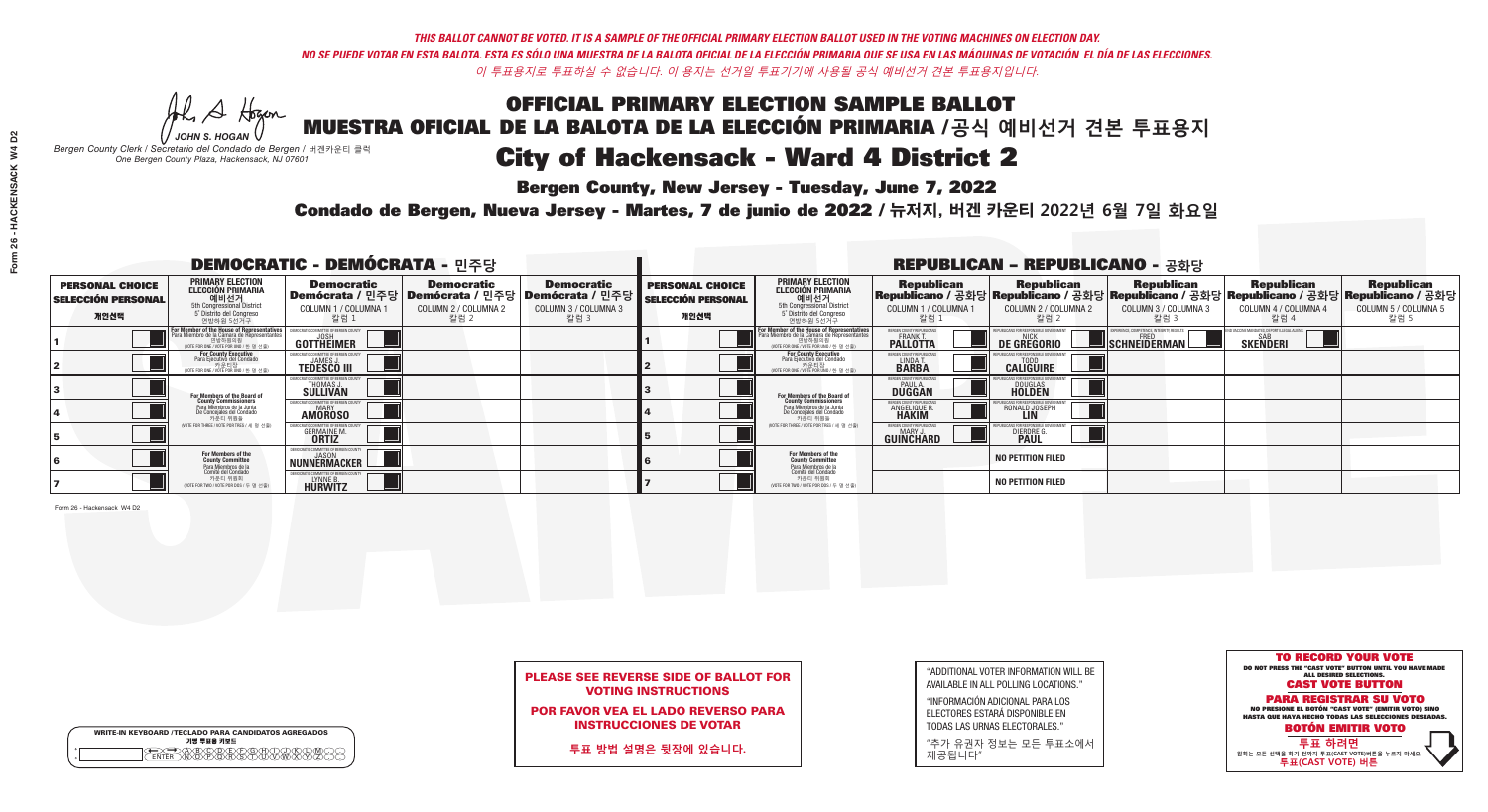*THIS BALLOT CANNOT BE VOTED. IT IS A SAMPLE OF THE OFFICIAL PRIMARY ELECTION BALLOT USED IN THE VOTING MACHINES ON ELECTION DAY.*

*NO SE PUEDE VOTAR EN ESTA BALOTA. ESTA ES SÓLO UNA MUESTRA DE LA BALOTA OFICIAL DE LA ELECCIÓN PRIMARIA QUE SE USA EN LAS MÁQUINAS DE VOTACIÓN EL DÍA DE LAS ELECCIONES.*

*이 투표용지로 투표하실 수 없습니다. 이 용지는 선거일 투표기기에 사용될 공식 예비선거 견본 투표용지입니다.*

JOHN S. HOGAN
*Bergen County Clerk / Secretario del Condado de Bergen / 버겐카운티 클럭*
*One Bergen County Plaza, Hackensack, NJ 07601*

# OFFICIAL PRIMARY ELECTION SAMPLE BALLOT
# MUESTRA OFICIAL DE LA BALOTA DE LA ELECCIÓN PRIMARIA /공식 예비선거 견본 투표용지
## City of Hackensack - Ward 4 District 2

**Bergen County, New Jersey - Tuesday, June 7, 2022**

**Condado de Bergen, Nueva Jersey - Martes, 7 de junio de 2022 / 뉴저지, 버겐 카운티 2022년 6월 7일 화요일**

## DEMOCRATIC - DEMÓCRATA - 민주당

| PERSONAL CHOICE / SELECCIÓN PERSONAL / 개인선택 | PRIMARY ELECTION / ELECCIÓN PRIMARIA / 예비선거 (5th Congressional District / 5° Distrito del Congreso / 연방하원 5선거구) | Democratic / Demócrata / 민주당 COLUMN 1 / COLUMNA 1 / 칼럼 1 | Democratic / Demócrata / 민주당 COLUMN 2 / COLUMNA 2 / 칼럼 2 | Democratic / Demócrata / 민주당 COLUMN 3 / COLUMNA 3 / 칼럼 3 |
|---|---|---|---|---|
| 1 | For Member of the House of Representatives / Para Miembro de la Cámara de Representantes / 연방하원의원 (VOTE FOR ONE / VOTE POR UNO / 한 명 선출) | JOSH GOTTHEIMER | | |
| 2 | For County Executive / Para Ejecutivo del Condado / 카운티장 (VOTE FOR ONE / VOTE POR UNO / 한 명 선출) | JAMES J. TEDESCO III | | |
| 3 | For Members of the Board of County Commissioners / Para Miembros de la Junta De Concejales del Condado / 카운티 위원들 (VOTE FOR THREE / VOTE POR TRES / 세 명 선출) | THOMAS J. SULLIVAN | | |
| 4 | | MARY AMOROSO | | |
| 5 | | GERMAINE M. ORTIZ | | |
| 6 | For Members of the County Committee / Para Miembros de la Comité del Condado / 카운티 위원회 (VOTE FOR TWO / VOTE POR DOS / 두 명 선출) | JASON NUNNERMACKER | | |
| 7 | | LYNNE B. HURWITZ | | |

## REPUBLICAN - REPUBLICANO - 공화당

| PERSONAL CHOICE / SELECCIÓN PERSONAL / 개인선택 | PRIMARY ELECTION / ELECCIÓN PRIMARIA / 예비선거 (5th Congressional District / 5° Distrito del Congreso / 연방하원 5선거구) | Republican / Republicano / 공화당 COLUMN 1 / COLUMNA 1 / 칼럼 1 | Republican / Republicano / 공화당 COLUMN 2 / COLUMNA 2 / 칼럼 2 | Republican / Republicano / 공화당 COLUMN 3 / COLUMNA 3 / 칼럼 3 | Republican / Republicano / 공화당 COLUMN 4 / COLUMNA 4 / 칼럼 4 | Republican / Republicano / 공화당 COLUMN 5 / COLUMNA 5 / 칼럼 5 |
|---|---|---|---|---|---|---|
| 1 | For Member of the House of Representatives / Para Miembro de la Cámara de Representantes / 연방하원의원 (VOTE FOR ONE / VOTE POR UNO / 한 명 선출) | FRANK T. PALLOTTA | NICK DE GREGORIO | FRED SCHNEIDERMAN | SAB SKENDERI | |
| 2 | For County Executive / Para Ejecutivo del Condado / 카운티장 (VOTE FOR ONE / VOTE POR UNO / 한 명 선출) | LINDA T. BARBA | TODD CALIGUIRE | | | |
| 3 | For Members of the Board of County Commissioners / Para Miembros de la Junta De Concejales del Condado / 카운티 위원들 (VOTE FOR THREE / VOTE POR TRES / 세 명 선출) | PAUL A. DUGGAN | DOUGLAS HOLDEN | | | |
| 4 | | ANGELIQUE R. HAKIM | RONALD JOSEPH LIN | | | |
| 5 | | MARY J. GUINCHARD | DIERDRE G. PAUL | | | |
| 6 | For Members of the County Committee / Para Miembros de la Comité del Condado / 카운티 위원회 (VOTE FOR TWO / VOTE POR DOS / 두 명 선출) | | NO PETITION FILED | | | |
| 7 | | | NO PETITION FILED | | | |

Form 26 - Hackensack W4 D2

**PLEASE SEE REVERSE SIDE OF BALLOT FOR VOTING INSTRUCTIONS**

**POR FAVOR VEA EL LADO REVERSO PARA INSTRUCCIONES DE VOTAR**

**투표 방법 설명은 뒷장에 있습니다.**

"ADDITIONAL VOTER INFORMATION WILL BE AVAILABLE IN ALL POLLING LOCATIONS."

"INFORMACIÓN ADICIONAL PARA LOS ELECTORES ESTARÁ DISPONIBLE EN TODAS LAS URNAS ELECTORALES."

"추가 유권자 정보는 모든 투표소에서 제공됩니다"

WRITE-IN KEYBOARD /TECLADO PARA CANDIDATOS AGREGADOS
기명 투표용 키보드

**TO RECORD YOUR VOTE**
DO NOT PRESS THE "CAST VOTE" BUTTON UNTIL YOU HAVE MADE ALL DESIRED SELECTIONS.
**CAST VOTE BUTTON**

**PARA REGISTRAR SU VOTO**
NO PRESIONE EL BOTÓN "CAST VOTE" (EMITIR VOTO) SINO HASTA QUE HAYA HECHO TODAS LAS SELECCIONES DESEADAS.
**BOTÓN EMITIR VOTO**

**투표 하려면**
원하는 모든 선택을 하기 전까지 투표(CAST VOTE)버튼을 누르지 마세요
**투표(CAST VOTE) 버튼**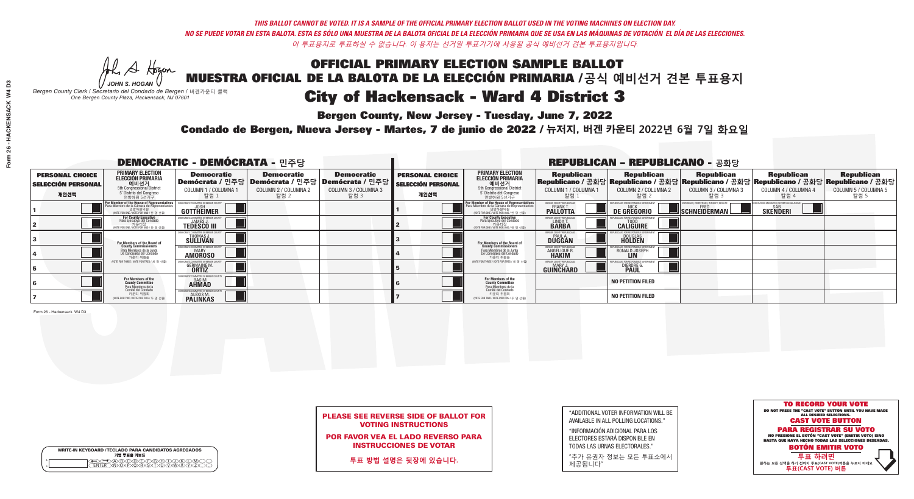*THIS BALLOT CANNOT BE VOTED. IT IS A SAMPLE OF THE OFFICIAL PRIMARY ELECTION BALLOT USED IN THE VOTING MACHINES ON ELECTION DAY.*
*NO SE PUEDE VOTAR EN ESTA BALOTA. ESTA ES SÓLO UNA MUESTRA DE LA BALOTA OFICIAL DE LA ELECCIÓN PRIMARIA QUE SE USA EN LAS MÁQUINAS DE VOTACIÓN EL DÍA DE LAS ELECCIONES.*
*이 투표용지로 투표하실 수 없습니다. 이 용지는 선거일 투표기기에 사용될 공식 예비선거 견본 투표용지입니다.*

JOHN S. HOGAN
*Bergen County Clerk / Secretario del Condado de Bergen / 버겐카운티 클럭*
*One Bergen County Plaza, Hackensack, NJ 07601*

# OFFICIAL PRIMARY ELECTION SAMPLE BALLOT
# MUESTRA OFICIAL DE LA BALOTA DE LA ELECCIÓN PRIMARIA /공식 예비선거 견본 투표용지
# City of Hackensack - Ward 4 District 3

**Bergen County, New Jersey - Tuesday, June 7, 2022**

**Condado de Bergen, Nueva Jersey - Martes, 7 de junio de 2022 / 뉴저지, 버겐 카운티 2022년 6월 7일 화요일**

## DEMOCRATIC - DEMÓCRATA - 민주당

| PERSONAL CHOICE / SELECCIÓN PERSONAL / 개인선택 | PRIMARY ELECTION / ELECCIÓN PRIMARIA / 예비선거 | Democratic / Demócrata / 민주당 COLUMN 1 / COLUMNA 1 / 칼럼 1 | Democratic / Demócrata / 민주당 COLUMN 2 / COLUMNA 2 / 칼럼 2 | Democratic / Demócrata / 민주당 COLUMN 3 / COLUMNA 3 / 칼럼 3 |
|---|---|---|---|---|
| 1 | For Member of the House of Representatives / Para Miembro de la Cámara de Representantes / 연방하원의원 (5th Congressional District / 5° Distrito del Congreso / 연방하원 5선거구) (VOTE FOR ONE / VOTE POR UNO / 한 명 선출) | JOSH GOTTHEIMER | | |
| 2 | For County Executive / Para Ejecutivo del Condado / 카운티장 (VOTE FOR ONE / VOTE POR UNO / 한 명 선출) | JAMES J. TEDESCO III | | |
| 3 | For Members of the Board of County Commissioners / Para Miembros de la Junta De Concejales del Condado / 카운티 위원들 (VOTE FOR THREE / VOTE POR TRES / 세 명 선출) | THOMAS J. SULLIVAN | | |
| 4 | | MARY AMOROSO | | |
| 5 | | GERMAINE M. ORTIZ | | |
| 6 | For Members of the County Committee / Para Miembros de la Comité del Condado / 카운티 위원회 (VOTE FOR TWO / VOTE POR DOS / 두 명 선출) | BASIM AHMAD | | |
| 7 | | ALEXIS M. PALINKAS | | |

## REPUBLICAN - REPUBLICANO - 공화당

| PERSONAL CHOICE / SELECCIÓN PERSONAL / 개인선택 | PRIMARY ELECTION / ELECCIÓN PRIMARIA / 예비선거 | Republican / Republicano / 공화당 COLUMN 1 / COLUMNA 1 / 칼럼 1 | Republican / Republicano / 공화당 COLUMN 2 / COLUMNA 2 / 칼럼 2 | Republican / Republicano / 공화당 COLUMN 3 / COLUMNA 3 / 칼럼 3 | Republican / Republicano / 공화당 COLUMN 4 / COLUMNA 4 / 칼럼 4 | Republican / Republicano / 공화당 COLUMN 5 / COLUMNA 5 / 칼럼 5 |
|---|---|---|---|---|---|---|
| 1 | For Member of the House of Representatives / Para Miembro de la Cámara de Representantes / 연방하원의원 (5th Congressional District / 5° Distrito del Congreso / 연방하원 5선거구) (VOTE FOR ONE / VOTE POR UNO / 한 명 선출) | FRANK T. PALLOTTA | NICK DE GREGORIO | FRED SCHNEIDERMAN | SAB SKENDERI | |
| 2 | For County Executive / Para Ejecutivo del Condado / 카운티장 (VOTE FOR ONE / VOTE POR UNO / 한 명 선출) | LINDA T. BARBA | TODD CALIGUIRE | | | |
| 3 | For Members of the Board of County Commissioners / Para Miembros de la Junta De Concejales del Condado / 카운티 위원들 (VOTE FOR THREE / VOTE POR TRES / 세 명 선출) | PAUL A. DUGGAN | DOUGLAS HOLDEN | | | |
| 4 | | ANGELIQUE R. HAKIM | RONALD JOSEPH LIN | | | |
| 5 | | MARY J. GUINCHARD | DIERDRE G. PAUL | | | |
| 6 | For Members of the County Committee / Para Miembros de la Comité del Condado / 카운티 위원회 (VOTE FOR TWO / VOTE POR DOS / 두 명 선출) | | NO PETITION FILED | | | |
| 7 | | | NO PETITION FILED | | | |

Form 26 - Hackensack W4 D3

**PLEASE SEE REVERSE SIDE OF BALLOT FOR VOTING INSTRUCTIONS**

**POR FAVOR VEA EL LADO REVERSO PARA INSTRUCCIONES DE VOTAR**

**투표 방법 설명은 뒷장에 있습니다.**

"ADDITIONAL VOTER INFORMATION WILL BE AVAILABLE IN ALL POLLING LOCATIONS."

"INFORMACIÓN ADICIONAL PARA LOS ELECTORES ESTARÁ DISPONIBLE EN TODAS LAS URNAS ELECTORALES."

"추가 유권자 정보는 모든 투표소에서 제공됩니다"

WRITE-IN KEYBOARD /TECLADO PARA CANDIDATOS AGREGADOS
기명 투표용 키보드

**TO RECORD YOUR VOTE**
DO NOT PRESS THE "CAST VOTE" BUTTON UNTIL YOU HAVE MADE ALL DESIRED SELECTIONS.
**CAST VOTE BUTTON**

**PARA REGISTRAR SU VOTO**
NO PRESIONE EL BOTÓN "CAST VOTE" (EMITIR VOTO) SINO HASTA QUE HAYA HECHO TODAS LAS SELECCIONES DESEADAS.
**BOTÓN EMITIR VOTO**

**투표 하려면**
원하는 모든 선택을 하기 전까지 투표(CAST VOTE)버튼을 누르지 마세요.
**투표(CAST VOTE) 버튼**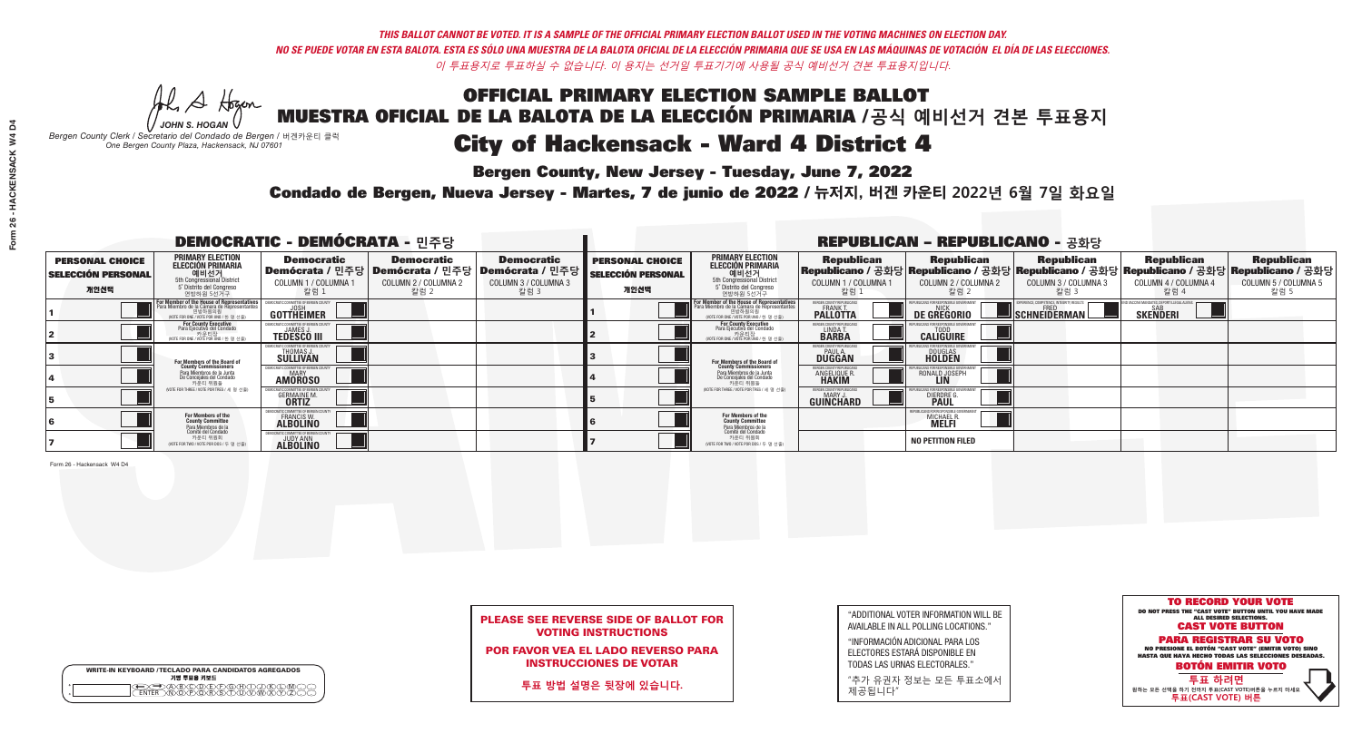*THIS BALLOT CANNOT BE VOTED. IT IS A SAMPLE OF THE OFFICIAL PRIMARY ELECTION BALLOT USED IN THE VOTING MACHINES ON ELECTION DAY.*
*NO SE PUEDE VOTAR EN ESTA BALOTA. ESTA ES SÓLO UNA MUESTRA DE LA BALOTA OFICIAL DE LA ELECCIÓN PRIMARIA QUE SE USA EN LAS MÁQUINAS DE VOTACIÓN EL DÍA DE LAS ELECCIONES.*
*이 투표용지로 투표하실 수 없습니다. 이 용지는 선거일 투표기기에 사용될 공식 예비선거 견본 투표용지입니다.*

JOHN S. HOGAN
*Bergen County Clerk / Secretario del Condado de Bergen / 버겐카운티 클럭*
*One Bergen County Plaza, Hackensack, NJ 07601*

# OFFICIAL PRIMARY ELECTION SAMPLE BALLOT
# MUESTRA OFICIAL DE LA BALOTA DE LA ELECCIÓN PRIMARIA /공식 예비선거 견본 투표용지
# City of Hackensack - Ward 4 District 4

**Bergen County, New Jersey - Tuesday, June 7, 2022**
**Condado de Bergen, Nueva Jersey - Martes, 7 de junio de 2022 / 뉴저지, 버겐 카운티 2022년 6월 7일 화요일**

## DEMOCRATIC - DEMÓCRATA - 민주당

| PERSONAL CHOICE / SELECCIÓN PERSONAL / 개인선택 | PRIMARY ELECTION / ELECCIÓN PRIMARIA / 예비선거 | Democratic / Demócrata / 민주당 COLUMN 1 / COLUMNA 1 / 칼럼 1 | Democratic / Demócrata / 민주당 COLUMN 2 / COLUMNA 2 / 칼럼 2 | Democratic / Demócrata / 민주당 COLUMN 3 / COLUMNA 3 / 칼럼 3 |
|---|---|---|---|---|
| 1 | For Member of the House of Representatives / Para Miembro de la Cámara de Representantes / 연방하원의원 (VOTE FOR ONE / VOTE POR UNO / 한 명 선출) | JOSH GOTTHEIMER | | |
| 2 | For County Executive / Para Ejecutivo del Condado / 카운티장 (VOTE FOR ONE / VOTE POR UNO / 한 명 선출) | JAMES J. TEDESCO III | | |
| 3 | For Members of the Board of County Commissioners / Para Miembros de la Junta De Concejales del Condado / 카운티 위원들 (VOTE FOR THREE / VOTE POR TRES / 세 명 선출) | THOMAS J. SULLIVAN | | |
| 4 | | MARY AMOROSO | | |
| 5 | | GERMAINE M. ORTIZ | | |
| 6 | For Members of the County Committee / Para Miembros de la Comité del Condado / 카운티 위원회 (VOTE FOR TWO / VOTE POR DOS / 두 명 선출) | FRANCIS W. ALBOLINO | | |
| 7 | | JUDY ANN ALBOLINO | | |

## REPUBLICAN - REPUBLICANO - 공화당

| PERSONAL CHOICE / SELECCIÓN PERSONAL / 개인선택 | PRIMARY ELECTION / ELECCIÓN PRIMARIA / 예비선거 | Republican / Republicano / 공화당 COLUMN 1 / COLUMNA 1 / 칼럼 1 | Republican / Republicano / 공화당 COLUMN 2 / COLUMNA 2 / 칼럼 2 | Republican / Republicano / 공화당 COLUMN 3 / COLUMNA 3 / 칼럼 3 | Republican / Republicano / 공화당 COLUMN 4 / COLUMNA 4 / 칼럼 4 | Republican / Republicano / 공화당 COLUMN 5 / COLUMNA 5 / 칼럼 5 |
|---|---|---|---|---|---|---|
| 1 | For Member of the House of Representatives / Para Miembro de la Cámara de Representantes / 연방하원의원 (VOTE FOR ONE / VOTE POR UNO / 한 명 선출) | FRANK T. PALLOTTA | NICK DE GREGORIO | FRED SCHNEIDERMAN | SAB SKENDERI | |
| 2 | For County Executive / Para Ejecutivo del Condado / 카운티장 (VOTE FOR ONE / VOTE POR UNO / 한 명 선출) | LINDA T. BARBA | TODD CALIGUIRE | | | |
| 3 | For Members of the Board of County Commissioners / Para Miembros de la Junta De Concejales del Condado / 카운티 위원들 (VOTE FOR THREE / VOTE POR TRES / 세 명 선출) | PAUL A. DUGGAN | DOUGLAS HOLDEN | | | |
| 4 | | ANGELIQUE R. HAKIM | RONALD JOSEPH LIN | | | |
| 5 | | MARY J. GUINCHARD | DIERDRE G. PAUL | | | |
| 6 | For Members of the County Committee / Para Miembros de la Comité del Condado / 카운티 위원회 (VOTE FOR TWO / VOTE POR DOS / 두 명 선출) | | MICHAEL R. MELFI | | | |
| 7 | | | NO PETITION FILED | | | |

Form 26 - Hackensack W4 D4

**PLEASE SEE REVERSE SIDE OF BALLOT FOR VOTING INSTRUCTIONS**
**POR FAVOR VEA EL LADO REVERSO PARA INSTRUCCIONES DE VOTAR**
**투표 방법 설명은 뒷장에 있습니다.**

"ADDITIONAL VOTER INFORMATION WILL BE AVAILABLE IN ALL POLLING LOCATIONS."
"INFORMACIÓN ADICIONAL PARA LOS ELECTORES ESTARÁ DISPONIBLE EN TODAS LAS URNAS ELECTORALES."
"추가 유권자 정보는 모든 투표소에서 제공됩니다"

**TO RECORD YOUR VOTE**
DO NOT PRESS THE "CAST VOTE" BUTTON UNTIL YOU HAVE MADE ALL DESIRED SELECTIONS.
**CAST VOTE BUTTON**
**PARA REGISTRAR SU VOTO**
NO PRESIONE EL BOTÓN "CAST VOTE" (EMITIR VOTO) SINO HASTA QUE HAYA HECHO TODAS LAS SELECCIONES DESEADAS.
**BOTÓN EMITIR VOTO**
**투표 하려면**
원하는 모든 선택을 하기 전까지 투표(CAST VOTE)버튼을 누르지 마세요
**투표(CAST VOTE) 버튼**

WRITE-IN KEYBOARD /TECLADO PARA CANDIDATOS AGREGADOS
기명 투표용 키보드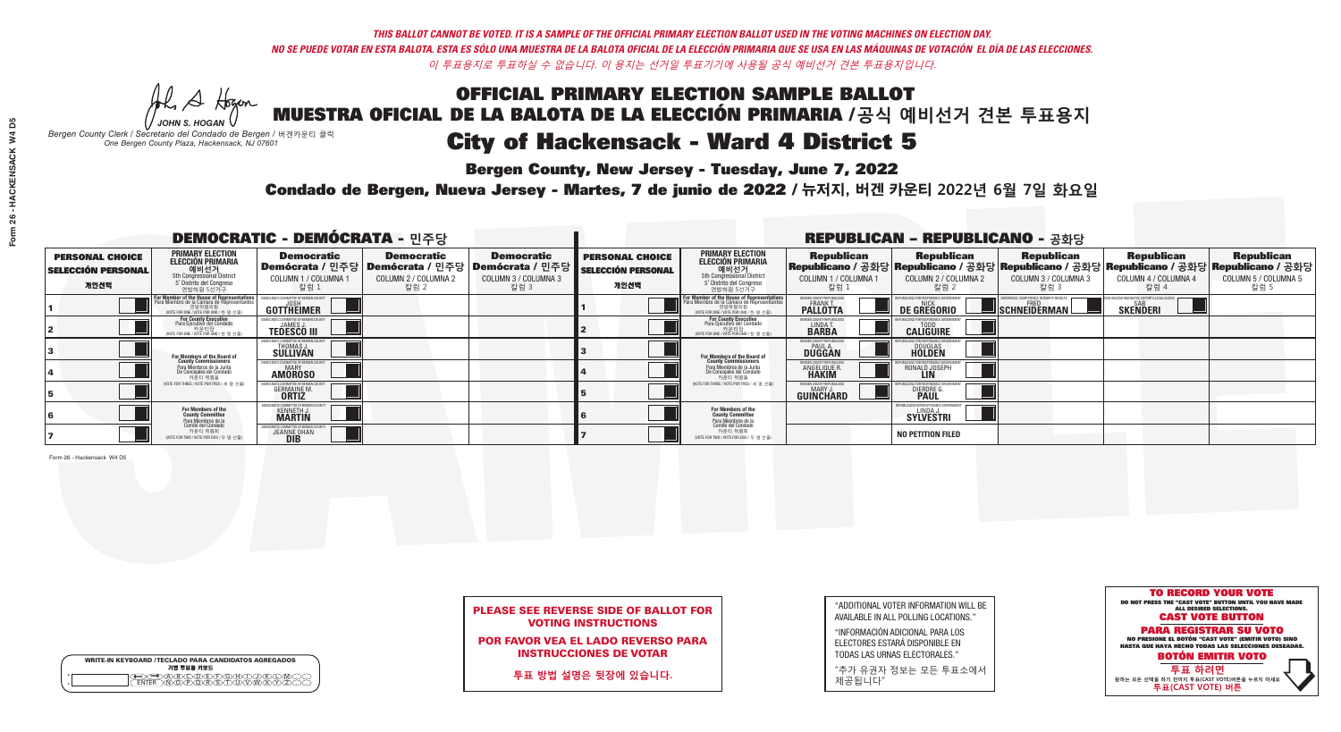*THIS BALLOT CANNOT BE VOTED. IT IS A SAMPLE OF THE OFFICIAL PRIMARY ELECTION BALLOT USED IN THE VOTING MACHINES ON ELECTION DAY.*
*NO SE PUEDE VOTAR EN ESTA BALOTA. ESTA ES SÓLO UNA MUESTRA DE LA BALOTA OFICIAL DE LA ELECCIÓN PRIMARIA QUE SE USA EN LAS MÁQUINAS DE VOTACIÓN EL DÍA DE LAS ELECCIONES.*
*이 투표용지로 투표하실 수 없습니다. 이 용지는 선거일 투표기기에 사용될 공식 예비선거 견본 투표용지입니다.*

JOHN S. HOGAN
*Bergen County Clerk / Secretario del Condado de Bergen / 버겐카운티 클럭*
*One Bergen County Plaza, Hackensack, NJ 07601*

# OFFICIAL PRIMARY ELECTION SAMPLE BALLOT
# MUESTRA OFICIAL DE LA BALOTA DE LA ELECCIÓN PRIMARIA / 공식 예비선거 견본 투표용지
# City of Hackensack - Ward 4 District 5

**Bergen County, New Jersey - Tuesday, June 7, 2022**

**Condado de Bergen, Nueva Jersey - Martes, 7 de junio de 2022 / 뉴저지, 버겐 카운티 2022년 6월 7일 화요일**

## DEMOCRATIC - DEMÓCRATA - 민주당

| PERSONAL CHOICE / SELECCIÓN PERSONAL / 개인선택 | PRIMARY ELECTION / ELECCIÓN PRIMARIA / 예비선거 (5th Congressional District / 5° Distrito del Congreso / 연방하원 5선거구) | Democratic / Demócrata / 민주당 COLUMN 1 / COLUMNA 1 / 칼럼 1 | Democratic / Demócrata / 민주당 COLUMN 2 / COLUMNA 2 / 칼럼 2 | Democratic / Demócrata / 민주당 COLUMN 3 / COLUMNA 3 / 칼럼 3 |
|---|---|---|---|---|
| 1 | For Member of the House of Representatives / Para Miembro de la Cámara de Representantes / 연방하원의원 (VOTE FOR ONE / VOTE POR UNO / 한 명 선출) | JOSH GOTTHEIMER | | |
| 2 | For County Executive / Para Ejecutivo del Condado / 카운티장 (VOTE FOR ONE / VOTE POR UNO / 한 명 선출) | JAMES J. TEDESCO III | | |
| 3 | For Members of the Board of County Commissioners / Para Miembros de la Junta De Concejales del Condado / 카운티 위원들 (VOTE FOR THREE / VOTE POR TRES / 세 명 선출) | THOMAS J. SULLIVAN | | |
| 4 | | MARY AMOROSO | | |
| 5 | | GERMAINE M. ORTIZ | | |
| 6 | For Members of the County Committee / Para Miembros de la Comité del Condado / 카운티 위원회 (VOTE FOR TWO / VOTE POR DOS / 두 명 선출) | KENNETH J. MARTIN | | |
| 7 | | JEANNE DHAN DIB | | |

## REPUBLICAN - REPUBLICANO - 공화당

| PERSONAL CHOICE / SELECCIÓN PERSONAL / 개인선택 | PRIMARY ELECTION / ELECCIÓN PRIMARIA / 예비선거 (5th Congressional District / 5° Distrito del Congreso / 연방하원 5선거구) | Republican / Republicano / 공화당 COLUMN 1 / COLUMNA 1 / 칼럼 1 | Republican / Republicano / 공화당 COLUMN 2 / COLUMNA 2 / 칼럼 2 | Republican / Republicano / 공화당 COLUMN 3 / COLUMNA 3 / 칼럼 3 | Republican / Republicano / 공화당 COLUMN 4 / COLUMNA 4 / 칼럼 4 | Republican / Republicano / 공화당 COLUMN 5 / COLUMNA 5 / 칼럼 5 |
|---|---|---|---|---|---|---|
| 1 | For Member of the House of Representatives / Para Miembro de la Cámara de Representantes / 연방하원의원 (VOTE FOR ONE / VOTE POR UNO / 한 명 선출) | FRANK T. PALLOTTA | NICK DE GREGORIO | FRED SCHNEIDERMAN | SAB SKENDERI | |
| 2 | For County Executive / Para Ejecutivo del Condado / 카운티장 (VOTE FOR ONE / VOTE POR UNO / 한 명 선출) | LINDA T. BARBA | TODD CALIGUIRE | | | |
| 3 | For Members of the Board of County Commissioners / Para Miembros de la Junta De Concejales del Condado / 카운티 위원들 (VOTE FOR THREE / VOTE POR TRES / 세 명 선출) | PAUL A. DUGGAN | DOUGLAS HOLDEN | | | |
| 4 | | ANGELIQUE R. HAKIM | RONALD JOSEPH LIN | | | |
| 5 | | MARY J. GUINCHARD | DIERDRE G. PAUL | | | |
| 6 | For Members of the County Committee / Para Miembros de la Comité del Condado / 카운티 위원회 (VOTE FOR TWO / VOTE POR DOS / 두 명 선출) | | LINDA J. SYLVESTRI | | | |
| 7 | | | NO PETITION FILED | | | |

Form 26 - Hackensack W4 D5

**PLEASE SEE REVERSE SIDE OF BALLOT FOR VOTING INSTRUCTIONS**

**POR FAVOR VEA EL LADO REVERSO PARA INSTRUCCIONES DE VOTAR**

**투표 방법 설명은 뒷장에 있습니다.**

"ADDITIONAL VOTER INFORMATION WILL BE AVAILABLE IN ALL POLLING LOCATIONS."

"INFORMACIÓN ADICIONAL PARA LOS ELECTORES ESTARÁ DISPONIBLE EN TODAS LAS URNAS ELECTORALES."

"추가 유권자 정보는 모든 투표소에서 제공됩니다"

WRITE-IN KEYBOARD /TECLADO PARA CANDIDATOS AGREGADOS
기명 투표용 키보드

**TO RECORD YOUR VOTE**
DO NOT PRESS THE "CAST VOTE" BUTTON UNTIL YOU HAVE MADE ALL DESIRED SELECTIONS.
**CAST VOTE BUTTON**

**PARA REGISTRAR SU VOTO**
NO PRESIONE EL BOTÓN "CAST VOTE" (EMITIR VOTO) SINO HASTA QUE HAYA HECHO TODAS LAS SELECCIONES DESEADAS.
**BOTÓN EMITIR VOTO**

**투표 하려면**
원하는 모든 선택을 하기 전까지 투표(CAST VOTE)버튼을 누르지 마세요
**투표(CAST VOTE) 버튼**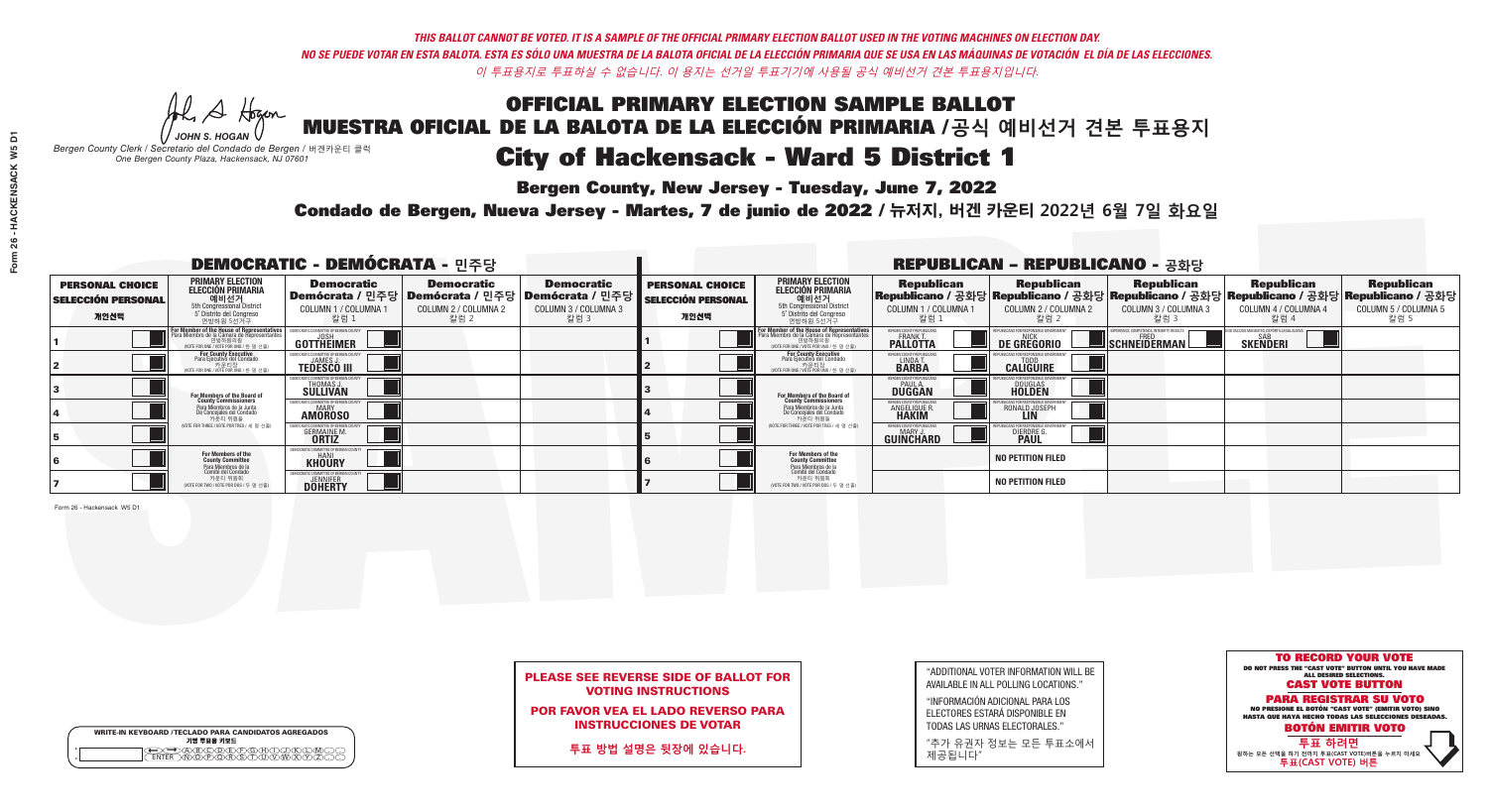*THIS BALLOT CANNOT BE VOTED. IT IS A SAMPLE OF THE OFFICIAL PRIMARY ELECTION BALLOT USED IN THE VOTING MACHINES ON ELECTION DAY.*
*NO SE PUEDE VOTAR EN ESTA BALOTA. ESTA ES SÓLO UNA MUESTRA DE LA BALOTA OFICIAL DE LA ELECCIÓN PRIMARIA QUE SE USA EN LAS MÁQUINAS DE VOTACIÓN EL DÍA DE LAS ELECCIONES.*
*이 투표용지로 투표하실 수 없습니다. 이 용지는 선거일 투표기기에 사용될 공식 예비선거 견본 투표용지입니다.*

JOHN S. HOGAN
*Bergen County Clerk / Secretario del Condado de Bergen / 버겐카운티 클럭*
*One Bergen County Plaza, Hackensack, NJ 07601*

# OFFICIAL PRIMARY ELECTION SAMPLE BALLOT
# MUESTRA OFICIAL DE LA BALOTA DE LA ELECCIÓN PRIMARIA /공식 예비선거 견본 투표용지
# City of Hackensack - Ward 5 District 1

**Bergen County, New Jersey - Tuesday, June 7, 2022**

**Condado de Bergen, Nueva Jersey - Martes, 7 de junio de 2022 / 뉴저지, 버겐 카운티 2022년 6월 7일 화요일**

## DEMOCRATIC - DEMÓCRATA - 민주당

| PERSONAL CHOICE / SELECCIÓN PERSONAL / 개인선택 | PRIMARY ELECTION / ELECCIÓN PRIMARIA / 예비선거 (5th Congressional District / 5° Distrito del Congreso / 연방하원 5선거구) | Democratic / Demócrata / 민주당 COLUMN 1 / COLUMNA 1 / 칼럼 1 | Democratic / Demócrata / 민주당 COLUMN 2 / COLUMNA 2 / 칼럼 2 | Democratic / Demócrata / 민주당 COLUMN 3 / COLUMNA 3 / 칼럼 3 |
|---|---|---|---|---|
| 1 | For Member of the House of Representatives / Para Miembro de la Cámara de Representantes / 연방하원의원 (VOTE FOR ONE / VOTE POR UNO / 한 명 선출) | JOSH GOTTHEIMER | | |
| 2 | For County Executive / Para Ejecutivo del Condado / 카운티장 (VOTE FOR ONE / VOTE POR UNO / 한 명 선출) | JAMES J. TEDESCO III | | |
| 3 | For Members of the Board of County Commissioners / Para Miembros de la Junta De Concejales del Condado / 카운티 위원들 (VOTE FOR THREE / VOTE POR TRES / 세 명 선출) | THOMAS J. SULLIVAN | | |
| 4 | | MARY AMOROSO | | |
| 5 | | GERMAINE M. ORTIZ | | |
| 6 | For Members of the County Committee / Para Miembros de la Comité del Condado / 카운티 위원회 (VOTE FOR TWO / VOTE POR DOS / 두 명 선출) | HANI KHOURY | | |
| 7 | | JENNIFER DOHERTY | | |

## REPUBLICAN - REPUBLICANO - 공화당

| PERSONAL CHOICE / SELECCIÓN PERSONAL / 개인선택 | PRIMARY ELECTION / ELECCIÓN PRIMARIA / 예비선거 (5th Congressional District / 5° Distrito del Congreso / 연방하원 5선거구) | Republican / Republicano / 공화당 COLUMN 1 / COLUMNA 1 / 칼럼 1 | Republican / Republicano / 공화당 COLUMN 2 / COLUMNA 2 / 칼럼 2 | Republican / Republicano / 공화당 COLUMN 3 / COLUMNA 3 / 칼럼 3 | Republican / Republicano / 공화당 COLUMN 4 / COLUMNA 4 / 칼럼 4 | Republican / Republicano / 공화당 COLUMN 5 / COLUMNA 5 / 칼럼 5 |
|---|---|---|---|---|---|---|
| 1 | For Member of the House of Representatives / Para Miembro de la Cámara de Representantes / 연방하원의원 (VOTE FOR ONE / VOTE POR UNO / 한 명 선출) | FRANK T. PALLOTTA | NICK DE GREGORIO | FRED SCHNEIDERMAN | SAB SKENDERI | |
| 2 | For County Executive / Para Ejecutivo del Condado / 카운티장 (VOTE FOR ONE / VOTE POR UNO / 한 명 선출) | LINDA T. BARBA | TODD CALIGUIRE | | | |
| 3 | For Members of the Board of County Commissioners / Para Miembros de la Junta De Concejales del Condado / 카운티 위원들 (VOTE FOR THREE / VOTE POR TRES / 세 명 선출) | PAUL A. DUGGAN | DOUGLAS HOLDEN | | | |
| 4 | | ANGELIQUE R. HAKIM | RONALD JOSEPH LIN | | | |
| 5 | | MARY J. GUINCHARD | DIERDRE G. PAUL | | | |
| 6 | For Members of the County Committee / Para Miembros de la Comité del Condado / 카운티 위원회 (VOTE FOR TWO / VOTE POR DOS / 두 명 선출) | | NO PETITION FILED | | | |
| 7 | | | NO PETITION FILED | | | |

Form 26 - Hackensack W5 D1

**PLEASE SEE REVERSE SIDE OF BALLOT FOR VOTING INSTRUCTIONS**

**POR FAVOR VEA EL LADO REVERSO PARA INSTRUCCIONES DE VOTAR**

**투표 방법 설명은 뒷장에 있습니다.**

"ADDITIONAL VOTER INFORMATION WILL BE AVAILABLE IN ALL POLLING LOCATIONS."

"INFORMACIÓN ADICIONAL PARA LOS ELECTORES ESTARÁ DISPONIBLE EN TODAS LAS URNAS ELECTORALES."

"추가 유권자 정보는 모든 투표소에서 제공됩니다"

WRITE-IN KEYBOARD /TECLADO PARA CANDIDATOS AGREGADOS
기명 투표용 키보드

**TO RECORD YOUR VOTE**
DO NOT PRESS THE "CAST VOTE" BUTTON UNTIL YOU HAVE MADE ALL DESIRED SELECTIONS.
**CAST VOTE BUTTON**

**PARA REGISTRAR SU VOTO**
NO PRESIONE EL BOTÓN "CAST VOTE" (EMITIR VOTO) SINO HASTA QUE HAYA HECHO TODAS LAS SELECCIONES DESEADAS.
**BOTÓN EMITIR VOTO**

**투표 하려면**
원하는 모든 선택을 하기 전까지 투표(CAST VOTE)버튼을 누르지 마세요
**투표(CAST VOTE) 버튼**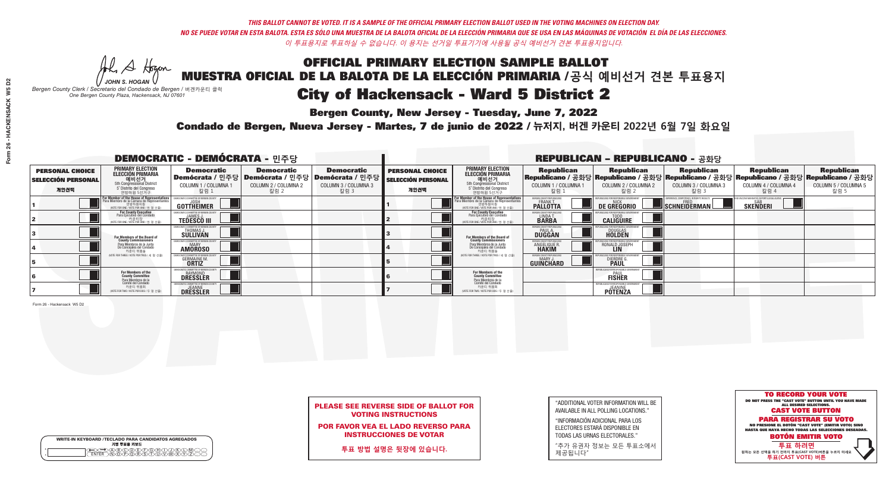THIS BALLOT CANNOT BE VOTED. IT IS A SAMPLE OF THE OFFICIAL PRIMARY ELECTION BALLOT USED IN THE VOTING MACHINES ON ELECTION DAY.
NO SE PUEDE VOTAR EN ESTA BALOTA. ESTA ES SÓLO UNA MUESTRA DE LA BALOTA OFICIAL DE LA ELECCIÓN PRIMARIA QUE SE USA EN LAS MÁQUINAS DE VOTACIÓN EL DÍA DE LAS ELECCIONES.
이 투표용지로 투표하실 수 없습니다. 이 용지는 선거일 투표기기에 사용될 공식 예비선거 견본 투표용지입니다.

JOHN S. HOGAN
Bergen County Clerk / Secretario del Condado de Bergen / 버겐카운티 클럭
One Bergen County Plaza, Hackensack, NJ 07601

# OFFICIAL PRIMARY ELECTION SAMPLE BALLOT
# MUESTRA OFICIAL DE LA BALOTA DE LA ELECCIÓN PRIMARIA /공식 예비선거 견본 투표용지
# City of Hackensack - Ward 5 District 2

**Bergen County, New Jersey - Tuesday, June 7, 2022**

**Condado de Bergen, Nueva Jersey - Martes, 7 de junio de 2022 / 뉴저지, 버겐 카운티 2022년 6월 7일 화요일**

## DEMOCRATIC - DEMÓCRATA - 민주당

| PERSONAL CHOICE / SELECCIÓN PERSONAL / 개인선택 | PRIMARY ELECTION / ELECCIÓN PRIMARIA / 예비선거 | Democratic / Demócrata / 민주당 COLUMN 1 / COLUMNA 1 / 칼럼 1 | Democratic / Demócrata / 민주당 COLUMN 2 / COLUMNA 2 / 칼럼 2 | Democratic / Demócrata / 민주당 COLUMN 3 / COLUMNA 3 / 칼럼 3 |
|---|---|---|---|---|
| 1 | For Member of the House of Representatives (5th Congressional District) (VOTE FOR ONE) | JOSH GOTTHEIMER | | |
| 2 | For County Executive (VOTE FOR ONE) | JAMES J. TEDESCO III | | |
| 3 | For Members of the Board of County Commissioners (VOTE FOR THREE) | THOMAS J. SULLIVAN | | |
| 4 | | MARY AMOROSO | | |
| 5 | | GERMAINE M. ORTIZ | | |
| 6 | For Members of the County Committee (VOTE FOR TWO) | RAYMOND DRESSLER | | |
| 7 | | JEANNE DRESSLER | | |

## REPUBLICAN - REPUBLICANO - 공화당

| PERSONAL CHOICE / SELECCIÓN PERSONAL / 개인선택 | PRIMARY ELECTION / ELECCIÓN PRIMARIA / 예비선거 | Republican COLUMN 1 | Republican COLUMN 2 | Republican COLUMN 3 | Republican COLUMN 4 | Republican COLUMN 5 |
|---|---|---|---|---|---|---|
| 1 | For Member of the House of Representatives (5th Congressional District) (VOTE FOR ONE) | FRANK T. PALLOTTA | NICK DE GREGORIO | FRED SCHNEIDERMAN | SAB SKENDERI | |
| 2 | For County Executive (VOTE FOR ONE) | LINDA T. BARBA | TODD CALIGUIRE | | | |
| 3 | For Members of the Board of County Commissioners (VOTE FOR THREE) | PAUL A. DUGGAN | DOUGLAS HOLDEN | | | |
| 4 | | ANGELIQUE R. HAKIM | RONALD JOSEPH LIN | | | |
| 5 | | MARY J. GUINCHARD | DIERDRE G. PAUL | | | |
| 6 | For Members of the County Committee (VOTE FOR TWO) | | PAUL FISHER | | | |
| 7 | | | JEANNINE POTENZA | | | |

Form 26 - Hackensack W5 D2

**PLEASE SEE REVERSE SIDE OF BALLOT FOR VOTING INSTRUCTIONS**

**POR FAVOR VEA EL LADO REVERSO PARA INSTRUCCIONES DE VOTAR**

**투표 방법 설명은 뒷장에 있습니다.**

"ADDITIONAL VOTER INFORMATION WILL BE AVAILABLE IN ALL POLLING LOCATIONS."

"INFORMACIÓN ADICIONAL PARA LOS ELECTORES ESTARÁ DISPONIBLE EN TODAS LAS URNAS ELECTORALES."

"추가 유권자 정보는 모든 투표소에서 제공됩니다"

**TO RECORD YOUR VOTE**
DO NOT PRESS THE "CAST VOTE" BUTTON UNTIL YOU HAVE MADE ALL DESIRED SELECTIONS.
**CAST VOTE BUTTON**

**PARA REGISTRAR SU VOTO**
NO PRESIONE EL BOTÓN "CAST VOTE" (EMITIR VOTO) SINO HASTA QUE HAYA HECHO TODAS LAS SELECCIONES DESEADAS.
**BOTÓN EMITIR VOTO**

**투표 하려면**
원하는 모든 선택을 하기 전까지 투표(CAST VOTE)버튼을 누르지 마세요
**투표(CAST VOTE) 버튼**

WRITE-IN KEYBOARD /TECLADO PARA CANDIDATOS AGREGADOS
기명 투표용 키보드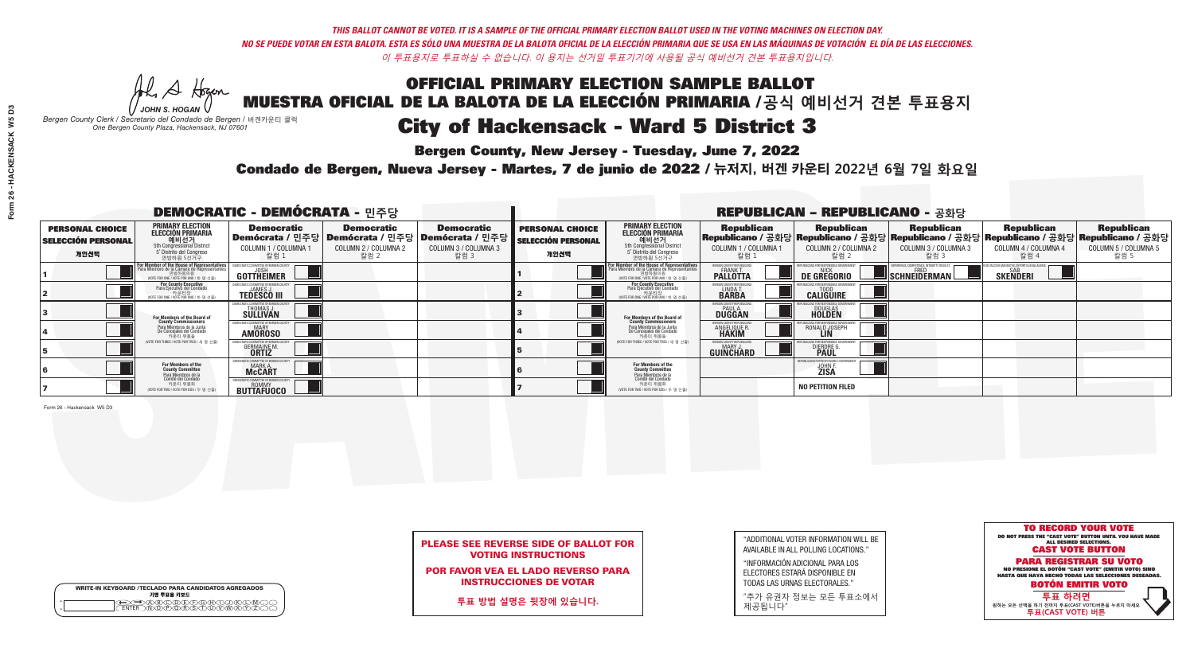*THIS BALLOT CANNOT BE VOTED. IT IS A SAMPLE OF THE OFFICIAL PRIMARY ELECTION BALLOT USED IN THE VOTING MACHINES ON ELECTION DAY.*
*NO SE PUEDE VOTAR EN ESTA BALOTA. ESTA ES SÓLO UNA MUESTRA DE LA BALOTA OFICIAL DE LA ELECCIÓN PRIMARIA QUE SE USA EN LAS MÁQUINAS DE VOTACIÓN EL DÍA DE LAS ELECCIONES.*
*이 투표용지로 투표하실 수 없습니다. 이 용지는 선거일 투표기기에 사용될 공식 예비선거 견본 투표용지입니다.*

JOHN S. HOGAN
*Bergen County Clerk / Secretario del Condado de Bergen /* 버겐카운티 클럭
*One Bergen County Plaza, Hackensack, NJ 07601*

# OFFICIAL PRIMARY ELECTION SAMPLE BALLOT
# MUESTRA OFICIAL DE LA BALOTA DE LA ELECCIÓN PRIMARIA / 공식 예비선거 견본 투표용지
# City of Hackensack - Ward 5 District 3

**Bergen County, New Jersey - Tuesday, June 7, 2022**

**Condado de Bergen, Nueva Jersey - Martes, 7 de junio de 2022 / 뉴저지, 버겐 카운티 2022년 6월 7일 화요일**

## DEMOCRATIC - DEMÓCRATA - 민주당

| PERSONAL CHOICE / SELECCIÓN PERSONAL / 개인선택 | PRIMARY ELECTION / ELECCIÓN PRIMARIA / 예비선거 | Democratic / Demócrata / 민주당 COLUMN 1 / COLUMNA 1 / 칼럼 1 | Democratic / Demócrata / 민주당 COLUMN 2 / COLUMNA 2 / 칼럼 2 | Democratic / Demócrata / 민주당 COLUMN 3 / COLUMNA 3 / 칼럼 3 |
|---|---|---|---|---|
| 1 | For Member of the House of Representatives / Para Miembro de la Cámara de Representantes / 연방하원의원 (5th Congressional District / 5° Distrito del Congreso / 연방하원 5선거구) (VOTE FOR ONE / VOTE POR UNO / 한 명 선출) | JOSH GOTTHEIMER | | |
| 2 | For County Executive / Para Ejecutivo del Condado / 카운티장 (VOTE FOR ONE / VOTE POR UNO / 한 명 선출) | JAMES J. TEDESCO III | | |
| 3 | For Members of the Board of County Commissioners / Para Miembros de la Junta De Concejales del Condado / 카운티 위원들 (VOTE FOR THREE / VOTE POR TRES / 세 명 선출) | THOMAS J. SULLIVAN | | |
| 4 | | MARY AMOROSO | | |
| 5 | | GERMAINE M. ORTIZ | | |
| 6 | For Members of the County Committee / Para Miembros de la Comité del Condado / 카운티 위원회 (VOTE FOR TWO / VOTE POR DOS / 두 명 선출) | MARK A. McCART | | |
| 7 | | ROMMY BUTTAFUOCO | | |

## REPUBLICAN - REPUBLICANO - 공화당

| PERSONAL CHOICE / SELECCIÓN PERSONAL / 개인선택 | PRIMARY ELECTION / ELECCIÓN PRIMARIA / 예비선거 | Republican / Republicano / 공화당 COLUMN 1 / COLUMNA 1 / 칼럼 1 | Republican / Republicano / 공화당 COLUMN 2 / COLUMNA 2 / 칼럼 2 | Republican / Republicano / 공화당 COLUMN 3 / COLUMNA 3 / 칼럼 3 | Republican / Republicano / 공화당 COLUMN 4 / COLUMNA 4 / 칼럼 4 | Republican / Republicano / 공화당 COLUMN 5 / COLUMNA 5 / 칼럼 5 |
|---|---|---|---|---|---|---|
| 1 | For Member of the House of Representatives / Para Miembro de la Cámara de Representantes / 연방하원의원 (5th Congressional District / 5° Distrito del Congreso / 연방하원 5선거구) (VOTE FOR ONE / VOTE POR UNO / 한 명 선출) | FRANK T. PALLOTTA | NICK DE GREGORIO | FRED SCHNEIDERMAN | SAB SKENDERI | |
| 2 | For County Executive / Para Ejecutivo del Condado / 카운티장 (VOTE FOR ONE / VOTE POR UNO / 한 명 선출) | LINDA T. BARBA | TODD CALIGUIRE | | | |
| 3 | For Members of the Board of County Commissioners / Para Miembros de la Junta De Concejales del Condado / 카운티 위원들 (VOTE FOR THREE / VOTE POR TRES / 세 명 선출) | PAUL A. DUGGAN | DOUGLAS HOLDEN | | | |
| 4 | | ANGELIQUE R. HAKIM | RONALD JOSEPH LIN | | | |
| 5 | | MARY J. GUINCHARD | DIERDRE G. PAUL | | | |
| 6 | For Members of the County Committee / Para Miembros de la Comité del Condado / 카운티 위원회 (VOTE FOR TWO / VOTE POR DOS / 두 명 선출) | | JOHN F. ZISA | | | |
| 7 | | | NO PETITION FILED | | | |

Form 26 - Hackensack W5 D3

**PLEASE SEE REVERSE SIDE OF BALLOT FOR VOTING INSTRUCTIONS**

**POR FAVOR VEA EL LADO REVERSO PARA INSTRUCCIONES DE VOTAR**

**투표 방법 설명은 뒷장에 있습니다.**

"ADDITIONAL VOTER INFORMATION WILL BE AVAILABLE IN ALL POLLING LOCATIONS."

"INFORMACIÓN ADICIONAL PARA LOS ELECTORES ESTARÁ DISPONIBLE EN TODAS LAS URNAS ELECTORALES."

"추가 유권자 정보는 모든 투표소에서 제공됩니다"

**TO RECORD YOUR VOTE**
DO NOT PRESS THE "CAST VOTE" BUTTON UNTIL YOU HAVE MADE ALL DESIRED SELECTIONS.
**CAST VOTE BUTTON**

**PARA REGISTRAR SU VOTO**
NO PRESIONE EL BOTÓN "CAST VOTE" (EMITIR VOTO) SINO HASTA QUE HAYA HECHO TODAS LAS SELECCIONES DESEADAS.
**BOTÓN EMITIR VOTO**

**투표 하려면**
원하는 모든 선택을 하기 전까지 투표(CAST VOTE)버튼을 누르지 마세요
**투표(CAST VOTE) 버튼**

WRITE-IN KEYBOARD / TECLADO PARA CANDIDATOS AGREGADOS / 기명 투표용 키보드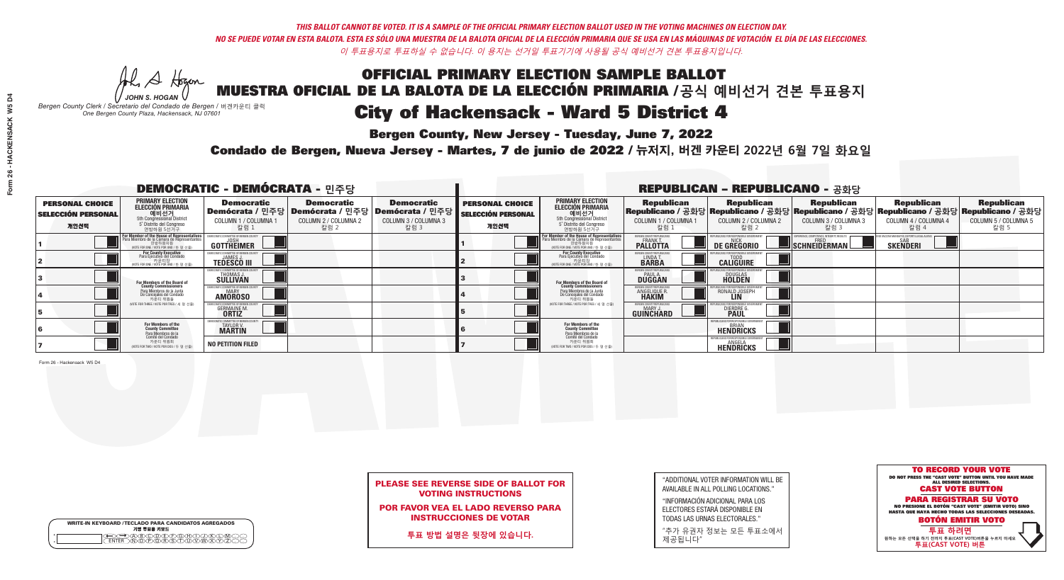*THIS BALLOT CANNOT BE VOTED. IT IS A SAMPLE OF THE OFFICIAL PRIMARY ELECTION BALLOT USED IN THE VOTING MACHINES ON ELECTION DAY.*
*NO SE PUEDE VOTAR EN ESTA BALOTA. ESTA ES SÓLO UNA MUESTRA DE LA BALOTA OFICIAL DE LA ELECCIÓN PRIMARIA QUE SE USA EN LAS MÁQUINAS DE VOTACIÓN EL DÍA DE LAS ELECCIONES.*
*이 투표용지로 투표하실 수 없습니다. 이 용지는 선거일 투표기기에 사용될 공식 예비선거 견본 투표용지입니다.*

JOHN S. HOGAN
*Bergen County Clerk / Secretario del Condado de Bergen /* 버겐카운티 클럭
*One Bergen County Plaza, Hackensack, NJ 07601*

# OFFICIAL PRIMARY ELECTION SAMPLE BALLOT
# MUESTRA OFICIAL DE LA BALOTA DE LA ELECCIÓN PRIMARIA /공식 예비선거 견본 투표용지
# City of Hackensack - Ward 5 District 4

**Bergen County, New Jersey - Tuesday, June 7, 2022**

**Condado de Bergen, Nueva Jersey - Martes, 7 de junio de 2022 / 뉴저지, 버겐 카운티 2022년 6월 7일 화요일**

## DEMOCRATIC - DEMÓCRATA - 민주당

| PERSONAL CHOICE / SELECCIÓN PERSONAL / 개인선택 | PRIMARY ELECTION / ELECCIÓN PRIMARIA / 예비선거 (5th Congressional District / 5° Distrito del Congreso / 연방하원 5선거구) | Democratic / Demócrata / 민주당 COLUMN 1 / COLUMNA 1 / 칼럼 1 | Democratic / Demócrata / 민주당 COLUMN 2 / COLUMNA 2 / 칼럼 2 | Democratic / Demócrata / 민주당 COLUMN 3 / COLUMNA 3 / 칼럼 3 |
|---|---|---|---|---|
| 1 | For Member of the House of Representatives / Para Miembro de la Cámara de Representantes / 연방하원의원 (VOTE FOR ONE / VOTE POR UNO / 한 명 선출) | JOSH GOTTHEIMER | | |
| 2 | For County Executive / Para Ejecutivo del Condado / 카운티장 (VOTE FOR ONE / VOTE POR UNO / 한 명 선출) | JAMES J. TEDESCO III | | |
| 3 | For Members of the Board of County Commissioners / Para Miembros de la Junta De Concejales del Condado / 카운티 위원들 (VOTE FOR THREE / VOTE POR TRES / 세 명 선출) | THOMAS J. SULLIVAN | | |
| 4 | | MARY AMOROSO | | |
| 5 | | GERMAINE M. ORTIZ | | |
| 6 | For Members of the County Committee / Para Miembros de la Comité del Condado / 카운티 위원회 (VOTE FOR TWO / VOTE POR DOS / 두 명 선출) | TAYLOR V. MARTIN | | |
| 7 | | NO PETITION FILED | | |

## REPUBLICAN - REPUBLICANO - 공화당

| PERSONAL CHOICE / SELECCIÓN PERSONAL / 개인선택 | PRIMARY ELECTION / ELECCIÓN PRIMARIA / 예비선거 (5th Congressional District / 5° Distrito del Congreso / 연방하원 5선거구) | Republican / Republicano / 공화당 COLUMN 1 / COLUMNA 1 / 칼럼 1 | Republican / Republicano / 공화당 COLUMN 2 / COLUMNA 2 / 칼럼 2 | Republican / Republicano / 공화당 COLUMN 3 / COLUMNA 3 / 칼럼 3 | Republican / Republicano / 공화당 COLUMN 4 / COLUMNA 4 / 칼럼 4 | Republican / Republicano / 공화당 COLUMN 5 / COLUMNA 5 / 칼럼 5 |
|---|---|---|---|---|---|---|
| 1 | For Member of the House of Representatives / Para Miembro de la Cámara de Representantes / 연방하원의원 (VOTE FOR ONE / VOTE POR UNO / 한 명 선출) | FRANK T. PALLOTTA | NICK DE GREGORIO | FRED SCHNEIDERMAN | SAB SKENDERI | |
| 2 | For County Executive / Para Ejecutivo del Condado / 카운티장 (VOTE FOR ONE / VOTE POR UNO / 한 명 선출) | LINDA T. BARBA | TODD CALIGUIRE | | | |
| 3 | For Members of the Board of County Commissioners / Para Miembros de la Junta De Concejales del Condado / 카운티 위원들 (VOTE FOR THREE / VOTE POR TRES / 세 명 선출) | PAUL A. DUGGAN | DOUGLAS HOLDEN | | | |
| 4 | | ANGELIQUE R. HAKIM | RONALD JOSEPH LIN | | | |
| 5 | | MARY J. GUINCHARD | DIERDRE G. PAUL | | | |
| 6 | For Members of the County Committee / Para Miembros de la Comité del Condado / 카운티 위원회 (VOTE FOR TWO / VOTE POR DOS / 두 명 선출) | | BRIAN HENDRICKS | | | |
| 7 | | | ANGELA HENDRICKS | | | |

Form 26 - Hackensack W5 D4

**PLEASE SEE REVERSE SIDE OF BALLOT FOR VOTING INSTRUCTIONS**

**POR FAVOR VEA EL LADO REVERSO PARA INSTRUCCIONES DE VOTAR**

**투표 방법 설명은 뒷장에 있습니다.**

"ADDITIONAL VOTER INFORMATION WILL BE AVAILABLE IN ALL POLLING LOCATIONS."

"INFORMACIÓN ADICIONAL PARA LOS ELECTORES ESTARÁ DISPONIBLE EN TODAS LAS URNAS ELECTORALES."

"추가 유권자 정보는 모든 투표소에서 제공됩니다"

WRITE-IN KEYBOARD /TECLADO PARA CANDIDATOS AGREGADOS
기명 투표용 키보드

**TO RECORD YOUR VOTE**
DO NOT PRESS THE "CAST VOTE" BUTTON UNTIL YOU HAVE MADE ALL DESIRED SELECTIONS.
**CAST VOTE BUTTON**

**PARA REGISTRAR SU VOTO**
NO PRESIONE EL BOTÓN "CAST VOTE" (EMITIR VOTO) SINO HASTA QUE HAYA HECHO TODAS LAS SELECCIONES DESEADAS.
**BOTÓN EMITIR VOTO**

**투표 하려면**
원하는 모든 선택을 하기 전까지 투표(CAST VOTE)버튼을 누르지 마세요
**투표(CAST VOTE) 버튼**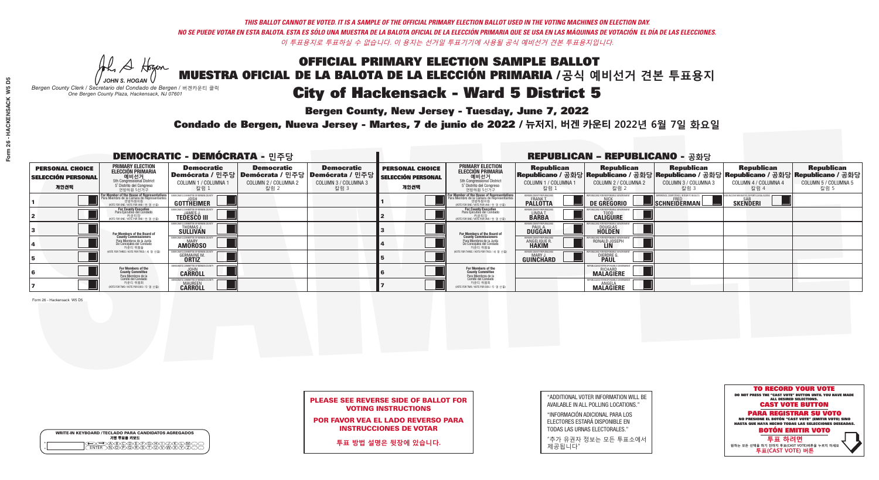*THIS BALLOT CANNOT BE VOTED. IT IS A SAMPLE OF THE OFFICIAL PRIMARY ELECTION BALLOT USED IN THE VOTING MACHINES ON ELECTION DAY.*
*NO SE PUEDE VOTAR EN ESTA BALOTA. ESTA ES SÓLO UNA MUESTRA DE LA BALOTA OFICIAL DE LA ELECCIÓN PRIMARIA QUE SE USA EN LAS MÁQUINAS DE VOTACIÓN EL DÍA DE LAS ELECCIONES.*
*이 투표용지로 투표하실 수 없습니다. 이 용지는 선거일 투표기기에 사용될 공식 예비선거 견본 투표용지입니다.*

JOHN S. HOGAN
*Bergen County Clerk / Secretario del Condado de Bergen / 버겐카운티 클럭*
*One Bergen County Plaza, Hackensack, NJ 07601*

# OFFICIAL PRIMARY ELECTION SAMPLE BALLOT
# MUESTRA OFICIAL DE LA BALOTA DE LA ELECCIÓN PRIMARIA /공식 예비선거 견본 투표용지
# City of Hackensack - Ward 5 District 5

**Bergen County, New Jersey - Tuesday, June 7, 2022**

**Condado de Bergen, Nueva Jersey - Martes, 7 de junio de 2022 / 뉴저지, 버겐 카운티 2022년 6월 7일 화요일**

## DEMOCRATIC - DEMÓCRATA - 민주당

| PERSONAL CHOICE / SELECCIÓN PERSONAL / 개인선택 | PRIMARY ELECTION / ELECCIÓN PRIMARIA / 예비선거 | Democratic / Demócrata / 민주당 COLUMN 1 / COLUMNA 1 / 칼럼 1 | Democratic / Demócrata / 민주당 COLUMN 2 / COLUMNA 2 / 칼럼 2 | Democratic / Demócrata / 민주당 COLUMN 3 / COLUMNA 3 / 칼럼 3 |
|---|---|---|---|---|
| 1 | For Member of the House of Representatives / Para Miembro de la Cámara de Representantes / 연방하원의원 5th Congressional District (VOTE FOR ONE / VOTE POR UNO / 한 명 선출) | JOSH GOTTHEIMER | | |
| 2 | For County Executive / Para Ejecutivo del Condado / 카운티장 (VOTE FOR ONE / VOTE POR UNO / 한 명 선출) | JAMES J. TEDESCO III | | |
| 3 | For Members of the Board of County Commissioners / Para Miembros de la Junta De Concejales del Condado / 카운티 위원들 (VOTE FOR THREE / VOTE POR TRES / 세 명 선출) | THOMAS J. SULLIVAN | | |
| 4 | | MARY AMOROSO | | |
| 5 | | GERMAINE M. ORTIZ | | |
| 6 | For Members of the County Committee / Para Miembros de la Comité del Condado / 카운티 위원회 (VOTE FOR TWO / VOTE POR DOS / 두 명 선출) | JOHN CARROLL | | |
| 7 | | MAUREEN CARROLL | | |

## REPUBLICAN - REPUBLICANO - 공화당

| PERSONAL CHOICE / SELECCIÓN PERSONAL / 개인선택 | PRIMARY ELECTION / ELECCIÓN PRIMARIA / 예비선거 | Republican / Republicano / 공화당 COLUMN 1 / COLUMNA 1 / 칼럼 1 | Republican / Republicano / 공화당 COLUMN 2 / COLUMNA 2 / 칼럼 2 | Republican / Republicano / 공화당 COLUMN 3 / COLUMNA 3 / 칼럼 3 | Republican / Republicano / 공화당 COLUMN 4 / COLUMNA 4 / 칼럼 4 | Republican / Republicano / 공화당 COLUMN 5 / COLUMNA 5 / 칼럼 5 |
|---|---|---|---|---|---|---|
| 1 | For Member of the House of Representatives / Para Miembro de la Cámara de Representantes / 연방하원의원 5th Congressional District (VOTE FOR ONE / VOTE POR UNO / 한 명 선출) | FRANK T. PALLOTTA | NICK DE GREGORIO | FRED SCHNEIDERMAN | SAB SKENDERI | |
| 2 | For County Executive / Para Ejecutivo del Condado / 카운티장 (VOTE FOR ONE / VOTE POR UNO / 한 명 선출) | LINDA T. BARBA | TODD CALIGUIRE | | | |
| 3 | For Members of the Board of County Commissioners / Para Miembros de la Junta De Concejales del Condado / 카운티 위원들 (VOTE FOR THREE / VOTE POR TRES / 세 명 선출) | PAUL A. DUGGAN | DOUGLAS HOLDEN | | | |
| 4 | | ANGELIQUE R. HAKIM | RONALD JOSEPH LIN | | | |
| 5 | | MARY J. GUINCHARD | DIERDRE G. PAUL | | | |
| 6 | For Members of the County Committee / Para Miembros de la Comité del Condado / 카운티 위원회 (VOTE FOR TWO / VOTE POR DOS / 두 명 선출) | | RICHARD MALAGIERE | | | |
| 7 | | | ANGELA MALAGIERE | | | |

Form 26 - Hackensack W5 D5

**PLEASE SEE REVERSE SIDE OF BALLOT FOR VOTING INSTRUCTIONS**

**POR FAVOR VEA EL LADO REVERSO PARA INSTRUCCIONES DE VOTAR**

**투표 방법 설명은 뒷장에 있습니다.**

"ADDITIONAL VOTER INFORMATION WILL BE AVAILABLE IN ALL POLLING LOCATIONS."

"INFORMACIÓN ADICIONAL PARA LOS ELECTORES ESTARÁ DISPONIBLE EN TODAS LAS URNAS ELECTORALES."

"추가 유권자 정보는 모든 투표소에서 제공됩니다"

**TO RECORD YOUR VOTE**
DO NOT PRESS THE "CAST VOTE" BUTTON UNTIL YOU HAVE MADE ALL DESIRED SELECTIONS.
**CAST VOTE BUTTON**

**PARA REGISTRAR SU VOTO**
NO PRESIONE EL BOTÓN "CAST VOTE" (EMITIR VOTO) SINO HASTA QUE HAYA HECHO TODAS LAS SELECCIONES DESEADAS.
**BOTÓN EMITIR VOTO**

**투표 하려면**
원하는 모든 선택을 하기 전까지 투표(CAST VOTE)버튼을 누르지 마세요
**투표(CAST VOTE) 버튼**

WRITE-IN KEYBOARD /TECLADO PARA CANDIDATOS AGREGADOS
기명 투표용 키보드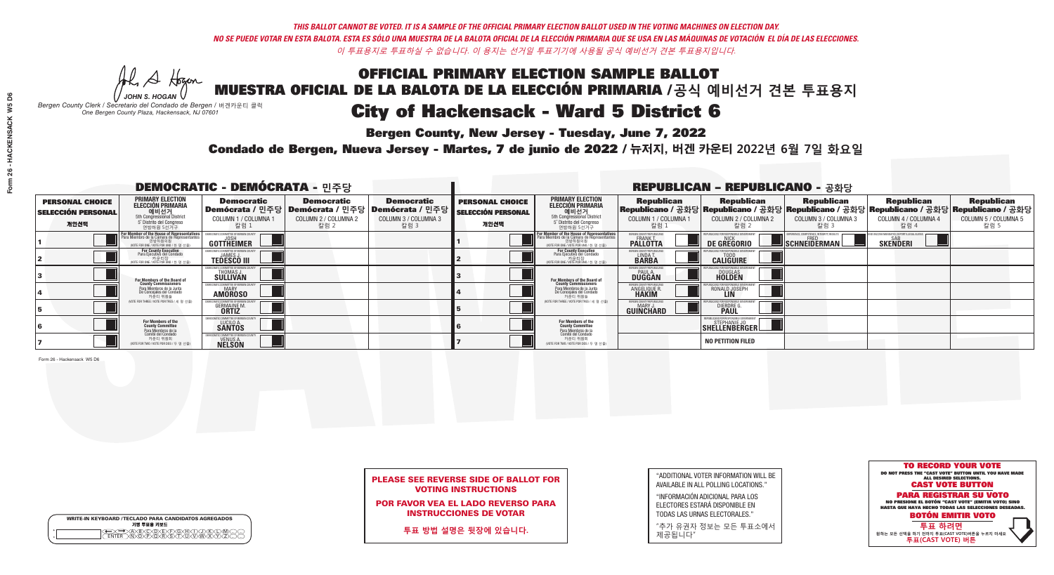THIS BALLOT CANNOT BE VOTED. IT IS A SAMPLE OF THE OFFICIAL PRIMARY ELECTION BALLOT USED IN THE VOTING MACHINES ON ELECTION DAY.

NO SE PUEDE VOTAR EN ESTA BALOTA. ESTA ES SÓLO UNA MUESTRA DE LA BALOTA OFICIAL DE LA ELECCIÓN PRIMARIA QUE SE USA EN LAS MÁQUINAS DE VOTACIÓN EL DÍA DE LAS ELECCIONES.

이 투표용지로 투표하실 수 없습니다. 이 용지는 선거일 투표기기에 사용될 공식 예비선거 견본 투표용지입니다.

JOHN S. HOGAN
*Bergen County Clerk / Secretario del Condado de Bergen / 버겐카운티 클럭*
*One Bergen County Plaza, Hackensack, NJ 07601*

# OFFICIAL PRIMARY ELECTION SAMPLE BALLOT
# MUESTRA OFICIAL DE LA BALOTA DE LA ELECCIÓN PRIMARIA /공식 예비선거 견본 투표용지
# City of Hackensack - Ward 5 District 6

**Bergen County, New Jersey - Tuesday, June 7, 2022**

**Condado de Bergen, Nueva Jersey - Martes, 7 de junio de 2022 / 뉴저지, 버겐 카운티 2022년 6월 7일 화요일**

## DEMOCRATIC - DEMÓCRATA - 민주당

| PERSONAL CHOICE / SELECCIÓN PERSONAL / 개인선택 | PRIMARY ELECTION / ELECCIÓN PRIMARIA / 예비선거 / 5th Congressional District / 5° Distrito del Congreso / 연방하원 5선거구 | Democratic / Demócrata / 민주당 COLUMN 1 / COLUMNA 1 / 칼럼 1 | Democratic / Demócrata / 민주당 COLUMN 2 / COLUMNA 2 / 칼럼 2 | Democratic / Demócrata / 민주당 COLUMN 3 / COLUMNA 3 / 칼럼 3 |
|---|---|---|---|---|
| 1 | For Member of the House of Representatives / Para Miembro de la Cámara de Representantes / 연방하원의원 (VOTE FOR ONE / VOTE POR UNO / 한 명 선출) | JOSH GOTTHEIMER | | |
| 2 | For County Executive / Para Ejecutivo del Condado / 카운티장 (VOTE FOR ONE / VOTE POR UNO / 한 명 선출) | JAMES J. TEDESCO III | | |
| 3 | For Members of the Board of County Commissioners / Para Miembros de la Junta De Concejales del Condado / 카운티 위원들 (VOTE FOR THREE / VOTE POR TRES / 세 명 선출) | THOMAS J. SULLIVAN | | |
| 4 | | MARY AMOROSO | | |
| 5 | | GERMAINE M. ORTIZ | | |
| 6 | For Members of the County Committee / Para Miembros de la Comité del Condado / 카운티 위원회 (VOTE FOR TWO / VOTE POR DOS / 두 명 선출) | LUCILO A. SANTOS | | |
| 7 | | VENUS A. NELSON | | |

## REPUBLICAN - REPUBLICANO - 공화당

| PERSONAL CHOICE / SELECCIÓN PERSONAL / 개인선택 | PRIMARY ELECTION / ELECCIÓN PRIMARIA / 예비선거 / 5th Congressional District / 5° Distrito del Congreso / 연방하원 5선거구 | Republican / Republicano / 공화당 COLUMN 1 / COLUMNA 1 / 칼럼 1 | Republican / Republicano / 공화당 COLUMN 2 / COLUMNA 2 / 칼럼 2 | Republican / Republicano / 공화당 COLUMN 3 / COLUMNA 3 / 칼럼 3 | Republican / Republicano / 공화당 COLUMN 4 / COLUMNA 4 / 칼럼 4 | Republican / Republicano / 공화당 COLUMN 5 / COLUMNA 5 / 칼럼 5 |
|---|---|---|---|---|---|---|
| 1 | For Member of the House of Representatives / Para Miembro de la Cámara de Representantes / 연방하원의원 (VOTE FOR ONE / VOTE POR UNO / 한 명 선출) | FRANK T. PALLOTTA | NICK DE GREGORIO | FRED SCHNEIDERMAN | SAB SKENDERI | |
| 2 | For County Executive / Para Ejecutivo del Condado / 카운티장 (VOTE FOR ONE / VOTE POR UNO / 한 명 선출) | LINDA T. BARBA | TODD CALIGUIRE | | | |
| 3 | For Members of the Board of County Commissioners / Para Miembros de la Junta De Concejales del Condado / 카운티 위원들 (VOTE FOR THREE / VOTE POR TRES / 세 명 선출) | PAUL A. DUGGAN | DOUGLAS HOLDEN | | | |
| 4 | | ANGELIQUE R. HAKIM | RONALD JOSEPH LIN | | | |
| 5 | | MARY J. GUINCHARD | DIERDRE G. PAUL | | | |
| 6 | For Members of the County Committee / Para Miembros de la Comité del Condado / 카운티 위원회 (VOTE FOR TWO / VOTE POR DOS / 두 명 선출) | | STEPHANIE JO SHELLENBERGER | | | |
| 7 | | | NO PETITION FILED | | | |

Form 26 - Hackensack W5 D6

WRITE-IN KEYBOARD /TECLADO PARA CANDIDATOS AGREGADOS / 기명 투표용 키보드

**PLEASE SEE REVERSE SIDE OF BALLOT FOR VOTING INSTRUCTIONS**

**POR FAVOR VEA EL LADO REVERSO PARA INSTRUCCIONES DE VOTAR**

**투표 방법 설명은 뒷장에 있습니다.**

"ADDITIONAL VOTER INFORMATION WILL BE AVAILABLE IN ALL POLLING LOCATIONS."

"INFORMACIÓN ADICIONAL PARA LOS ELECTORES ESTARÁ DISPONIBLE EN TODAS LAS URNAS ELECTORALES."

"추가 유권자 정보는 모든 투표소에서 제공됩니다"

**TO RECORD YOUR VOTE**
DO NOT PRESS THE "CAST VOTE" BUTTON UNTIL YOU HAVE MADE ALL DESIRED SELECTIONS.
**CAST VOTE BUTTON**

**PARA REGISTRAR SU VOTO**
NO PRESIONE EL BOTÓN "CAST VOTE" (EMITIR VOTO) SINO HASTA QUE HAYA HECHO TODAS LAS SELECCIONES DESEADAS.
**BOTÓN EMITIR VOTO**

**투표 하려면**
원하는 모든 선택을 하기 전까지 투표(CAST VOTE)버튼을 누르지 마세요
**투표(CAST VOTE) 버튼**